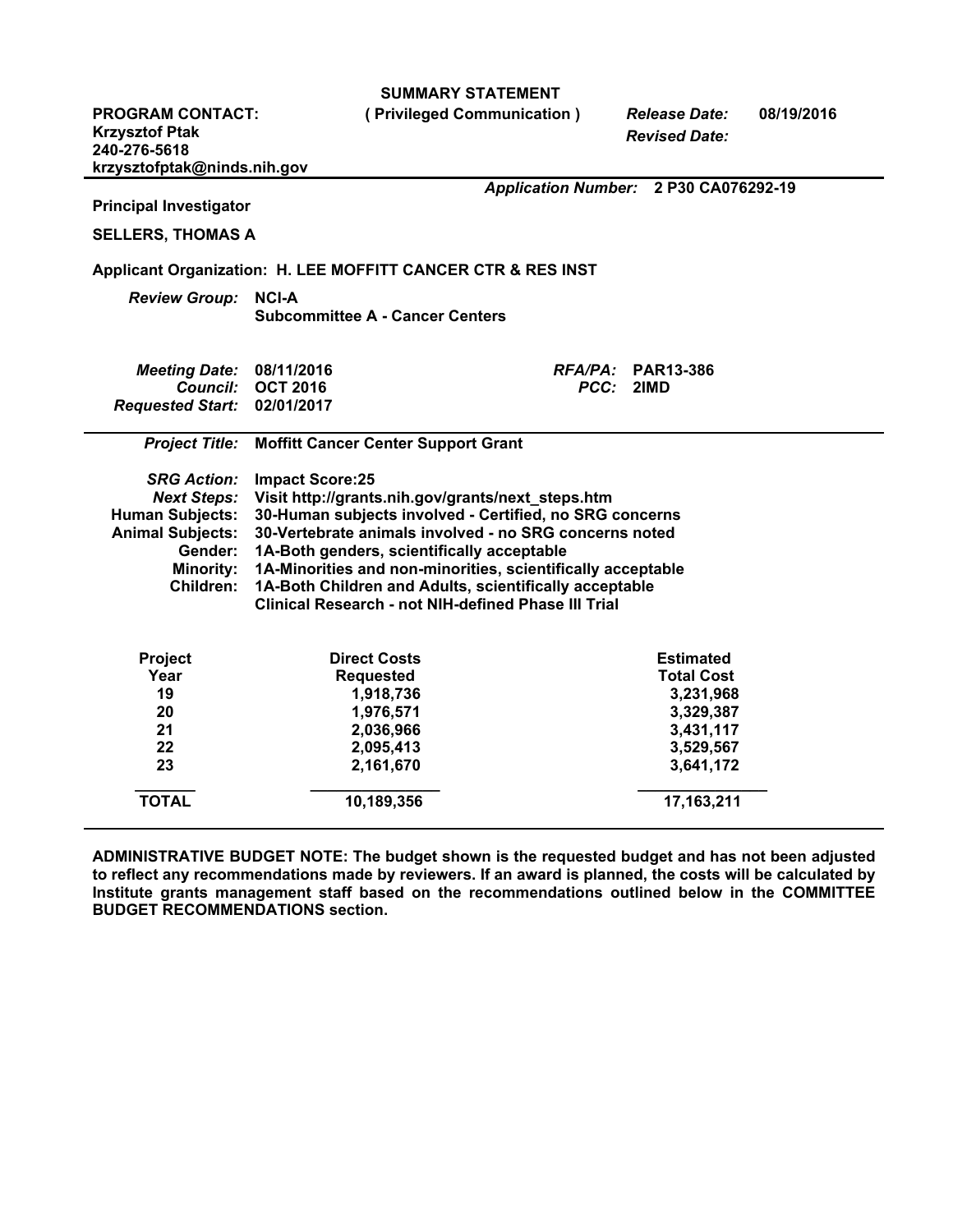**SUMMARY STATEMENT**
**( Privileged Communication )**

**PROGRAM CONTACT:**
**Krzysztof Ptak**
**240-276-5618**
**krzysztofptak@ninds.nih.gov**

***Release Date:*** **08/19/2016**
***Revised Date:***

***Application Number:*** **2 P30 CA076292-19**

**Principal Investigator**

**SELLERS, THOMAS A**

**Applicant Organization: H. LEE MOFFITT CANCER CTR & RES INST**

***Review Group:*** **NCI-A**
**Subcommittee A - Cancer Centers**

***Meeting Date:*** **08/11/2016**
***Council:*** **OCT 2016**
***Requested Start:*** **02/01/2017**

***RFA/PA:*** **PAR13-386**
***PCC:*** **2IMD**

***Project Title:*** **Moffitt Cancer Center Support Grant**

***SRG Action:*** **Impact Score:25**
***Next Steps:*** **Visit http://grants.nih.gov/grants/next_steps.htm**
**Human Subjects:** **30-Human subjects involved - Certified, no SRG concerns**
**Animal Subjects:** **30-Vertebrate animals involved - no SRG concerns noted**
**Gender:** **1A-Both genders, scientifically acceptable**
**Minority:** **1A-Minorities and non-minorities, scientifically acceptable**
**Children:** **1A-Both Children and Adults, scientifically acceptable**
**Clinical Research - not NIH-defined Phase III Trial**

| Project Year | Direct Costs Requested | Estimated Total Cost |
|---|---|---|
| 19 | 1,918,736 | 3,231,968 |
| 20 | 1,976,571 | 3,329,387 |
| 21 | 2,036,966 | 3,431,117 |
| 22 | 2,095,413 | 3,529,567 |
| 23 | 2,161,670 | 3,641,172 |
| **TOTAL** | **10,189,356** | **17,163,211** |

**ADMINISTRATIVE BUDGET NOTE: The budget shown is the requested budget and has not been adjusted to reflect any recommendations made by reviewers. If an award is planned, the costs will be calculated by Institute grants management staff based on the recommendations outlined below in the COMMITTEE BUDGET RECOMMENDATIONS section.**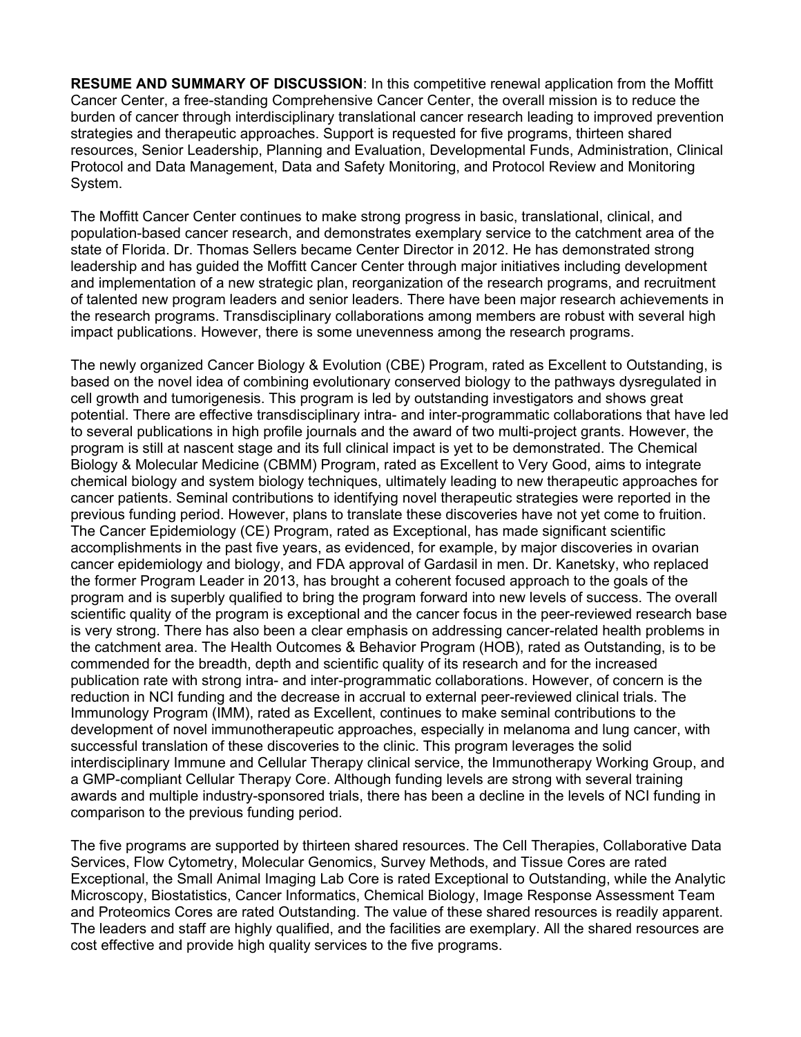**RESUME AND SUMMARY OF DISCUSSION**: In this competitive renewal application from the Moffitt Cancer Center, a free-standing Comprehensive Cancer Center, the overall mission is to reduce the burden of cancer through interdisciplinary translational cancer research leading to improved prevention strategies and therapeutic approaches. Support is requested for five programs, thirteen shared resources, Senior Leadership, Planning and Evaluation, Developmental Funds, Administration, Clinical Protocol and Data Management, Data and Safety Monitoring, and Protocol Review and Monitoring System.

The Moffitt Cancer Center continues to make strong progress in basic, translational, clinical, and population-based cancer research, and demonstrates exemplary service to the catchment area of the state of Florida. Dr. Thomas Sellers became Center Director in 2012. He has demonstrated strong leadership and has guided the Moffitt Cancer Center through major initiatives including development and implementation of a new strategic plan, reorganization of the research programs, and recruitment of talented new program leaders and senior leaders. There have been major research achievements in the research programs. Transdisciplinary collaborations among members are robust with several high impact publications. However, there is some unevenness among the research programs.

The newly organized Cancer Biology & Evolution (CBE) Program, rated as Excellent to Outstanding, is based on the novel idea of combining evolutionary conserved biology to the pathways dysregulated in cell growth and tumorigenesis. This program is led by outstanding investigators and shows great potential. There are effective transdisciplinary intra- and inter-programmatic collaborations that have led to several publications in high profile journals and the award of two multi-project grants. However, the program is still at nascent stage and its full clinical impact is yet to be demonstrated. The Chemical Biology & Molecular Medicine (CBMM) Program, rated as Excellent to Very Good, aims to integrate chemical biology and system biology techniques, ultimately leading to new therapeutic approaches for cancer patients. Seminal contributions to identifying novel therapeutic strategies were reported in the previous funding period. However, plans to translate these discoveries have not yet come to fruition. The Cancer Epidemiology (CE) Program, rated as Exceptional, has made significant scientific accomplishments in the past five years, as evidenced, for example, by major discoveries in ovarian cancer epidemiology and biology, and FDA approval of Gardasil in men. Dr. Kanetsky, who replaced the former Program Leader in 2013, has brought a coherent focused approach to the goals of the program and is superbly qualified to bring the program forward into new levels of success. The overall scientific quality of the program is exceptional and the cancer focus in the peer-reviewed research base is very strong. There has also been a clear emphasis on addressing cancer-related health problems in the catchment area. The Health Outcomes & Behavior Program (HOB), rated as Outstanding, is to be commended for the breadth, depth and scientific quality of its research and for the increased publication rate with strong intra- and inter-programmatic collaborations. However, of concern is the reduction in NCI funding and the decrease in accrual to external peer-reviewed clinical trials. The Immunology Program (IMM), rated as Excellent, continues to make seminal contributions to the development of novel immunotherapeutic approaches, especially in melanoma and lung cancer, with successful translation of these discoveries to the clinic. This program leverages the solid interdisciplinary Immune and Cellular Therapy clinical service, the Immunotherapy Working Group, and a GMP-compliant Cellular Therapy Core. Although funding levels are strong with several training awards and multiple industry-sponsored trials, there has been a decline in the levels of NCI funding in comparison to the previous funding period.

The five programs are supported by thirteen shared resources. The Cell Therapies, Collaborative Data Services, Flow Cytometry, Molecular Genomics, Survey Methods, and Tissue Cores are rated Exceptional, the Small Animal Imaging Lab Core is rated Exceptional to Outstanding, while the Analytic Microscopy, Biostatistics, Cancer Informatics, Chemical Biology, Image Response Assessment Team and Proteomics Cores are rated Outstanding. The value of these shared resources is readily apparent. The leaders and staff are highly qualified, and the facilities are exemplary. All the shared resources are cost effective and provide high quality services to the five programs.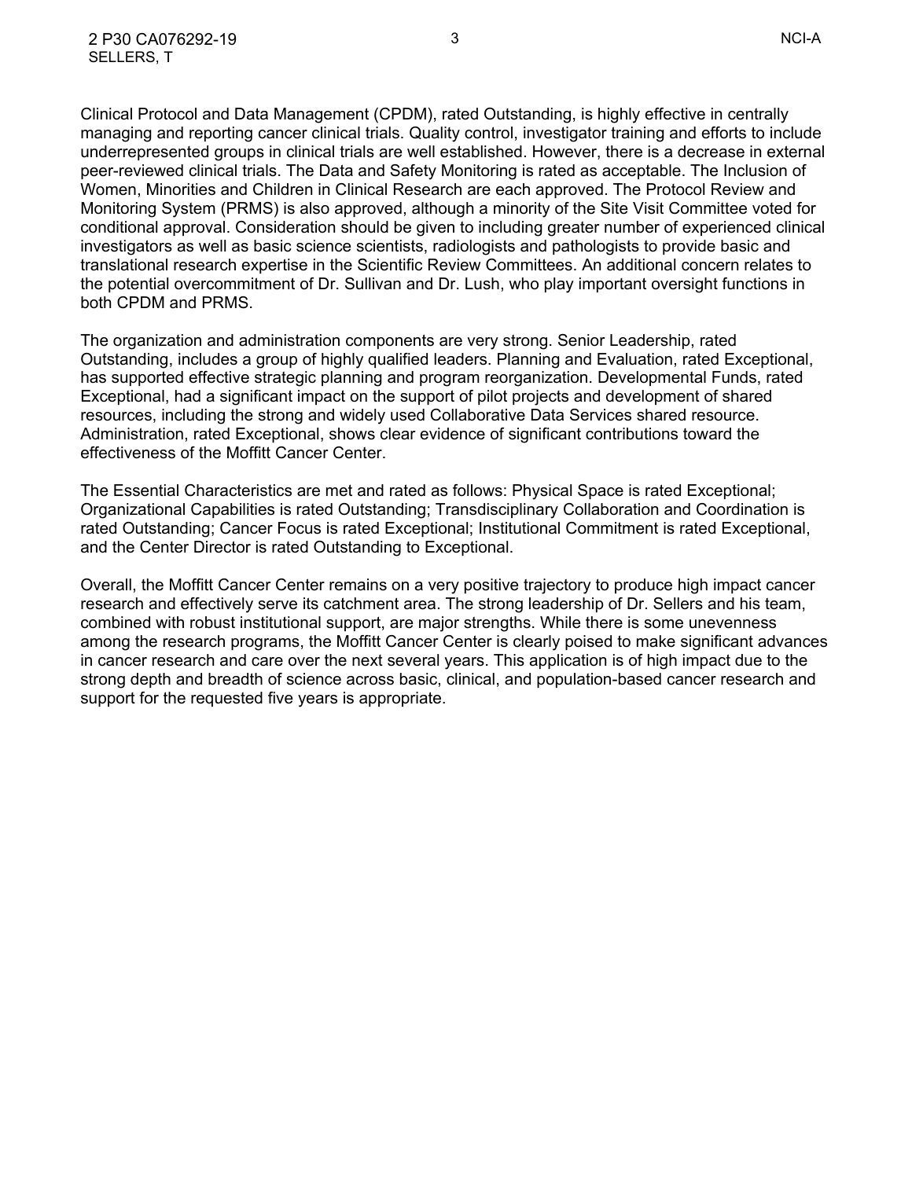Clinical Protocol and Data Management (CPDM), rated Outstanding, is highly effective in centrally managing and reporting cancer clinical trials. Quality control, investigator training and efforts to include underrepresented groups in clinical trials are well established. However, there is a decrease in external peer-reviewed clinical trials. The Data and Safety Monitoring is rated as acceptable. The Inclusion of Women, Minorities and Children in Clinical Research are each approved. The Protocol Review and Monitoring System (PRMS) is also approved, although a minority of the Site Visit Committee voted for conditional approval. Consideration should be given to including greater number of experienced clinical investigators as well as basic science scientists, radiologists and pathologists to provide basic and translational research expertise in the Scientific Review Committees. An additional concern relates to the potential overcommitment of Dr. Sullivan and Dr. Lush, who play important oversight functions in both CPDM and PRMS.

The organization and administration components are very strong. Senior Leadership, rated Outstanding, includes a group of highly qualified leaders. Planning and Evaluation, rated Exceptional, has supported effective strategic planning and program reorganization. Developmental Funds, rated Exceptional, had a significant impact on the support of pilot projects and development of shared resources, including the strong and widely used Collaborative Data Services shared resource. Administration, rated Exceptional, shows clear evidence of significant contributions toward the effectiveness of the Moffitt Cancer Center.

The Essential Characteristics are met and rated as follows: Physical Space is rated Exceptional; Organizational Capabilities is rated Outstanding; Transdisciplinary Collaboration and Coordination is rated Outstanding; Cancer Focus is rated Exceptional; Institutional Commitment is rated Exceptional, and the Center Director is rated Outstanding to Exceptional.

Overall, the Moffitt Cancer Center remains on a very positive trajectory to produce high impact cancer research and effectively serve its catchment area. The strong leadership of Dr. Sellers and his team, combined with robust institutional support, are major strengths. While there is some unevenness among the research programs, the Moffitt Cancer Center is clearly poised to make significant advances in cancer research and care over the next several years. This application is of high impact due to the strong depth and breadth of science across basic, clinical, and population-based cancer research and support for the requested five years is appropriate.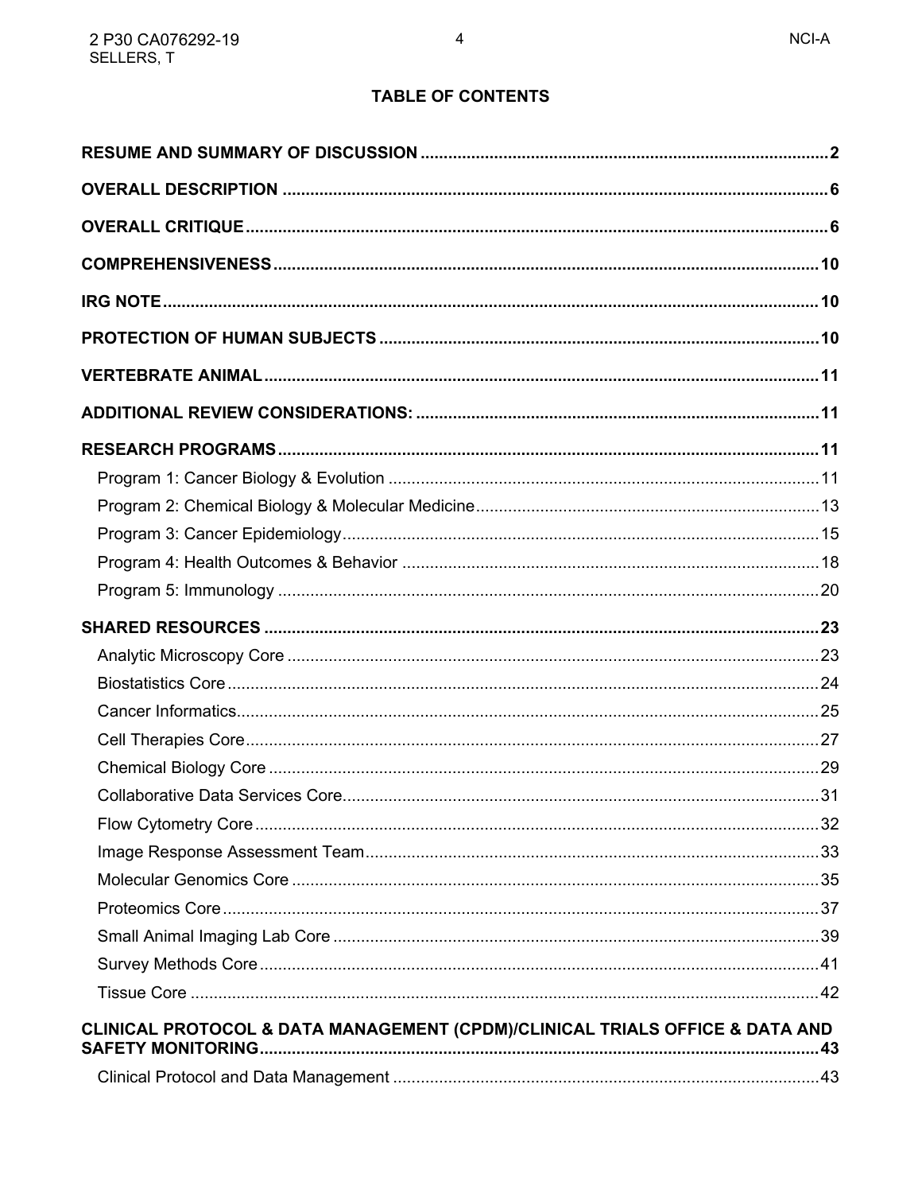## TABLE OF CONTENTS

**RESUME AND SUMMARY OF DISCUSSION** .......... 2

**OVERALL DESCRIPTION** .......... 6

**OVERALL CRITIQUE** .......... 6

**COMPREHENSIVENESS** .......... 10

**IRG NOTE** .......... 10

**PROTECTION OF HUMAN SUBJECTS** .......... 10

**VERTEBRATE ANIMAL** .......... 11

**ADDITIONAL REVIEW CONSIDERATIONS:** .......... 11

**RESEARCH PROGRAMS** .......... 11

- Program 1: Cancer Biology & Evolution .......... 11
- Program 2: Chemical Biology & Molecular Medicine .......... 13
- Program 3: Cancer Epidemiology .......... 15
- Program 4: Health Outcomes & Behavior .......... 18
- Program 5: Immunology .......... 20

**SHARED RESOURCES** .......... 23

- Analytic Microscopy Core .......... 23
- Biostatistics Core .......... 24
- Cancer Informatics .......... 25
- Cell Therapies Core .......... 27
- Chemical Biology Core .......... 29
- Collaborative Data Services Core .......... 31
- Flow Cytometry Core .......... 32
- Image Response Assessment Team .......... 33
- Molecular Genomics Core .......... 35
- Proteomics Core .......... 37
- Small Animal Imaging Lab Core .......... 39
- Survey Methods Core .......... 41
- Tissue Core .......... 42

**CLINICAL PROTOCOL & DATA MANAGEMENT (CPDM)/CLINICAL TRIALS OFFICE & DATA AND SAFETY MONITORING** .......... 43

- Clinical Protocol and Data Management .......... 43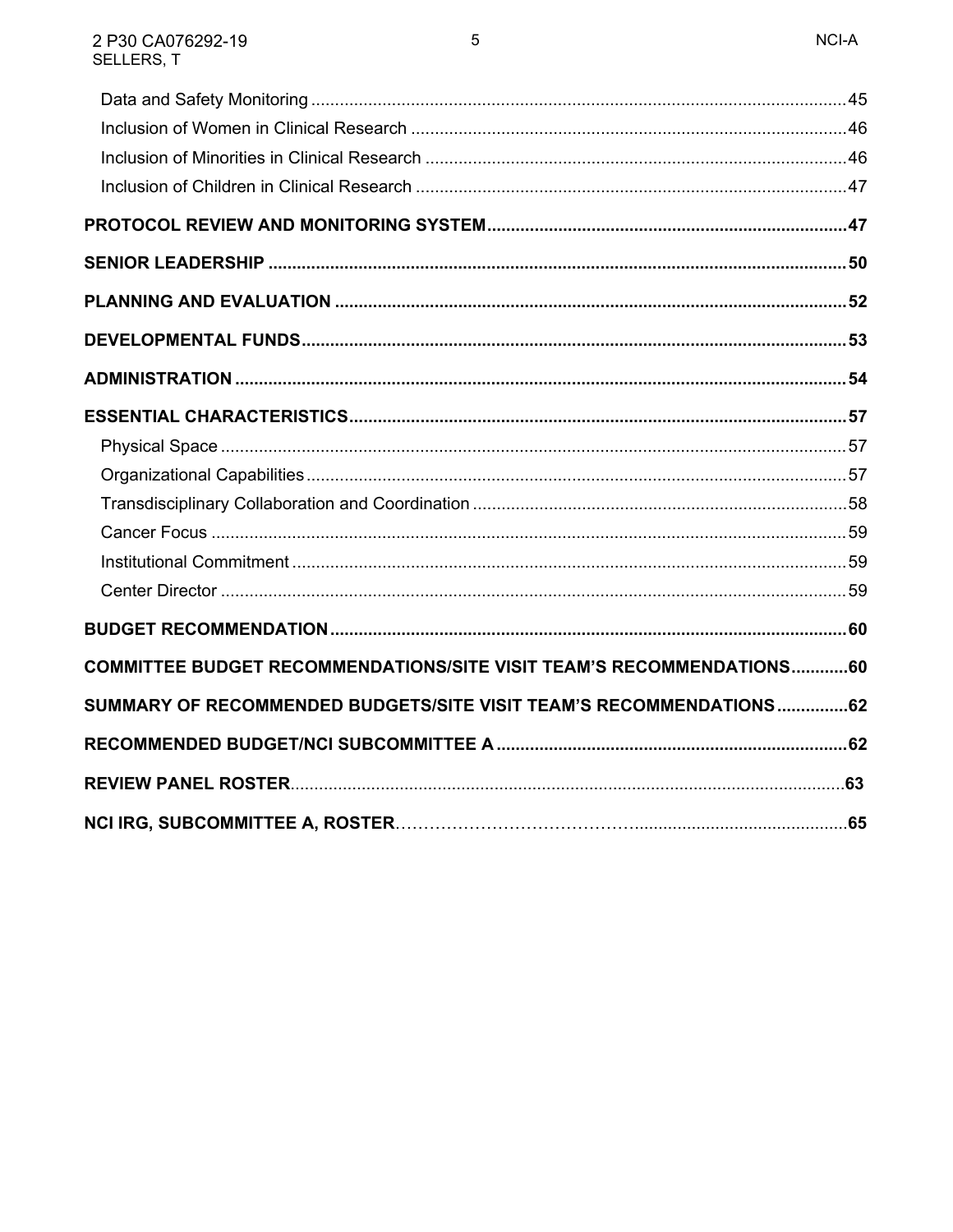Data and Safety Monitoring .......... 45
Inclusion of Women in Clinical Research .......... 46
Inclusion of Minorities in Clinical Research .......... 46
Inclusion of Children in Clinical Research .......... 47

**PROTOCOL REVIEW AND MONITORING SYSTEM .......... 47**

**SENIOR LEADERSHIP .......... 50**

**PLANNING AND EVALUATION .......... 52**

**DEVELOPMENTAL FUNDS .......... 53**

**ADMINISTRATION .......... 54**

**ESSENTIAL CHARACTERISTICS .......... 57**

Physical Space .......... 57
Organizational Capabilities .......... 57
Transdisciplinary Collaboration and Coordination .......... 58
Cancer Focus .......... 59
Institutional Commitment .......... 59
Center Director .......... 59

**BUDGET RECOMMENDATION .......... 60**

**COMMITTEE BUDGET RECOMMENDATIONS/SITE VISIT TEAM'S RECOMMENDATIONS .......... 60**

**SUMMARY OF RECOMMENDED BUDGETS/SITE VISIT TEAM'S RECOMMENDATIONS .......... 62**

**RECOMMENDED BUDGET/NCI SUBCOMMITTEE A .......... 62**

**REVIEW PANEL ROSTER .......... 63**

**NCI IRG, SUBCOMMITTEE A, ROSTER .......... 65**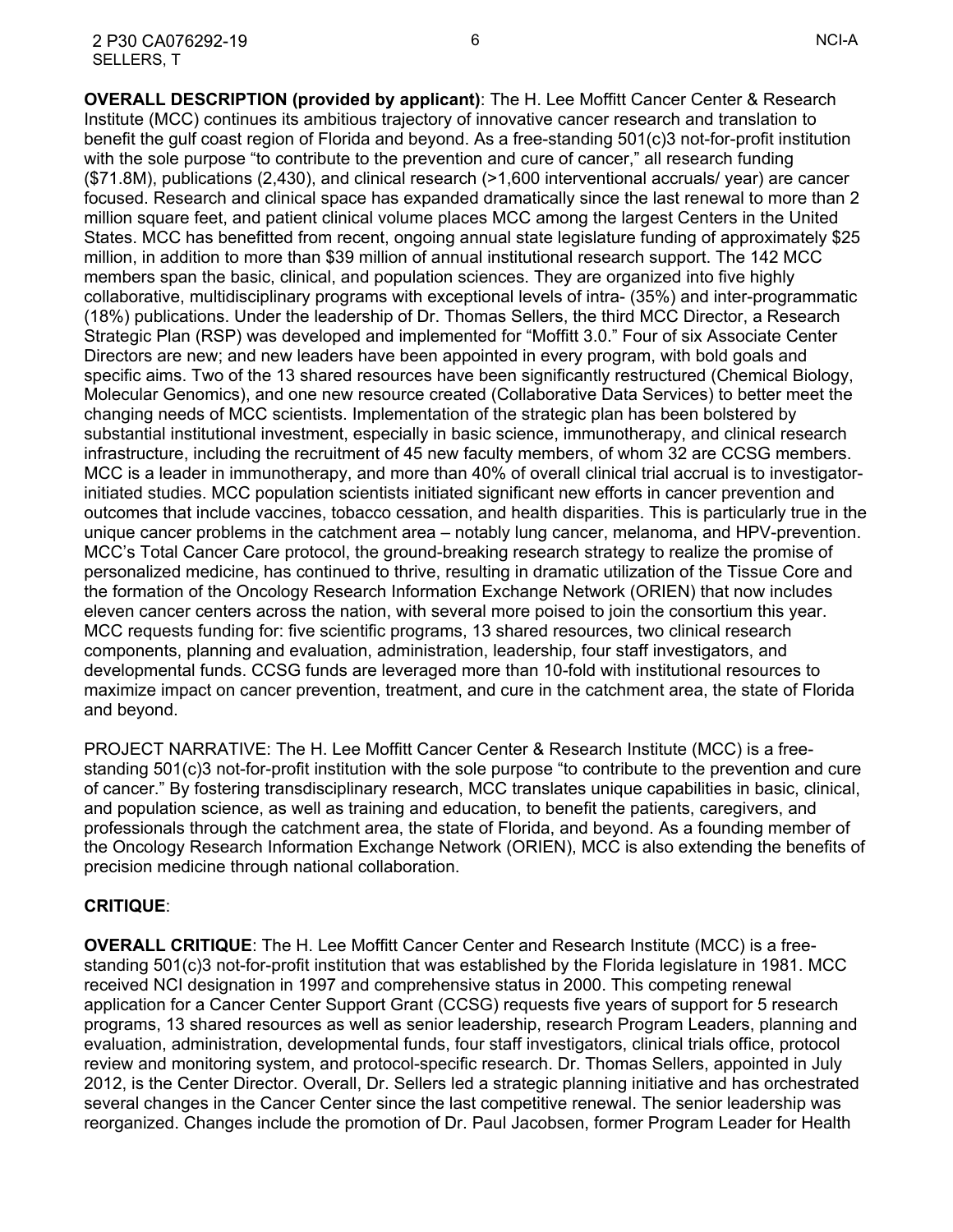**OVERALL DESCRIPTION (provided by applicant)**: The H. Lee Moffitt Cancer Center & Research Institute (MCC) continues its ambitious trajectory of innovative cancer research and translation to benefit the gulf coast region of Florida and beyond. As a free-standing 501(c)3 not-for-profit institution with the sole purpose "to contribute to the prevention and cure of cancer," all research funding ($71.8M), publications (2,430), and clinical research (>1,600 interventional accruals/ year) are cancer focused. Research and clinical space has expanded dramatically since the last renewal to more than 2 million square feet, and patient clinical volume places MCC among the largest Centers in the United States. MCC has benefitted from recent, ongoing annual state legislature funding of approximately $25 million, in addition to more than $39 million of annual institutional research support. The 142 MCC members span the basic, clinical, and population sciences. They are organized into five highly collaborative, multidisciplinary programs with exceptional levels of intra- (35%) and inter-programmatic (18%) publications. Under the leadership of Dr. Thomas Sellers, the third MCC Director, a Research Strategic Plan (RSP) was developed and implemented for "Moffitt 3.0." Four of six Associate Center Directors are new; and new leaders have been appointed in every program, with bold goals and specific aims. Two of the 13 shared resources have been significantly restructured (Chemical Biology, Molecular Genomics), and one new resource created (Collaborative Data Services) to better meet the changing needs of MCC scientists. Implementation of the strategic plan has been bolstered by substantial institutional investment, especially in basic science, immunotherapy, and clinical research infrastructure, including the recruitment of 45 new faculty members, of whom 32 are CCSG members. MCC is a leader in immunotherapy, and more than 40% of overall clinical trial accrual is to investigator-initiated studies. MCC population scientists initiated significant new efforts in cancer prevention and outcomes that include vaccines, tobacco cessation, and health disparities. This is particularly true in the unique cancer problems in the catchment area – notably lung cancer, melanoma, and HPV-prevention. MCC's Total Cancer Care protocol, the ground-breaking research strategy to realize the promise of personalized medicine, has continued to thrive, resulting in dramatic utilization of the Tissue Core and the formation of the Oncology Research Information Exchange Network (ORIEN) that now includes eleven cancer centers across the nation, with several more poised to join the consortium this year. MCC requests funding for: five scientific programs, 13 shared resources, two clinical research components, planning and evaluation, administration, leadership, four staff investigators, and developmental funds. CCSG funds are leveraged more than 10-fold with institutional resources to maximize impact on cancer prevention, treatment, and cure in the catchment area, the state of Florida and beyond.

PROJECT NARRATIVE: The H. Lee Moffitt Cancer Center & Research Institute (MCC) is a free-standing 501(c)3 not-for-profit institution with the sole purpose "to contribute to the prevention and cure of cancer." By fostering transdisciplinary research, MCC translates unique capabilities in basic, clinical, and population science, as well as training and education, to benefit the patients, caregivers, and professionals through the catchment area, the state of Florida, and beyond. As a founding member of the Oncology Research Information Exchange Network (ORIEN), MCC is also extending the benefits of precision medicine through national collaboration.

**CRITIQUE**:

**OVERALL CRITIQUE**: The H. Lee Moffitt Cancer Center and Research Institute (MCC) is a free-standing 501(c)3 not-for-profit institution that was established by the Florida legislature in 1981. MCC received NCI designation in 1997 and comprehensive status in 2000. This competing renewal application for a Cancer Center Support Grant (CCSG) requests five years of support for 5 research programs, 13 shared resources as well as senior leadership, research Program Leaders, planning and evaluation, administration, developmental funds, four staff investigators, clinical trials office, protocol review and monitoring system, and protocol-specific research. Dr. Thomas Sellers, appointed in July 2012, is the Center Director. Overall, Dr. Sellers led a strategic planning initiative and has orchestrated several changes in the Cancer Center since the last competitive renewal. The senior leadership was reorganized. Changes include the promotion of Dr. Paul Jacobsen, former Program Leader for Health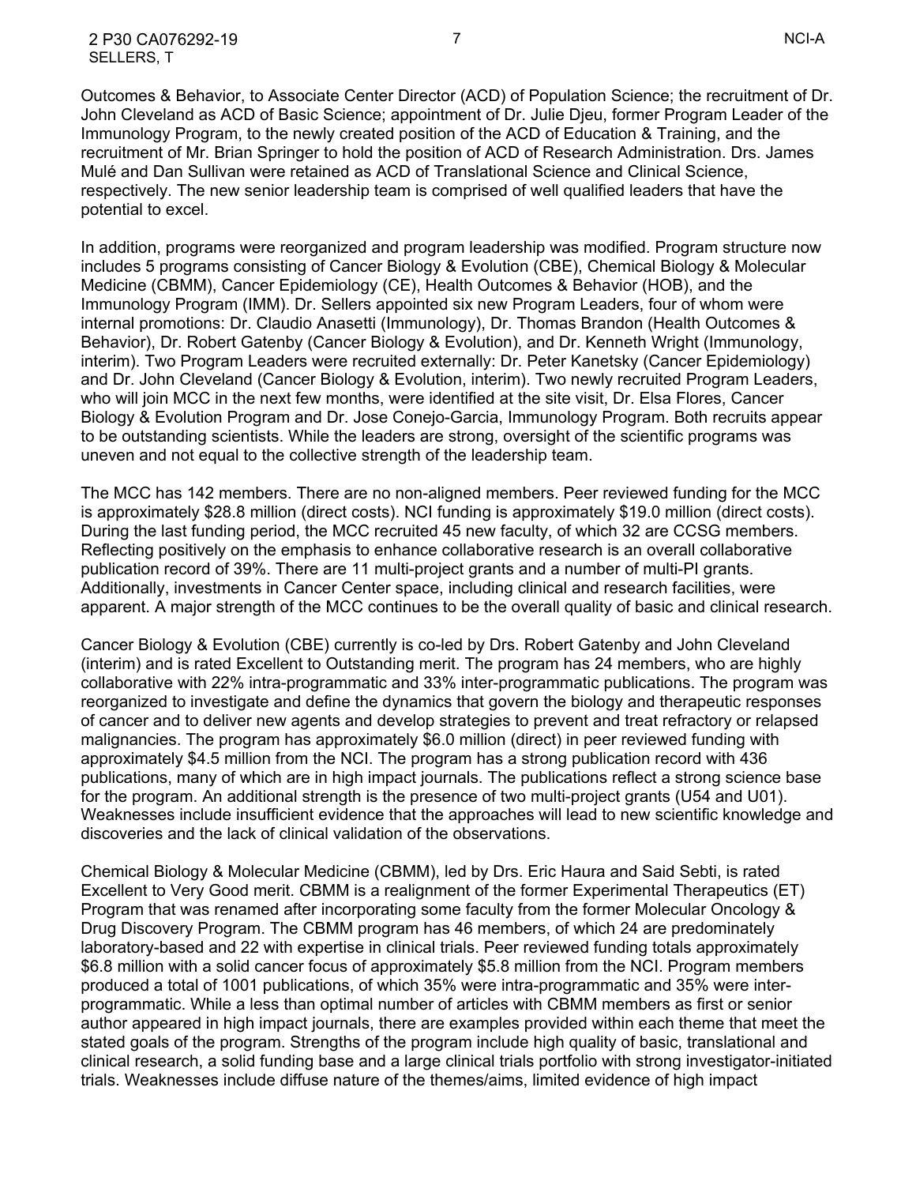Outcomes & Behavior, to Associate Center Director (ACD) of Population Science; the recruitment of Dr. John Cleveland as ACD of Basic Science; appointment of Dr. Julie Djeu, former Program Leader of the Immunology Program, to the newly created position of the ACD of Education & Training, and the recruitment of Mr. Brian Springer to hold the position of ACD of Research Administration. Drs. James Mulé and Dan Sullivan were retained as ACD of Translational Science and Clinical Science, respectively. The new senior leadership team is comprised of well qualified leaders that have the potential to excel.

In addition, programs were reorganized and program leadership was modified. Program structure now includes 5 programs consisting of Cancer Biology & Evolution (CBE), Chemical Biology & Molecular Medicine (CBMM), Cancer Epidemiology (CE), Health Outcomes & Behavior (HOB), and the Immunology Program (IMM). Dr. Sellers appointed six new Program Leaders, four of whom were internal promotions: Dr. Claudio Anasetti (Immunology), Dr. Thomas Brandon (Health Outcomes & Behavior), Dr. Robert Gatenby (Cancer Biology & Evolution), and Dr. Kenneth Wright (Immunology, interim). Two Program Leaders were recruited externally: Dr. Peter Kanetsky (Cancer Epidemiology) and Dr. John Cleveland (Cancer Biology & Evolution, interim). Two newly recruited Program Leaders, who will join MCC in the next few months, were identified at the site visit, Dr. Elsa Flores, Cancer Biology & Evolution Program and Dr. Jose Conejo-Garcia, Immunology Program. Both recruits appear to be outstanding scientists. While the leaders are strong, oversight of the scientific programs was uneven and not equal to the collective strength of the leadership team.

The MCC has 142 members. There are no non-aligned members. Peer reviewed funding for the MCC is approximately $28.8 million (direct costs). NCI funding is approximately $19.0 million (direct costs). During the last funding period, the MCC recruited 45 new faculty, of which 32 are CCSG members. Reflecting positively on the emphasis to enhance collaborative research is an overall collaborative publication record of 39%. There are 11 multi-project grants and a number of multi-PI grants. Additionally, investments in Cancer Center space, including clinical and research facilities, were apparent. A major strength of the MCC continues to be the overall quality of basic and clinical research.

Cancer Biology & Evolution (CBE) currently is co-led by Drs. Robert Gatenby and John Cleveland (interim) and is rated Excellent to Outstanding merit. The program has 24 members, who are highly collaborative with 22% intra-programmatic and 33% inter-programmatic publications. The program was reorganized to investigate and define the dynamics that govern the biology and therapeutic responses of cancer and to deliver new agents and develop strategies to prevent and treat refractory or relapsed malignancies. The program has approximately $6.0 million (direct) in peer reviewed funding with approximately $4.5 million from the NCI. The program has a strong publication record with 436 publications, many of which are in high impact journals. The publications reflect a strong science base for the program. An additional strength is the presence of two multi-project grants (U54 and U01). Weaknesses include insufficient evidence that the approaches will lead to new scientific knowledge and discoveries and the lack of clinical validation of the observations.

Chemical Biology & Molecular Medicine (CBMM), led by Drs. Eric Haura and Said Sebti, is rated Excellent to Very Good merit. CBMM is a realignment of the former Experimental Therapeutics (ET) Program that was renamed after incorporating some faculty from the former Molecular Oncology & Drug Discovery Program. The CBMM program has 46 members, of which 24 are predominately laboratory-based and 22 with expertise in clinical trials. Peer reviewed funding totals approximately $6.8 million with a solid cancer focus of approximately $5.8 million from the NCI. Program members produced a total of 1001 publications, of which 35% were intra-programmatic and 35% were inter-programmatic. While a less than optimal number of articles with CBMM members as first or senior author appeared in high impact journals, there are examples provided within each theme that meet the stated goals of the program. Strengths of the program include high quality of basic, translational and clinical research, a solid funding base and a large clinical trials portfolio with strong investigator-initiated trials. Weaknesses include diffuse nature of the themes/aims, limited evidence of high impact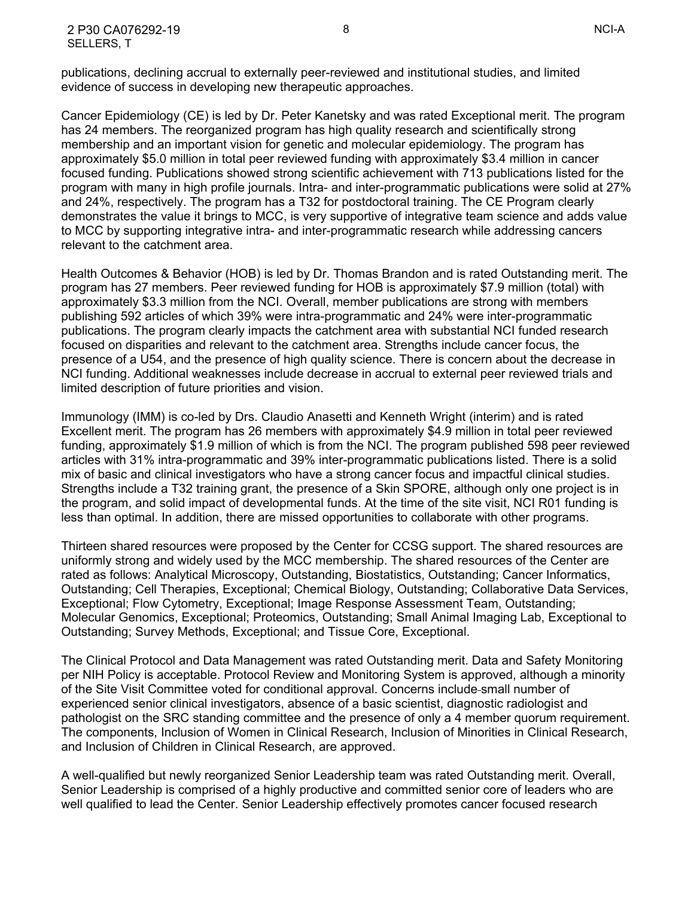publications, declining accrual to externally peer-reviewed and institutional studies, and limited evidence of success in developing new therapeutic approaches.

Cancer Epidemiology (CE) is led by Dr. Peter Kanetsky and was rated Exceptional merit. The program has 24 members. The reorganized program has high quality research and scientifically strong membership and an important vision for genetic and molecular epidemiology. The program has approximately $5.0 million in total peer reviewed funding with approximately $3.4 million in cancer focused funding. Publications showed strong scientific achievement with 713 publications listed for the program with many in high profile journals. Intra- and inter-programmatic publications were solid at 27% and 24%, respectively. The program has a T32 for postdoctoral training. The CE Program clearly demonstrates the value it brings to MCC, is very supportive of integrative team science and adds value to MCC by supporting integrative intra- and inter-programmatic research while addressing cancers relevant to the catchment area.

Health Outcomes & Behavior (HOB) is led by Dr. Thomas Brandon and is rated Outstanding merit. The program has 27 members. Peer reviewed funding for HOB is approximately $7.9 million (total) with approximately $3.3 million from the NCI. Overall, member publications are strong with members publishing 592 articles of which 39% were intra-programmatic and 24% were inter-programmatic publications. The program clearly impacts the catchment area with substantial NCI funded research focused on disparities and relevant to the catchment area. Strengths include cancer focus, the presence of a U54, and the presence of high quality science. There is concern about the decrease in NCI funding. Additional weaknesses include decrease in accrual to external peer reviewed trials and limited description of future priorities and vision.

Immunology (IMM) is co-led by Drs. Claudio Anasetti and Kenneth Wright (interim) and is rated Excellent merit. The program has 26 members with approximately $4.9 million in total peer reviewed funding, approximately $1.9 million of which is from the NCI. The program published 598 peer reviewed articles with 31% intra-programmatic and 39% inter-programmatic publications listed. There is a solid mix of basic and clinical investigators who have a strong cancer focus and impactful clinical studies. Strengths include a T32 training grant, the presence of a Skin SPORE, although only one project is in the program, and solid impact of developmental funds. At the time of the site visit, NCI R01 funding is less than optimal. In addition, there are missed opportunities to collaborate with other programs.

Thirteen shared resources were proposed by the Center for CCSG support. The shared resources are uniformly strong and widely used by the MCC membership. The shared resources of the Center are rated as follows: Analytical Microscopy, Outstanding; Biostatistics, Outstanding; Cancer Informatics, Outstanding; Cell Therapies, Exceptional; Chemical Biology, Outstanding; Collaborative Data Services, Exceptional; Flow Cytometry, Exceptional; Image Response Assessment Team, Outstanding; Molecular Genomics, Exceptional; Proteomics, Outstanding; Small Animal Imaging Lab, Exceptional to Outstanding; Survey Methods, Exceptional; and Tissue Core, Exceptional.

The Clinical Protocol and Data Management was rated Outstanding merit. Data and Safety Monitoring per NIH Policy is acceptable. Protocol Review and Monitoring System is approved, although a minority of the Site Visit Committee voted for conditional approval. Concerns include small number of experienced senior clinical investigators, absence of a basic scientist, diagnostic radiologist and pathologist on the SRC standing committee and the presence of only a 4 member quorum requirement. The components, Inclusion of Women in Clinical Research, Inclusion of Minorities in Clinical Research, and Inclusion of Children in Clinical Research, are approved.

A well-qualified but newly reorganized Senior Leadership team was rated Outstanding merit. Overall, Senior Leadership is comprised of a highly productive and committed senior core of leaders who are well qualified to lead the Center. Senior Leadership effectively promotes cancer focused research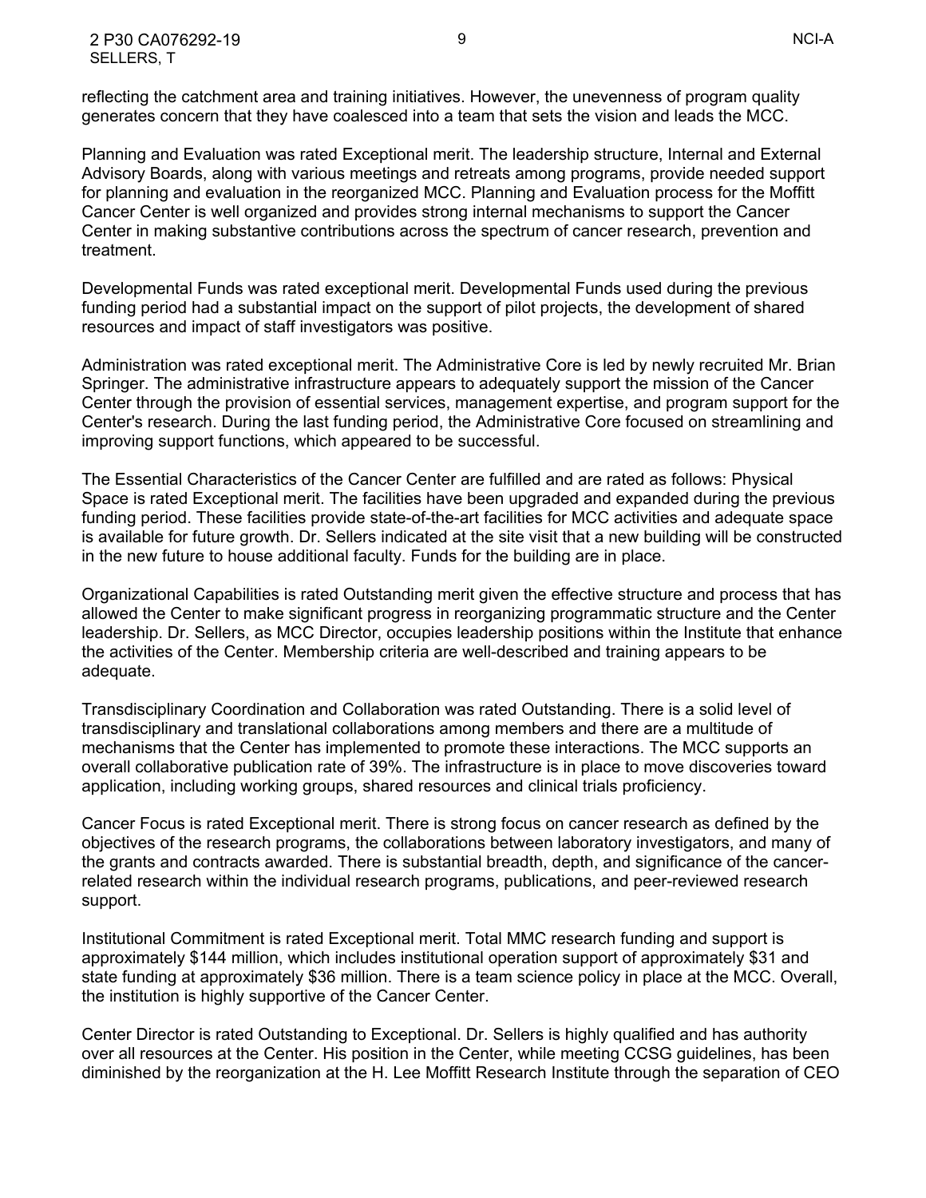reflecting the catchment area and training initiatives. However, the unevenness of program quality generates concern that they have coalesced into a team that sets the vision and leads the MCC.

Planning and Evaluation was rated Exceptional merit. The leadership structure, Internal and External Advisory Boards, along with various meetings and retreats among programs, provide needed support for planning and evaluation in the reorganized MCC. Planning and Evaluation process for the Moffitt Cancer Center is well organized and provides strong internal mechanisms to support the Cancer Center in making substantive contributions across the spectrum of cancer research, prevention and treatment.

Developmental Funds was rated exceptional merit. Developmental Funds used during the previous funding period had a substantial impact on the support of pilot projects, the development of shared resources and impact of staff investigators was positive.

Administration was rated exceptional merit. The Administrative Core is led by newly recruited Mr. Brian Springer. The administrative infrastructure appears to adequately support the mission of the Cancer Center through the provision of essential services, management expertise, and program support for the Center's research. During the last funding period, the Administrative Core focused on streamlining and improving support functions, which appeared to be successful.

The Essential Characteristics of the Cancer Center are fulfilled and are rated as follows: Physical Space is rated Exceptional merit. The facilities have been upgraded and expanded during the previous funding period. These facilities provide state-of-the-art facilities for MCC activities and adequate space is available for future growth. Dr. Sellers indicated at the site visit that a new building will be constructed in the new future to house additional faculty. Funds for the building are in place.

Organizational Capabilities is rated Outstanding merit given the effective structure and process that has allowed the Center to make significant progress in reorganizing programmatic structure and the Center leadership. Dr. Sellers, as MCC Director, occupies leadership positions within the Institute that enhance the activities of the Center. Membership criteria are well-described and training appears to be adequate.

Transdisciplinary Coordination and Collaboration was rated Outstanding. There is a solid level of transdisciplinary and translational collaborations among members and there are a multitude of mechanisms that the Center has implemented to promote these interactions. The MCC supports an overall collaborative publication rate of 39%. The infrastructure is in place to move discoveries toward application, including working groups, shared resources and clinical trials proficiency.

Cancer Focus is rated Exceptional merit. There is strong focus on cancer research as defined by the objectives of the research programs, the collaborations between laboratory investigators, and many of the grants and contracts awarded. There is substantial breadth, depth, and significance of the cancer-related research within the individual research programs, publications, and peer-reviewed research support.

Institutional Commitment is rated Exceptional merit. Total MMC research funding and support is approximately $144 million, which includes institutional operation support of approximately $31 and state funding at approximately $36 million. There is a team science policy in place at the MCC. Overall, the institution is highly supportive of the Cancer Center.

Center Director is rated Outstanding to Exceptional. Dr. Sellers is highly qualified and has authority over all resources at the Center. His position in the Center, while meeting CCSG guidelines, has been diminished by the reorganization at the H. Lee Moffitt Research Institute through the separation of CEO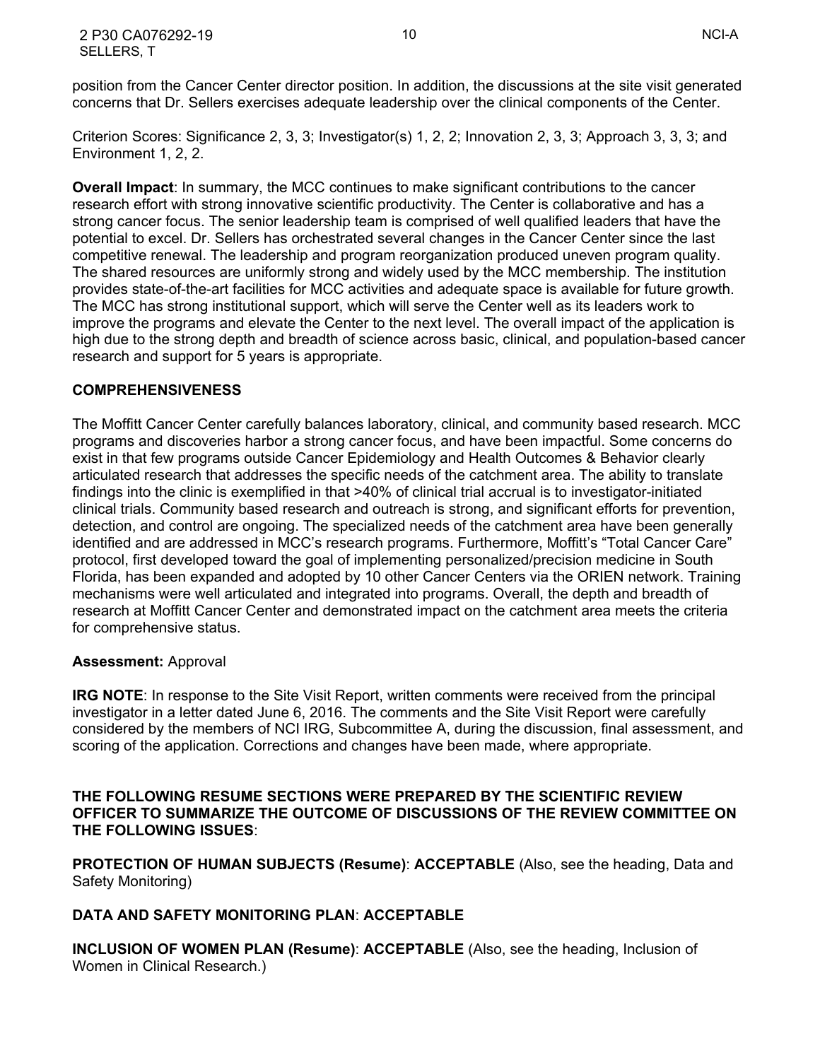position from the Cancer Center director position. In addition, the discussions at the site visit generated concerns that Dr. Sellers exercises adequate leadership over the clinical components of the Center.

Criterion Scores: Significance 2, 3, 3; Investigator(s) 1, 2, 2; Innovation 2, 3, 3; Approach 3, 3, 3; and Environment 1, 2, 2.

**Overall Impact**: In summary, the MCC continues to make significant contributions to the cancer research effort with strong innovative scientific productivity. The Center is collaborative and has a strong cancer focus. The senior leadership team is comprised of well qualified leaders that have the potential to excel. Dr. Sellers has orchestrated several changes in the Cancer Center since the last competitive renewal. The leadership and program reorganization produced uneven program quality. The shared resources are uniformly strong and widely used by the MCC membership. The institution provides state-of-the-art facilities for MCC activities and adequate space is available for future growth. The MCC has strong institutional support, which will serve the Center well as its leaders work to improve the programs and elevate the Center to the next level. The overall impact of the application is high due to the strong depth and breadth of science across basic, clinical, and population-based cancer research and support for 5 years is appropriate.

**COMPREHENSIVENESS**

The Moffitt Cancer Center carefully balances laboratory, clinical, and community based research. MCC programs and discoveries harbor a strong cancer focus, and have been impactful. Some concerns do exist in that few programs outside Cancer Epidemiology and Health Outcomes & Behavior clearly articulated research that addresses the specific needs of the catchment area. The ability to translate findings into the clinic is exemplified in that >40% of clinical trial accrual is to investigator-initiated clinical trials. Community based research and outreach is strong, and significant efforts for prevention, detection, and control are ongoing. The specialized needs of the catchment area have been generally identified and are addressed in MCC's research programs. Furthermore, Moffitt's "Total Cancer Care" protocol, first developed toward the goal of implementing personalized/precision medicine in South Florida, has been expanded and adopted by 10 other Cancer Centers via the ORIEN network. Training mechanisms were well articulated and integrated into programs. Overall, the depth and breadth of research at Moffitt Cancer Center and demonstrated impact on the catchment area meets the criteria for comprehensive status.

**Assessment:** Approval

**IRG NOTE**: In response to the Site Visit Report, written comments were received from the principal investigator in a letter dated June 6, 2016. The comments and the Site Visit Report were carefully considered by the members of NCI IRG, Subcommittee A, during the discussion, final assessment, and scoring of the application. Corrections and changes have been made, where appropriate.

**THE FOLLOWING RESUME SECTIONS WERE PREPARED BY THE SCIENTIFIC REVIEW OFFICER TO SUMMARIZE THE OUTCOME OF DISCUSSIONS OF THE REVIEW COMMITTEE ON THE FOLLOWING ISSUES**:

**PROTECTION OF HUMAN SUBJECTS (Resume)**: **ACCEPTABLE** (Also, see the heading, Data and Safety Monitoring)

**DATA AND SAFETY MONITORING PLAN**: **ACCEPTABLE**

**INCLUSION OF WOMEN PLAN (Resume)**: **ACCEPTABLE** (Also, see the heading, Inclusion of Women in Clinical Research.)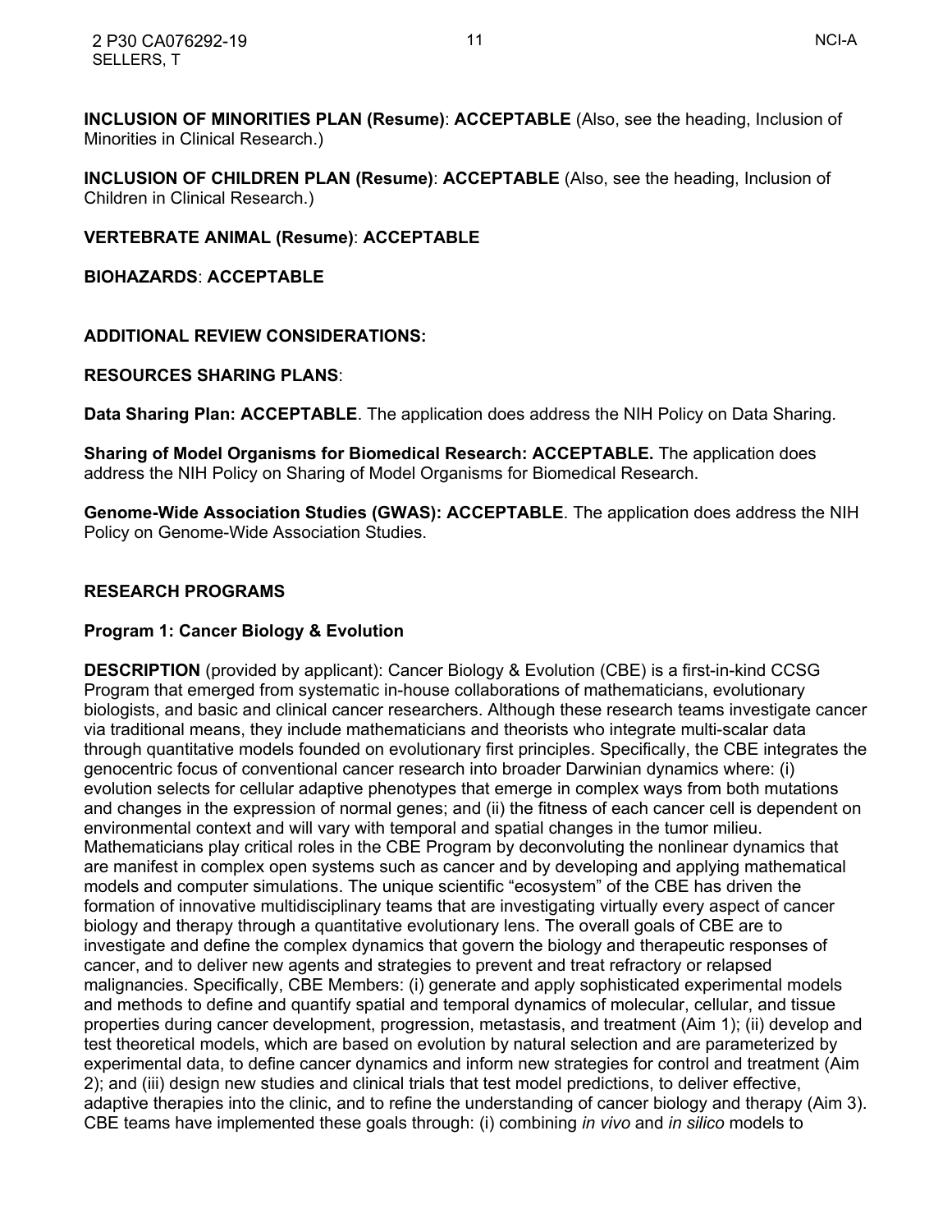**INCLUSION OF MINORITIES PLAN (Resume)**: **ACCEPTABLE** (Also, see the heading, Inclusion of Minorities in Clinical Research.)

**INCLUSION OF CHILDREN PLAN (Resume)**: **ACCEPTABLE** (Also, see the heading, Inclusion of Children in Clinical Research.)

**VERTEBRATE ANIMAL (Resume)**: **ACCEPTABLE**

**BIOHAZARDS**: **ACCEPTABLE**

**ADDITIONAL REVIEW CONSIDERATIONS:**

**RESOURCES SHARING PLANS**:

**Data Sharing Plan: ACCEPTABLE**. The application does address the NIH Policy on Data Sharing.

**Sharing of Model Organisms for Biomedical Research: ACCEPTABLE.** The application does address the NIH Policy on Sharing of Model Organisms for Biomedical Research.

**Genome-Wide Association Studies (GWAS): ACCEPTABLE**. The application does address the NIH Policy on Genome-Wide Association Studies.

## RESEARCH PROGRAMS

### Program 1: Cancer Biology & Evolution

**DESCRIPTION** (provided by applicant): Cancer Biology & Evolution (CBE) is a first-in-kind CCSG Program that emerged from systematic in-house collaborations of mathematicians, evolutionary biologists, and basic and clinical cancer researchers. Although these research teams investigate cancer via traditional means, they include mathematicians and theorists who integrate multi-scalar data through quantitative models founded on evolutionary first principles. Specifically, the CBE integrates the genocentric focus of conventional cancer research into broader Darwinian dynamics where: (i) evolution selects for cellular adaptive phenotypes that emerge in complex ways from both mutations and changes in the expression of normal genes; and (ii) the fitness of each cancer cell is dependent on environmental context and will vary with temporal and spatial changes in the tumor milieu. Mathematicians play critical roles in the CBE Program by deconvoluting the nonlinear dynamics that are manifest in complex open systems such as cancer and by developing and applying mathematical models and computer simulations. The unique scientific "ecosystem" of the CBE has driven the formation of innovative multidisciplinary teams that are investigating virtually every aspect of cancer biology and therapy through a quantitative evolutionary lens. The overall goals of CBE are to investigate and define the complex dynamics that govern the biology and therapeutic responses of cancer, and to deliver new agents and strategies to prevent and treat refractory or relapsed malignancies. Specifically, CBE Members: (i) generate and apply sophisticated experimental models and methods to define and quantify spatial and temporal dynamics of molecular, cellular, and tissue properties during cancer development, progression, metastasis, and treatment (Aim 1); (ii) develop and test theoretical models, which are based on evolution by natural selection and are parameterized by experimental data, to define cancer dynamics and inform new strategies for control and treatment (Aim 2); and (iii) design new studies and clinical trials that test model predictions, to deliver effective, adaptive therapies into the clinic, and to refine the understanding of cancer biology and therapy (Aim 3). CBE teams have implemented these goals through: (i) combining *in vivo* and *in silico* models to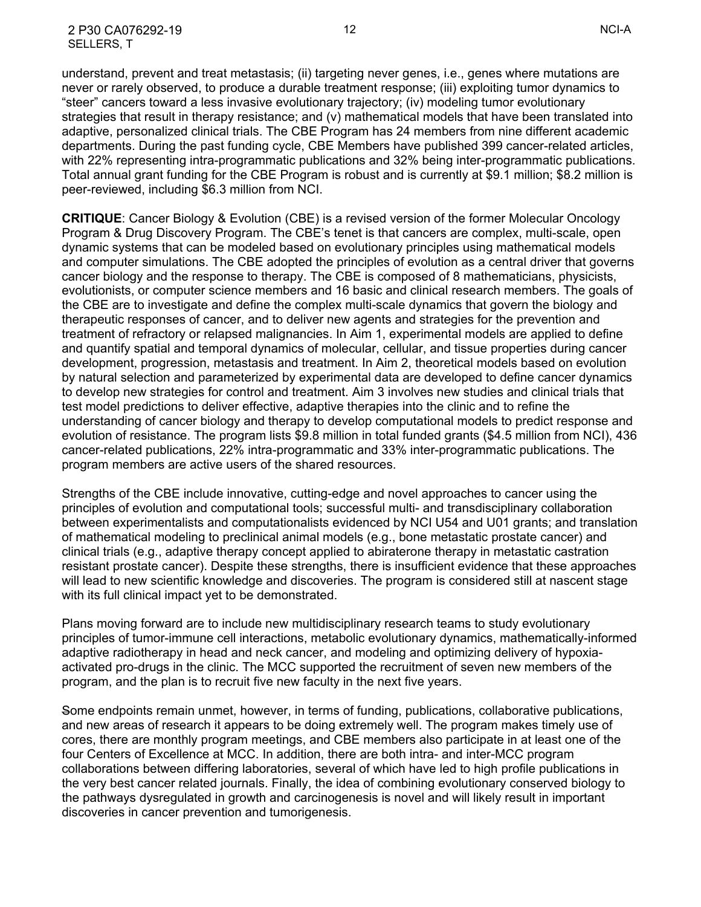understand, prevent and treat metastasis; (ii) targeting never genes, i.e., genes where mutations are never or rarely observed, to produce a durable treatment response; (iii) exploiting tumor dynamics to "steer" cancers toward a less invasive evolutionary trajectory; (iv) modeling tumor evolutionary strategies that result in therapy resistance; and (v) mathematical models that have been translated into adaptive, personalized clinical trials. The CBE Program has 24 members from nine different academic departments. During the past funding cycle, CBE Members have published 399 cancer-related articles, with 22% representing intra-programmatic publications and 32% being inter-programmatic publications. Total annual grant funding for the CBE Program is robust and is currently at $9.1 million; $8.2 million is peer-reviewed, including $6.3 million from NCI.

**CRITIQUE**: Cancer Biology & Evolution (CBE) is a revised version of the former Molecular Oncology Program & Drug Discovery Program. The CBE's tenet is that cancers are complex, multi-scale, open dynamic systems that can be modeled based on evolutionary principles using mathematical models and computer simulations. The CBE adopted the principles of evolution as a central driver that governs cancer biology and the response to therapy. The CBE is composed of 8 mathematicians, physicists, evolutionists, or computer science members and 16 basic and clinical research members. The goals of the CBE are to investigate and define the complex multi-scale dynamics that govern the biology and therapeutic responses of cancer, and to deliver new agents and strategies for the prevention and treatment of refractory or relapsed malignancies. In Aim 1, experimental models are applied to define and quantify spatial and temporal dynamics of molecular, cellular, and tissue properties during cancer development, progression, metastasis and treatment. In Aim 2, theoretical models based on evolution by natural selection and parameterized by experimental data are developed to define cancer dynamics to develop new strategies for control and treatment. Aim 3 involves new studies and clinical trials that test model predictions to deliver effective, adaptive therapies into the clinic and to refine the understanding of cancer biology and therapy to develop computational models to predict response and evolution of resistance. The program lists $9.8 million in total funded grants ($4.5 million from NCI), 436 cancer-related publications, 22% intra-programmatic and 33% inter-programmatic publications. The program members are active users of the shared resources.

Strengths of the CBE include innovative, cutting-edge and novel approaches to cancer using the principles of evolution and computational tools; successful multi- and transdisciplinary collaboration between experimentalists and computationalists evidenced by NCI U54 and U01 grants; and translation of mathematical modeling to preclinical animal models (e.g., bone metastatic prostate cancer) and clinical trials (e.g., adaptive therapy concept applied to abiraterone therapy in metastatic castration resistant prostate cancer). Despite these strengths, there is insufficient evidence that these approaches will lead to new scientific knowledge and discoveries. The program is considered still at nascent stage with its full clinical impact yet to be demonstrated.

Plans moving forward are to include new multidisciplinary research teams to study evolutionary principles of tumor-immune cell interactions, metabolic evolutionary dynamics, mathematically-informed adaptive radiotherapy in head and neck cancer, and modeling and optimizing delivery of hypoxia-activated pro-drugs in the clinic. The MCC supported the recruitment of seven new members of the program, and the plan is to recruit five new faculty in the next five years.

Some endpoints remain unmet, however, in terms of funding, publications, collaborative publications, and new areas of research it appears to be doing extremely well. The program makes timely use of cores, there are monthly program meetings, and CBE members also participate in at least one of the four Centers of Excellence at MCC. In addition, there are both intra- and inter-MCC program collaborations between differing laboratories, several of which have led to high profile publications in the very best cancer related journals. Finally, the idea of combining evolutionary conserved biology to the pathways dysregulated in growth and carcinogenesis is novel and will likely result in important discoveries in cancer prevention and tumorigenesis.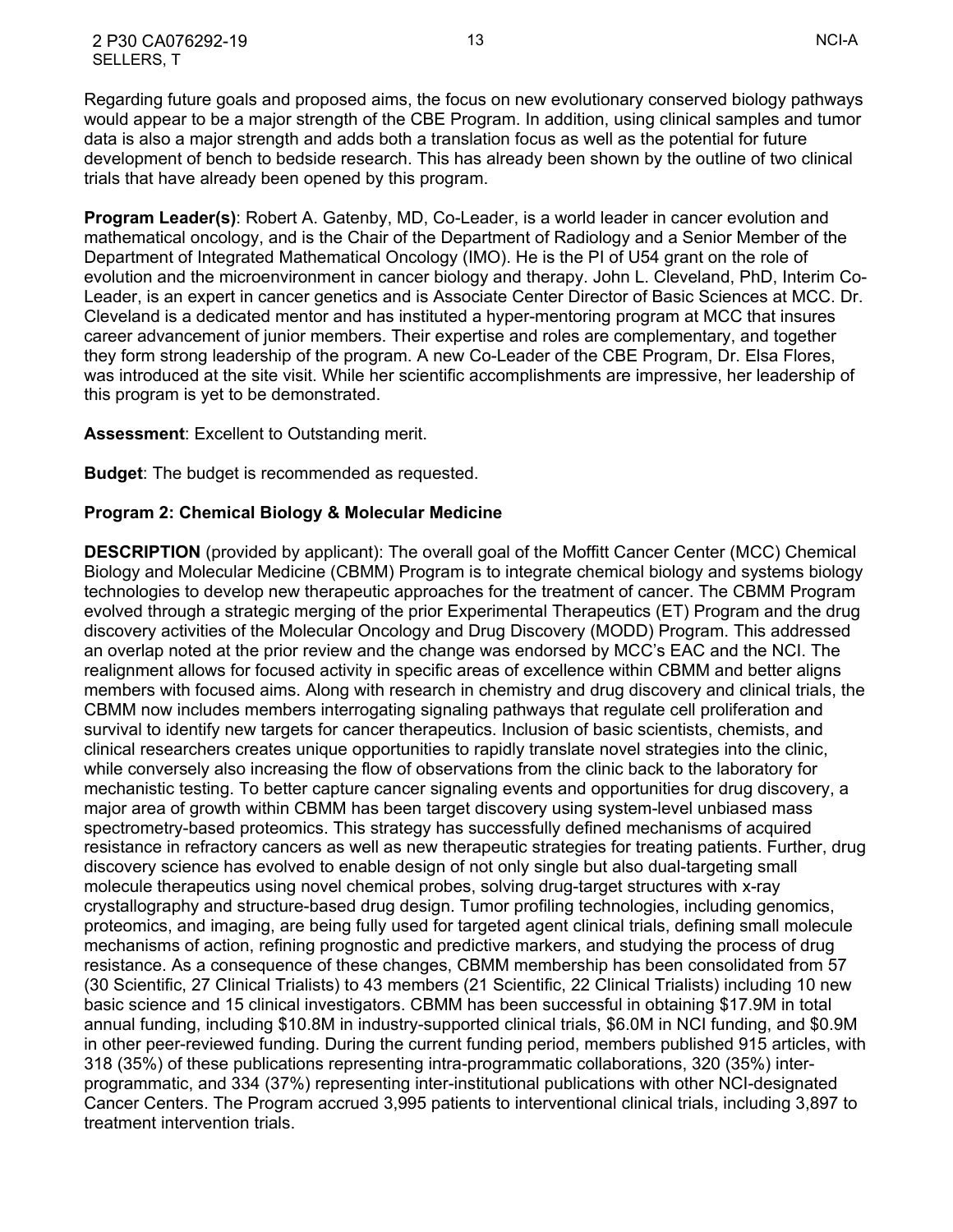Regarding future goals and proposed aims, the focus on new evolutionary conserved biology pathways would appear to be a major strength of the CBE Program. In addition, using clinical samples and tumor data is also a major strength and adds both a translation focus as well as the potential for future development of bench to bedside research. This has already been shown by the outline of two clinical trials that have already been opened by this program.

**Program Leader(s)**: Robert A. Gatenby, MD, Co-Leader, is a world leader in cancer evolution and mathematical oncology, and is the Chair of the Department of Radiology and a Senior Member of the Department of Integrated Mathematical Oncology (IMO). He is the PI of U54 grant on the role of evolution and the microenvironment in cancer biology and therapy. John L. Cleveland, PhD, Interim Co-Leader, is an expert in cancer genetics and is Associate Center Director of Basic Sciences at MCC. Dr. Cleveland is a dedicated mentor and has instituted a hyper-mentoring program at MCC that insures career advancement of junior members. Their expertise and roles are complementary, and together they form strong leadership of the program. A new Co-Leader of the CBE Program, Dr. Elsa Flores, was introduced at the site visit. While her scientific accomplishments are impressive, her leadership of this program is yet to be demonstrated.

**Assessment**: Excellent to Outstanding merit.

**Budget**: The budget is recommended as requested.

**Program 2: Chemical Biology & Molecular Medicine**

**DESCRIPTION** (provided by applicant): The overall goal of the Moffitt Cancer Center (MCC) Chemical Biology and Molecular Medicine (CBMM) Program is to integrate chemical biology and systems biology technologies to develop new therapeutic approaches for the treatment of cancer. The CBMM Program evolved through a strategic merging of the prior Experimental Therapeutics (ET) Program and the drug discovery activities of the Molecular Oncology and Drug Discovery (MODD) Program. This addressed an overlap noted at the prior review and the change was endorsed by MCC's EAC and the NCI. The realignment allows for focused activity in specific areas of excellence within CBMM and better aligns members with focused aims. Along with research in chemistry and drug discovery and clinical trials, the CBMM now includes members interrogating signaling pathways that regulate cell proliferation and survival to identify new targets for cancer therapeutics. Inclusion of basic scientists, chemists, and clinical researchers creates unique opportunities to rapidly translate novel strategies into the clinic, while conversely also increasing the flow of observations from the clinic back to the laboratory for mechanistic testing. To better capture cancer signaling events and opportunities for drug discovery, a major area of growth within CBMM has been target discovery using system-level unbiased mass spectrometry-based proteomics. This strategy has successfully defined mechanisms of acquired resistance in refractory cancers as well as new therapeutic strategies for treating patients. Further, drug discovery science has evolved to enable design of not only single but also dual-targeting small molecule therapeutics using novel chemical probes, solving drug-target structures with x-ray crystallography and structure-based drug design. Tumor profiling technologies, including genomics, proteomics, and imaging, are being fully used for targeted agent clinical trials, defining small molecule mechanisms of action, refining prognostic and predictive markers, and studying the process of drug resistance. As a consequence of these changes, CBMM membership has been consolidated from 57 (30 Scientific, 27 Clinical Trialists) to 43 members (21 Scientific, 22 Clinical Trialists) including 10 new basic science and 15 clinical investigators. CBMM has been successful in obtaining $17.9M in total annual funding, including $10.8M in industry-supported clinical trials, $6.0M in NCI funding, and $0.9M in other peer-reviewed funding. During the current funding period, members published 915 articles, with 318 (35%) of these publications representing intra-programmatic collaborations, 320 (35%) inter-programmatic, and 334 (37%) representing inter-institutional publications with other NCI-designated Cancer Centers. The Program accrued 3,995 patients to interventional clinical trials, including 3,897 to treatment intervention trials.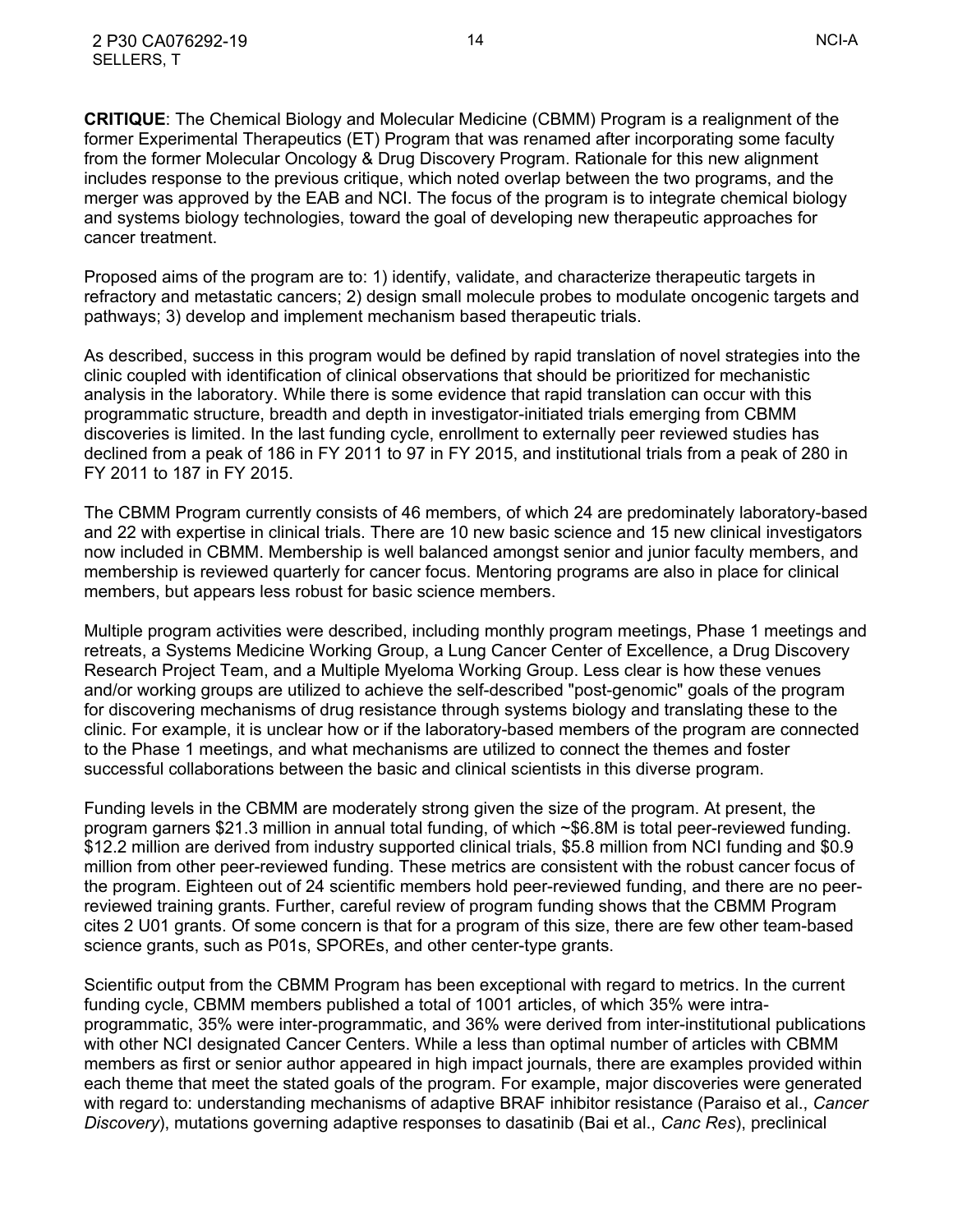**CRITIQUE**: The Chemical Biology and Molecular Medicine (CBMM) Program is a realignment of the former Experimental Therapeutics (ET) Program that was renamed after incorporating some faculty from the former Molecular Oncology & Drug Discovery Program. Rationale for this new alignment includes response to the previous critique, which noted overlap between the two programs, and the merger was approved by the EAB and NCI. The focus of the program is to integrate chemical biology and systems biology technologies, toward the goal of developing new therapeutic approaches for cancer treatment.

Proposed aims of the program are to: 1) identify, validate, and characterize therapeutic targets in refractory and metastatic cancers; 2) design small molecule probes to modulate oncogenic targets and pathways; 3) develop and implement mechanism based therapeutic trials.

As described, success in this program would be defined by rapid translation of novel strategies into the clinic coupled with identification of clinical observations that should be prioritized for mechanistic analysis in the laboratory. While there is some evidence that rapid translation can occur with this programmatic structure, breadth and depth in investigator-initiated trials emerging from CBMM discoveries is limited. In the last funding cycle, enrollment to externally peer reviewed studies has declined from a peak of 186 in FY 2011 to 97 in FY 2015, and institutional trials from a peak of 280 in FY 2011 to 187 in FY 2015.

The CBMM Program currently consists of 46 members, of which 24 are predominately laboratory-based and 22 with expertise in clinical trials. There are 10 new basic science and 15 new clinical investigators now included in CBMM. Membership is well balanced amongst senior and junior faculty members, and membership is reviewed quarterly for cancer focus. Mentoring programs are also in place for clinical members, but appears less robust for basic science members.

Multiple program activities were described, including monthly program meetings, Phase 1 meetings and retreats, a Systems Medicine Working Group, a Lung Cancer Center of Excellence, a Drug Discovery Research Project Team, and a Multiple Myeloma Working Group. Less clear is how these venues and/or working groups are utilized to achieve the self-described "post-genomic" goals of the program for discovering mechanisms of drug resistance through systems biology and translating these to the clinic. For example, it is unclear how or if the laboratory-based members of the program are connected to the Phase 1 meetings, and what mechanisms are utilized to connect the themes and foster successful collaborations between the basic and clinical scientists in this diverse program.

Funding levels in the CBMM are moderately strong given the size of the program. At present, the program garners $21.3 million in annual total funding, of which ~$6.8M is total peer-reviewed funding. $12.2 million are derived from industry supported clinical trials, $5.8 million from NCI funding and $0.9 million from other peer-reviewed funding. These metrics are consistent with the robust cancer focus of the program. Eighteen out of 24 scientific members hold peer-reviewed funding, and there are no peer-reviewed training grants. Further, careful review of program funding shows that the CBMM Program cites 2 U01 grants. Of some concern is that for a program of this size, there are few other team-based science grants, such as P01s, SPOREs, and other center-type grants.

Scientific output from the CBMM Program has been exceptional with regard to metrics. In the current funding cycle, CBMM members published a total of 1001 articles, of which 35% were intra-programmatic, 35% were inter-programmatic, and 36% were derived from inter-institutional publications with other NCI designated Cancer Centers. While a less than optimal number of articles with CBMM members as first or senior author appeared in high impact journals, there are examples provided within each theme that meet the stated goals of the program. For example, major discoveries were generated with regard to: understanding mechanisms of adaptive BRAF inhibitor resistance (Paraiso et al., *Cancer Discovery*), mutations governing adaptive responses to dasatinib (Bai et al., *Canc Res*), preclinical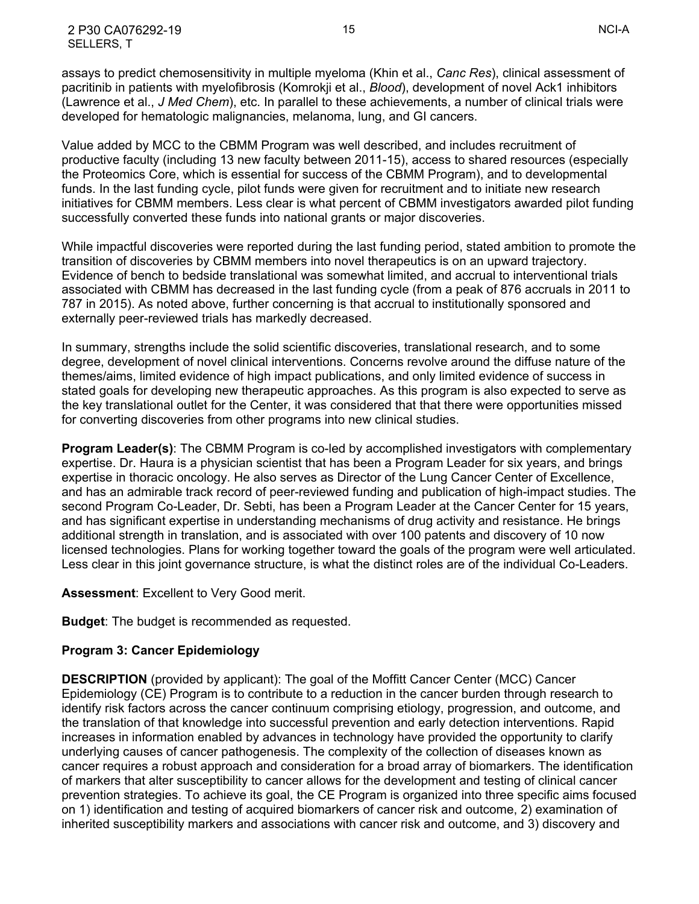assays to predict chemosensitivity in multiple myeloma (Khin et al., *Canc Res*), clinical assessment of pacritinib in patients with myelofibrosis (Komrokji et al., *Blood*), development of novel Ack1 inhibitors (Lawrence et al., *J Med Chem*), etc. In parallel to these achievements, a number of clinical trials were developed for hematologic malignancies, melanoma, lung, and GI cancers.

Value added by MCC to the CBMM Program was well described, and includes recruitment of productive faculty (including 13 new faculty between 2011-15), access to shared resources (especially the Proteomics Core, which is essential for success of the CBMM Program), and to developmental funds. In the last funding cycle, pilot funds were given for recruitment and to initiate new research initiatives for CBMM members. Less clear is what percent of CBMM investigators awarded pilot funding successfully converted these funds into national grants or major discoveries.

While impactful discoveries were reported during the last funding period, stated ambition to promote the transition of discoveries by CBMM members into novel therapeutics is on an upward trajectory. Evidence of bench to bedside translational was somewhat limited, and accrual to interventional trials associated with CBMM has decreased in the last funding cycle (from a peak of 876 accruals in 2011 to 787 in 2015). As noted above, further concerning is that accrual to institutionally sponsored and externally peer-reviewed trials has markedly decreased.

In summary, strengths include the solid scientific discoveries, translational research, and to some degree, development of novel clinical interventions. Concerns revolve around the diffuse nature of the themes/aims, limited evidence of high impact publications, and only limited evidence of success in stated goals for developing new therapeutic approaches. As this program is also expected to serve as the key translational outlet for the Center, it was considered that that there were opportunities missed for converting discoveries from other programs into new clinical studies.

**Program Leader(s)**: The CBMM Program is co-led by accomplished investigators with complementary expertise. Dr. Haura is a physician scientist that has been a Program Leader for six years, and brings expertise in thoracic oncology. He also serves as Director of the Lung Cancer Center of Excellence, and has an admirable track record of peer-reviewed funding and publication of high-impact studies. The second Program Co-Leader, Dr. Sebti, has been a Program Leader at the Cancer Center for 15 years, and has significant expertise in understanding mechanisms of drug activity and resistance. He brings additional strength in translation, and is associated with over 100 patents and discovery of 10 now licensed technologies. Plans for working together toward the goals of the program were well articulated. Less clear in this joint governance structure, is what the distinct roles are of the individual Co-Leaders.

**Assessment**: Excellent to Very Good merit.

**Budget**: The budget is recommended as requested.

**Program 3: Cancer Epidemiology**

**DESCRIPTION** (provided by applicant): The goal of the Moffitt Cancer Center (MCC) Cancer Epidemiology (CE) Program is to contribute to a reduction in the cancer burden through research to identify risk factors across the cancer continuum comprising etiology, progression, and outcome, and the translation of that knowledge into successful prevention and early detection interventions. Rapid increases in information enabled by advances in technology have provided the opportunity to clarify underlying causes of cancer pathogenesis. The complexity of the collection of diseases known as cancer requires a robust approach and consideration for a broad array of biomarkers. The identification of markers that alter susceptibility to cancer allows for the development and testing of clinical cancer prevention strategies. To achieve its goal, the CE Program is organized into three specific aims focused on 1) identification and testing of acquired biomarkers of cancer risk and outcome, 2) examination of inherited susceptibility markers and associations with cancer risk and outcome, and 3) discovery and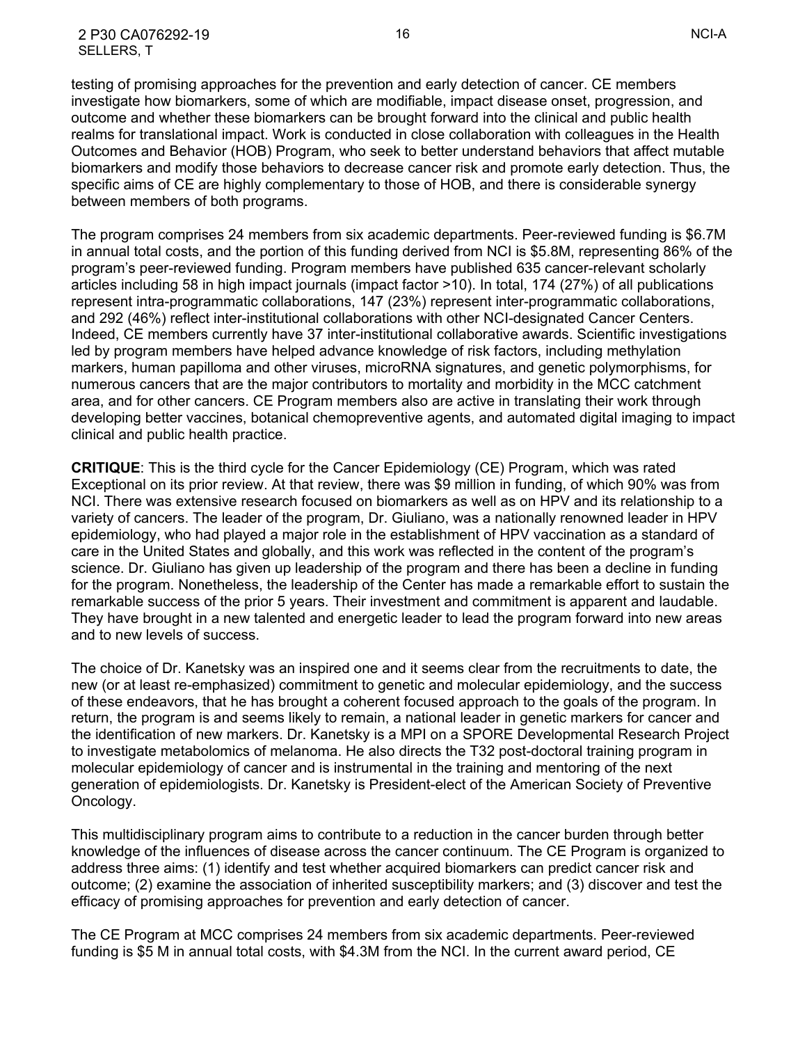testing of promising approaches for the prevention and early detection of cancer. CE members investigate how biomarkers, some of which are modifiable, impact disease onset, progression, and outcome and whether these biomarkers can be brought forward into the clinical and public health realms for translational impact. Work is conducted in close collaboration with colleagues in the Health Outcomes and Behavior (HOB) Program, who seek to better understand behaviors that affect mutable biomarkers and modify those behaviors to decrease cancer risk and promote early detection. Thus, the specific aims of CE are highly complementary to those of HOB, and there is considerable synergy between members of both programs.

The program comprises 24 members from six academic departments. Peer-reviewed funding is $6.7M in annual total costs, and the portion of this funding derived from NCI is $5.8M, representing 86% of the program's peer-reviewed funding. Program members have published 635 cancer-relevant scholarly articles including 58 in high impact journals (impact factor >10). In total, 174 (27%) of all publications represent intra-programmatic collaborations, 147 (23%) represent inter-programmatic collaborations, and 292 (46%) reflect inter-institutional collaborations with other NCI-designated Cancer Centers. Indeed, CE members currently have 37 inter-institutional collaborative awards. Scientific investigations led by program members have helped advance knowledge of risk factors, including methylation markers, human papilloma and other viruses, microRNA signatures, and genetic polymorphisms, for numerous cancers that are the major contributors to mortality and morbidity in the MCC catchment area, and for other cancers. CE Program members also are active in translating their work through developing better vaccines, botanical chemopreventive agents, and automated digital imaging to impact clinical and public health practice.

**CRITIQUE**: This is the third cycle for the Cancer Epidemiology (CE) Program, which was rated Exceptional on its prior review. At that review, there was $9 million in funding, of which 90% was from NCI. There was extensive research focused on biomarkers as well as on HPV and its relationship to a variety of cancers. The leader of the program, Dr. Giuliano, was a nationally renowned leader in HPV epidemiology, who had played a major role in the establishment of HPV vaccination as a standard of care in the United States and globally, and this work was reflected in the content of the program's science. Dr. Giuliano has given up leadership of the program and there has been a decline in funding for the program. Nonetheless, the leadership of the Center has made a remarkable effort to sustain the remarkable success of the prior 5 years. Their investment and commitment is apparent and laudable. They have brought in a new talented and energetic leader to lead the program forward into new areas and to new levels of success.

The choice of Dr. Kanetsky was an inspired one and it seems clear from the recruitments to date, the new (or at least re-emphasized) commitment to genetic and molecular epidemiology, and the success of these endeavors, that he has brought a coherent focused approach to the goals of the program. In return, the program is and seems likely to remain, a national leader in genetic markers for cancer and the identification of new markers. Dr. Kanetsky is a MPI on a SPORE Developmental Research Project to investigate metabolomics of melanoma. He also directs the T32 post-doctoral training program in molecular epidemiology of cancer and is instrumental in the training and mentoring of the next generation of epidemiologists. Dr. Kanetsky is President-elect of the American Society of Preventive Oncology.

This multidisciplinary program aims to contribute to a reduction in the cancer burden through better knowledge of the influences of disease across the cancer continuum. The CE Program is organized to address three aims: (1) identify and test whether acquired biomarkers can predict cancer risk and outcome; (2) examine the association of inherited susceptibility markers; and (3) discover and test the efficacy of promising approaches for prevention and early detection of cancer.

The CE Program at MCC comprises 24 members from six academic departments. Peer-reviewed funding is $5 M in annual total costs, with $4.3M from the NCI. In the current award period, CE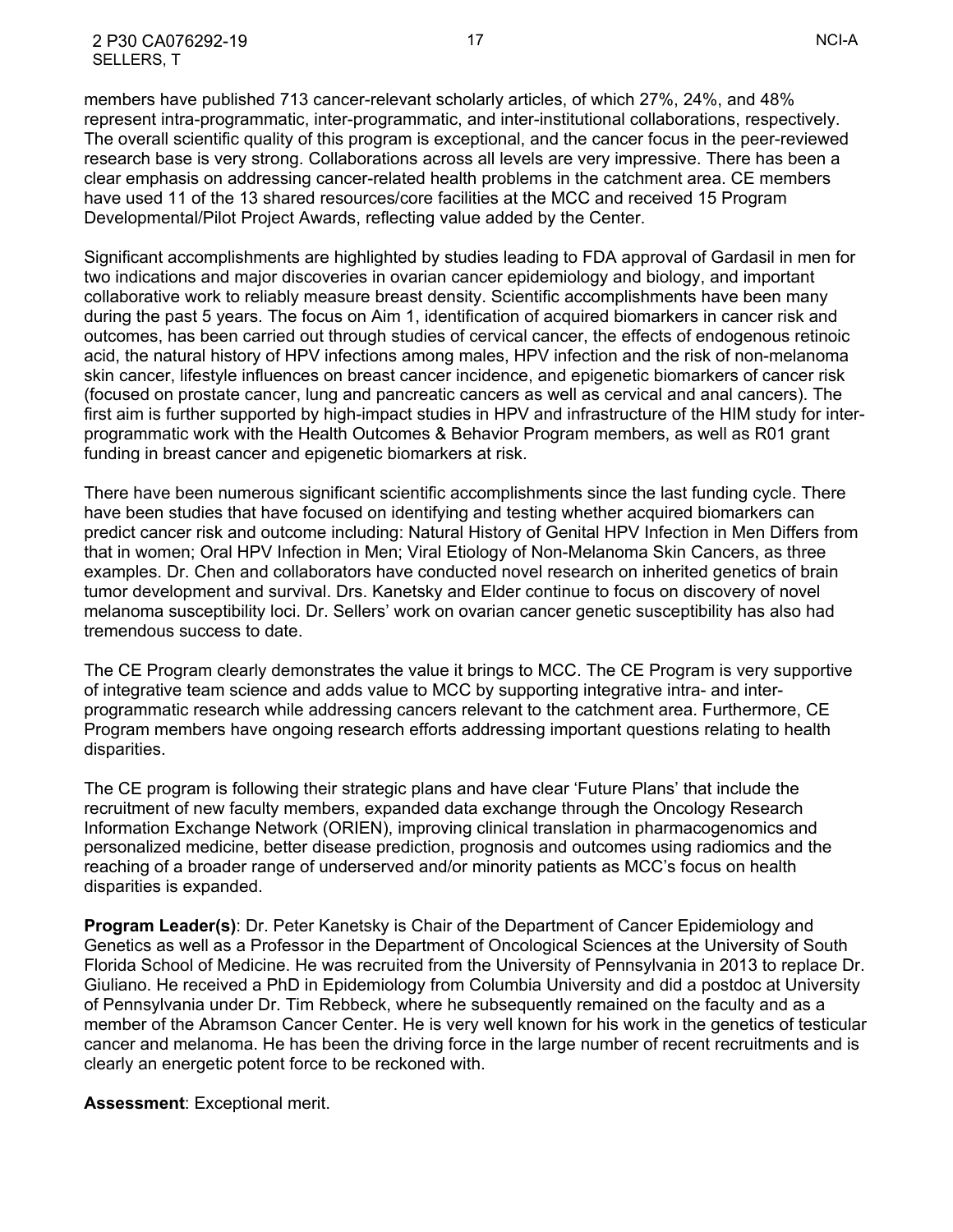members have published 713 cancer-relevant scholarly articles, of which 27%, 24%, and 48% represent intra-programmatic, inter-programmatic, and inter-institutional collaborations, respectively. The overall scientific quality of this program is exceptional, and the cancer focus in the peer-reviewed research base is very strong. Collaborations across all levels are very impressive. There has been a clear emphasis on addressing cancer-related health problems in the catchment area. CE members have used 11 of the 13 shared resources/core facilities at the MCC and received 15 Program Developmental/Pilot Project Awards, reflecting value added by the Center.

Significant accomplishments are highlighted by studies leading to FDA approval of Gardasil in men for two indications and major discoveries in ovarian cancer epidemiology and biology, and important collaborative work to reliably measure breast density. Scientific accomplishments have been many during the past 5 years. The focus on Aim 1, identification of acquired biomarkers in cancer risk and outcomes, has been carried out through studies of cervical cancer, the effects of endogenous retinoic acid, the natural history of HPV infections among males, HPV infection and the risk of non-melanoma skin cancer, lifestyle influences on breast cancer incidence, and epigenetic biomarkers of cancer risk (focused on prostate cancer, lung and pancreatic cancers as well as cervical and anal cancers). The first aim is further supported by high-impact studies in HPV and infrastructure of the HIM study for inter-programmatic work with the Health Outcomes & Behavior Program members, as well as R01 grant funding in breast cancer and epigenetic biomarkers at risk.

There have been numerous significant scientific accomplishments since the last funding cycle. There have been studies that have focused on identifying and testing whether acquired biomarkers can predict cancer risk and outcome including: Natural History of Genital HPV Infection in Men Differs from that in women; Oral HPV Infection in Men; Viral Etiology of Non-Melanoma Skin Cancers, as three examples. Dr. Chen and collaborators have conducted novel research on inherited genetics of brain tumor development and survival. Drs. Kanetsky and Elder continue to focus on discovery of novel melanoma susceptibility loci. Dr. Sellers' work on ovarian cancer genetic susceptibility has also had tremendous success to date.

The CE Program clearly demonstrates the value it brings to MCC. The CE Program is very supportive of integrative team science and adds value to MCC by supporting integrative intra- and inter-programmatic research while addressing cancers relevant to the catchment area. Furthermore, CE Program members have ongoing research efforts addressing important questions relating to health disparities.

The CE program is following their strategic plans and have clear 'Future Plans' that include the recruitment of new faculty members, expanded data exchange through the Oncology Research Information Exchange Network (ORIEN), improving clinical translation in pharmacogenomics and personalized medicine, better disease prediction, prognosis and outcomes using radiomics and the reaching of a broader range of underserved and/or minority patients as MCC's focus on health disparities is expanded.

**Program Leader(s)**: Dr. Peter Kanetsky is Chair of the Department of Cancer Epidemiology and Genetics as well as a Professor in the Department of Oncological Sciences at the University of South Florida School of Medicine. He was recruited from the University of Pennsylvania in 2013 to replace Dr. Giuliano. He received a PhD in Epidemiology from Columbia University and did a postdoc at University of Pennsylvania under Dr. Tim Rebbeck, where he subsequently remained on the faculty and as a member of the Abramson Cancer Center. He is very well known for his work in the genetics of testicular cancer and melanoma. He has been the driving force in the large number of recent recruitments and is clearly an energetic potent force to be reckoned with.

**Assessment**: Exceptional merit.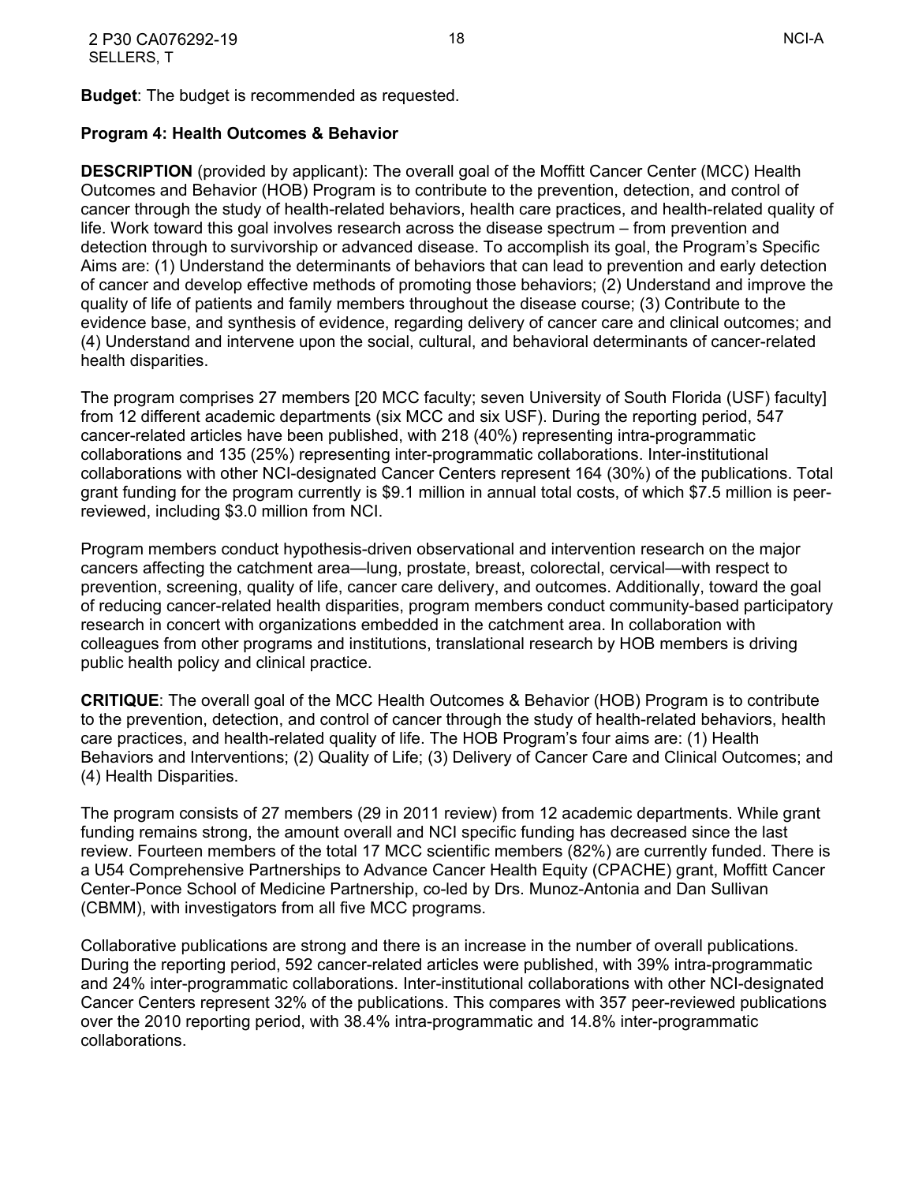**Budget**: The budget is recommended as requested.

**Program 4: Health Outcomes & Behavior**

**DESCRIPTION** (provided by applicant): The overall goal of the Moffitt Cancer Center (MCC) Health Outcomes and Behavior (HOB) Program is to contribute to the prevention, detection, and control of cancer through the study of health-related behaviors, health care practices, and health-related quality of life. Work toward this goal involves research across the disease spectrum – from prevention and detection through to survivorship or advanced disease. To accomplish its goal, the Program's Specific Aims are: (1) Understand the determinants of behaviors that can lead to prevention and early detection of cancer and develop effective methods of promoting those behaviors; (2) Understand and improve the quality of life of patients and family members throughout the disease course; (3) Contribute to the evidence base, and synthesis of evidence, regarding delivery of cancer care and clinical outcomes; and (4) Understand and intervene upon the social, cultural, and behavioral determinants of cancer-related health disparities.

The program comprises 27 members [20 MCC faculty; seven University of South Florida (USF) faculty] from 12 different academic departments (six MCC and six USF). During the reporting period, 547 cancer-related articles have been published, with 218 (40%) representing intra-programmatic collaborations and 135 (25%) representing inter-programmatic collaborations. Inter-institutional collaborations with other NCI-designated Cancer Centers represent 164 (30%) of the publications. Total grant funding for the program currently is $9.1 million in annual total costs, of which $7.5 million is peer-reviewed, including $3.0 million from NCI.

Program members conduct hypothesis-driven observational and intervention research on the major cancers affecting the catchment area—lung, prostate, breast, colorectal, cervical—with respect to prevention, screening, quality of life, cancer care delivery, and outcomes. Additionally, toward the goal of reducing cancer-related health disparities, program members conduct community-based participatory research in concert with organizations embedded in the catchment area. In collaboration with colleagues from other programs and institutions, translational research by HOB members is driving public health policy and clinical practice.

**CRITIQUE**: The overall goal of the MCC Health Outcomes & Behavior (HOB) Program is to contribute to the prevention, detection, and control of cancer through the study of health-related behaviors, health care practices, and health-related quality of life. The HOB Program's four aims are: (1) Health Behaviors and Interventions; (2) Quality of Life; (3) Delivery of Cancer Care and Clinical Outcomes; and (4) Health Disparities.

The program consists of 27 members (29 in 2011 review) from 12 academic departments. While grant funding remains strong, the amount overall and NCI specific funding has decreased since the last review. Fourteen members of the total 17 MCC scientific members (82%) are currently funded. There is a U54 Comprehensive Partnerships to Advance Cancer Health Equity (CPACHE) grant, Moffitt Cancer Center-Ponce School of Medicine Partnership, co-led by Drs. Munoz-Antonia and Dan Sullivan (CBMM), with investigators from all five MCC programs.

Collaborative publications are strong and there is an increase in the number of overall publications. During the reporting period, 592 cancer-related articles were published, with 39% intra-programmatic and 24% inter-programmatic collaborations. Inter-institutional collaborations with other NCI-designated Cancer Centers represent 32% of the publications. This compares with 357 peer-reviewed publications over the 2010 reporting period, with 38.4% intra-programmatic and 14.8% inter-programmatic collaborations.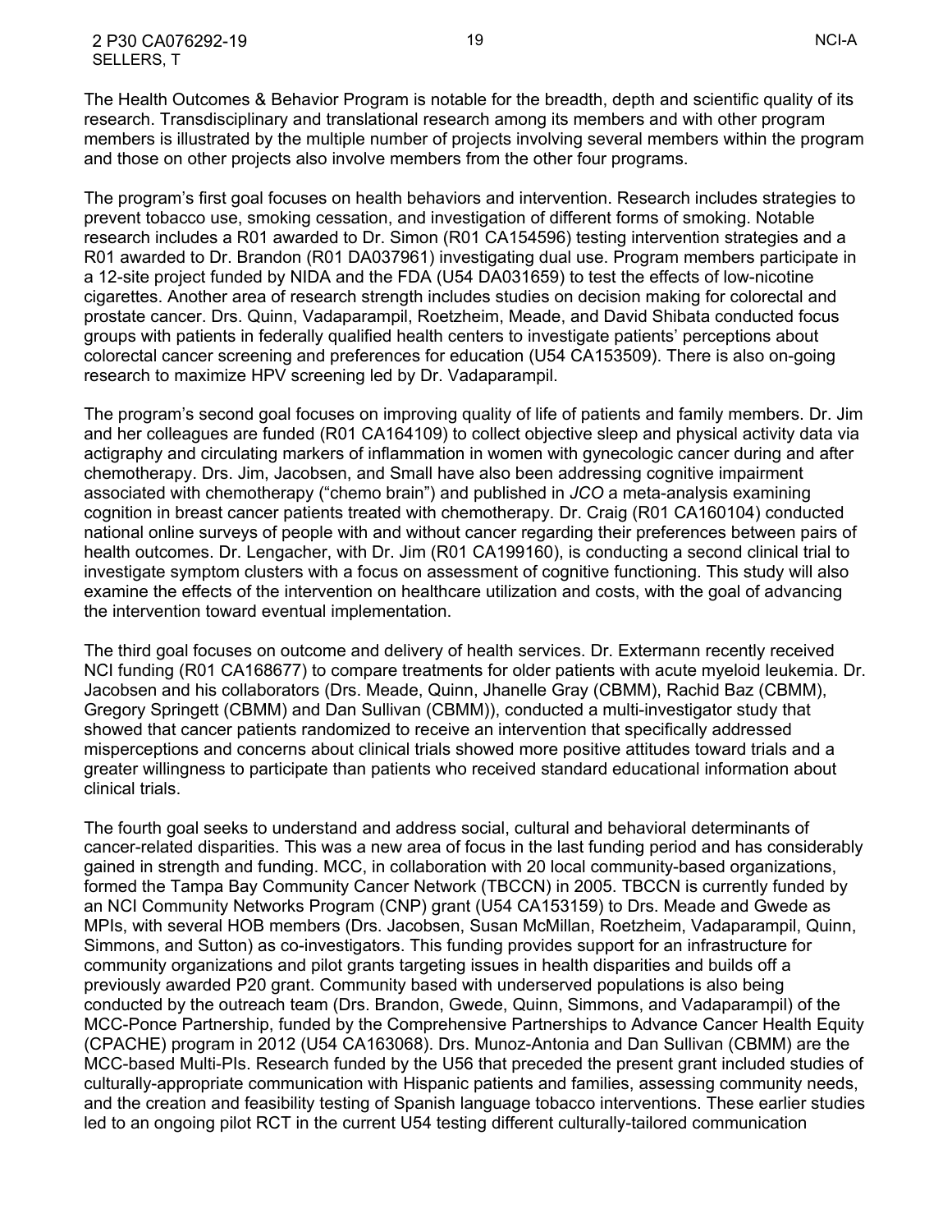The Health Outcomes & Behavior Program is notable for the breadth, depth and scientific quality of its research. Transdisciplinary and translational research among its members and with other program members is illustrated by the multiple number of projects involving several members within the program and those on other projects also involve members from the other four programs.

The program's first goal focuses on health behaviors and intervention. Research includes strategies to prevent tobacco use, smoking cessation, and investigation of different forms of smoking. Notable research includes a R01 awarded to Dr. Simon (R01 CA154596) testing intervention strategies and a R01 awarded to Dr. Brandon (R01 DA037961) investigating dual use. Program members participate in a 12-site project funded by NIDA and the FDA (U54 DA031659) to test the effects of low-nicotine cigarettes. Another area of research strength includes studies on decision making for colorectal and prostate cancer. Drs. Quinn, Vadaparampil, Roetzheim, Meade, and David Shibata conducted focus groups with patients in federally qualified health centers to investigate patients' perceptions about colorectal cancer screening and preferences for education (U54 CA153509). There is also on-going research to maximize HPV screening led by Dr. Vadaparampil.

The program's second goal focuses on improving quality of life of patients and family members. Dr. Jim and her colleagues are funded (R01 CA164109) to collect objective sleep and physical activity data via actigraphy and circulating markers of inflammation in women with gynecologic cancer during and after chemotherapy. Drs. Jim, Jacobsen, and Small have also been addressing cognitive impairment associated with chemotherapy ("chemo brain") and published in *JCO* a meta-analysis examining cognition in breast cancer patients treated with chemotherapy. Dr. Craig (R01 CA160104) conducted national online surveys of people with and without cancer regarding their preferences between pairs of health outcomes. Dr. Lengacher, with Dr. Jim (R01 CA199160), is conducting a second clinical trial to investigate symptom clusters with a focus on assessment of cognitive functioning. This study will also examine the effects of the intervention on healthcare utilization and costs, with the goal of advancing the intervention toward eventual implementation.

The third goal focuses on outcome and delivery of health services. Dr. Extermann recently received NCI funding (R01 CA168677) to compare treatments for older patients with acute myeloid leukemia. Dr. Jacobsen and his collaborators (Drs. Meade, Quinn, Jhanelle Gray (CBMM), Rachid Baz (CBMM), Gregory Springett (CBMM) and Dan Sullivan (CBMM)), conducted a multi-investigator study that showed that cancer patients randomized to receive an intervention that specifically addressed misperceptions and concerns about clinical trials showed more positive attitudes toward trials and a greater willingness to participate than patients who received standard educational information about clinical trials.

The fourth goal seeks to understand and address social, cultural and behavioral determinants of cancer-related disparities. This was a new area of focus in the last funding period and has considerably gained in strength and funding. MCC, in collaboration with 20 local community-based organizations, formed the Tampa Bay Community Cancer Network (TBCCN) in 2005. TBCCN is currently funded by an NCI Community Networks Program (CNP) grant (U54 CA153159) to Drs. Meade and Gwede as MPIs, with several HOB members (Drs. Jacobsen, Susan McMillan, Roetzheim, Vadaparampil, Quinn, Simmons, and Sutton) as co-investigators. This funding provides support for an infrastructure for community organizations and pilot grants targeting issues in health disparities and builds off a previously awarded P20 grant. Community based with underserved populations is also being conducted by the outreach team (Drs. Brandon, Gwede, Quinn, Simmons, and Vadaparampil) of the MCC-Ponce Partnership, funded by the Comprehensive Partnerships to Advance Cancer Health Equity (CPACHE) program in 2012 (U54 CA163068). Drs. Munoz-Antonia and Dan Sullivan (CBMM) are the MCC-based Multi-PIs. Research funded by the U56 that preceded the present grant included studies of culturally-appropriate communication with Hispanic patients and families, assessing community needs, and the creation and feasibility testing of Spanish language tobacco interventions. These earlier studies led to an ongoing pilot RCT in the current U54 testing different culturally-tailored communication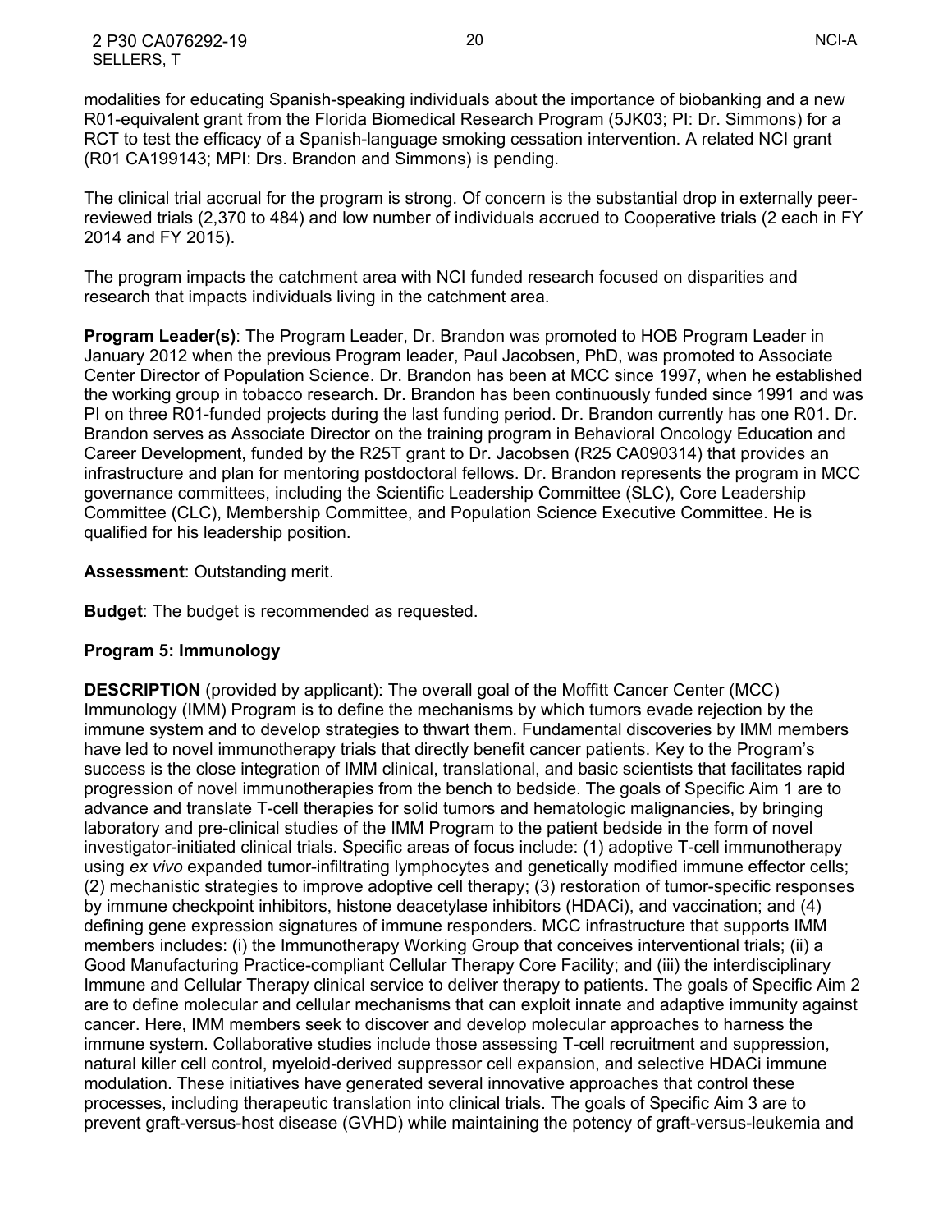modalities for educating Spanish-speaking individuals about the importance of biobanking and a new R01-equivalent grant from the Florida Biomedical Research Program (5JK03; PI: Dr. Simmons) for a RCT to test the efficacy of a Spanish-language smoking cessation intervention. A related NCI grant (R01 CA199143; MPI: Drs. Brandon and Simmons) is pending.

The clinical trial accrual for the program is strong. Of concern is the substantial drop in externally peer-reviewed trials (2,370 to 484) and low number of individuals accrued to Cooperative trials (2 each in FY 2014 and FY 2015).

The program impacts the catchment area with NCI funded research focused on disparities and research that impacts individuals living in the catchment area.

**Program Leader(s)**: The Program Leader, Dr. Brandon was promoted to HOB Program Leader in January 2012 when the previous Program leader, Paul Jacobsen, PhD, was promoted to Associate Center Director of Population Science. Dr. Brandon has been at MCC since 1997, when he established the working group in tobacco research. Dr. Brandon has been continuously funded since 1991 and was PI on three R01-funded projects during the last funding period. Dr. Brandon currently has one R01. Dr. Brandon serves as Associate Director on the training program in Behavioral Oncology Education and Career Development, funded by the R25T grant to Dr. Jacobsen (R25 CA090314) that provides an infrastructure and plan for mentoring postdoctoral fellows. Dr. Brandon represents the program in MCC governance committees, including the Scientific Leadership Committee (SLC), Core Leadership Committee (CLC), Membership Committee, and Population Science Executive Committee. He is qualified for his leadership position.

**Assessment**: Outstanding merit.

**Budget**: The budget is recommended as requested.

**Program 5: Immunology**

**DESCRIPTION** (provided by applicant): The overall goal of the Moffitt Cancer Center (MCC) Immunology (IMM) Program is to define the mechanisms by which tumors evade rejection by the immune system and to develop strategies to thwart them. Fundamental discoveries by IMM members have led to novel immunotherapy trials that directly benefit cancer patients. Key to the Program's success is the close integration of IMM clinical, translational, and basic scientists that facilitates rapid progression of novel immunotherapies from the bench to bedside. The goals of Specific Aim 1 are to advance and translate T-cell therapies for solid tumors and hematologic malignancies, by bringing laboratory and pre-clinical studies of the IMM Program to the patient bedside in the form of novel investigator-initiated clinical trials. Specific areas of focus include: (1) adoptive T-cell immunotherapy using *ex vivo* expanded tumor-infiltrating lymphocytes and genetically modified immune effector cells; (2) mechanistic strategies to improve adoptive cell therapy; (3) restoration of tumor-specific responses by immune checkpoint inhibitors, histone deacetylase inhibitors (HDACi), and vaccination; and (4) defining gene expression signatures of immune responders. MCC infrastructure that supports IMM members includes: (i) the Immunotherapy Working Group that conceives interventional trials; (ii) a Good Manufacturing Practice-compliant Cellular Therapy Core Facility; and (iii) the interdisciplinary Immune and Cellular Therapy clinical service to deliver therapy to patients. The goals of Specific Aim 2 are to define molecular and cellular mechanisms that can exploit innate and adaptive immunity against cancer. Here, IMM members seek to discover and develop molecular approaches to harness the immune system. Collaborative studies include those assessing T-cell recruitment and suppression, natural killer cell control, myeloid-derived suppressor cell expansion, and selective HDACi immune modulation. These initiatives have generated several innovative approaches that control these processes, including therapeutic translation into clinical trials. The goals of Specific Aim 3 are to prevent graft-versus-host disease (GVHD) while maintaining the potency of graft-versus-leukemia and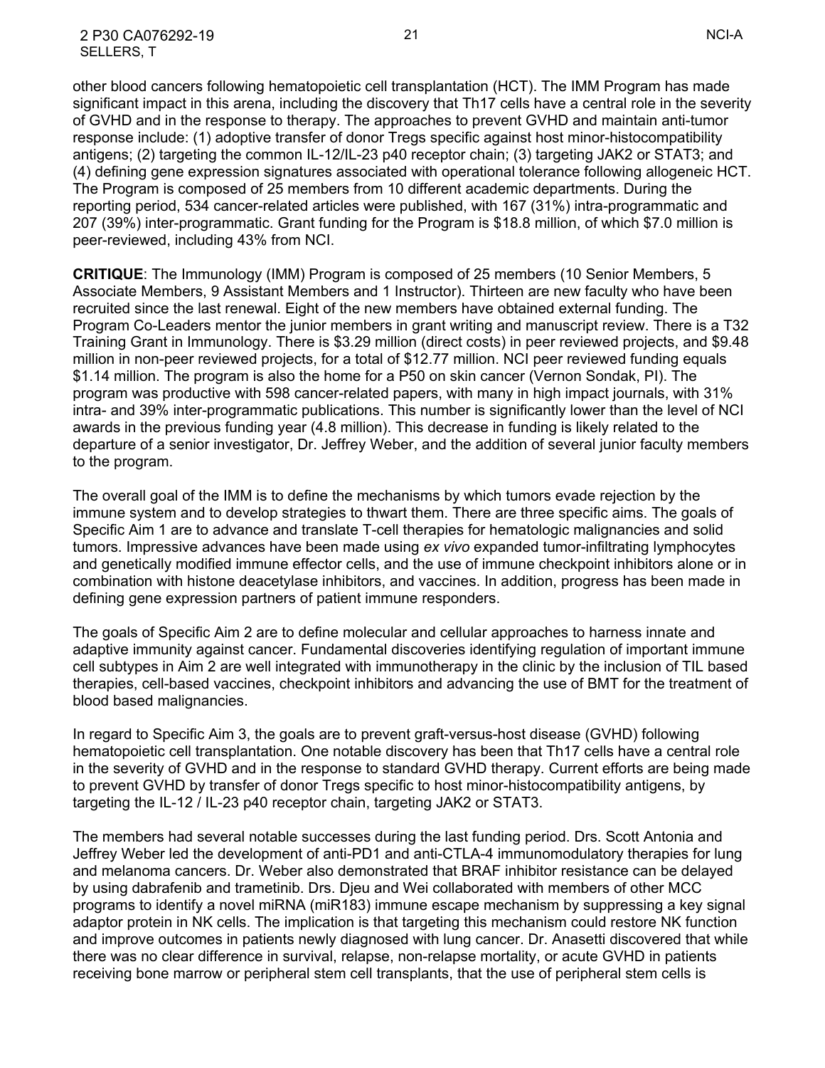other blood cancers following hematopoietic cell transplantation (HCT). The IMM Program has made significant impact in this arena, including the discovery that Th17 cells have a central role in the severity of GVHD and in the response to therapy. The approaches to prevent GVHD and maintain anti-tumor response include: (1) adoptive transfer of donor Tregs specific against host minor-histocompatibility antigens; (2) targeting the common IL-12/IL-23 p40 receptor chain; (3) targeting JAK2 or STAT3; and (4) defining gene expression signatures associated with operational tolerance following allogeneic HCT. The Program is composed of 25 members from 10 different academic departments. During the reporting period, 534 cancer-related articles were published, with 167 (31%) intra-programmatic and 207 (39%) inter-programmatic. Grant funding for the Program is $18.8 million, of which $7.0 million is peer-reviewed, including 43% from NCI.

**CRITIQUE**: The Immunology (IMM) Program is composed of 25 members (10 Senior Members, 5 Associate Members, 9 Assistant Members and 1 Instructor). Thirteen are new faculty who have been recruited since the last renewal. Eight of the new members have obtained external funding. The Program Co-Leaders mentor the junior members in grant writing and manuscript review. There is a T32 Training Grant in Immunology. There is $3.29 million (direct costs) in peer reviewed projects, and $9.48 million in non-peer reviewed projects, for a total of $12.77 million. NCI peer reviewed funding equals $1.14 million. The program is also the home for a P50 on skin cancer (Vernon Sondak, PI). The program was productive with 598 cancer-related papers, with many in high impact journals, with 31% intra- and 39% inter-programmatic publications. This number is significantly lower than the level of NCI awards in the previous funding year (4.8 million). This decrease in funding is likely related to the departure of a senior investigator, Dr. Jeffrey Weber, and the addition of several junior faculty members to the program.

The overall goal of the IMM is to define the mechanisms by which tumors evade rejection by the immune system and to develop strategies to thwart them. There are three specific aims. The goals of Specific Aim 1 are to advance and translate T-cell therapies for hematologic malignancies and solid tumors. Impressive advances have been made using *ex vivo* expanded tumor-infiltrating lymphocytes and genetically modified immune effector cells, and the use of immune checkpoint inhibitors alone or in combination with histone deacetylase inhibitors, and vaccines. In addition, progress has been made in defining gene expression partners of patient immune responders.

The goals of Specific Aim 2 are to define molecular and cellular approaches to harness innate and adaptive immunity against cancer. Fundamental discoveries identifying regulation of important immune cell subtypes in Aim 2 are well integrated with immunotherapy in the clinic by the inclusion of TIL based therapies, cell-based vaccines, checkpoint inhibitors and advancing the use of BMT for the treatment of blood based malignancies.

In regard to Specific Aim 3, the goals are to prevent graft-versus-host disease (GVHD) following hematopoietic cell transplantation. One notable discovery has been that Th17 cells have a central role in the severity of GVHD and in the response to standard GVHD therapy. Current efforts are being made to prevent GVHD by transfer of donor Tregs specific to host minor-histocompatibility antigens, by targeting the IL-12 / IL-23 p40 receptor chain, targeting JAK2 or STAT3.

The members had several notable successes during the last funding period. Drs. Scott Antonia and Jeffrey Weber led the development of anti-PD1 and anti-CTLA-4 immunomodulatory therapies for lung and melanoma cancers. Dr. Weber also demonstrated that BRAF inhibitor resistance can be delayed by using dabrafenib and trametinib. Drs. Djeu and Wei collaborated with members of other MCC programs to identify a novel miRNA (miR183) immune escape mechanism by suppressing a key signal adaptor protein in NK cells. The implication is that targeting this mechanism could restore NK function and improve outcomes in patients newly diagnosed with lung cancer. Dr. Anasetti discovered that while there was no clear difference in survival, relapse, non-relapse mortality, or acute GVHD in patients receiving bone marrow or peripheral stem cell transplants, that the use of peripheral stem cells is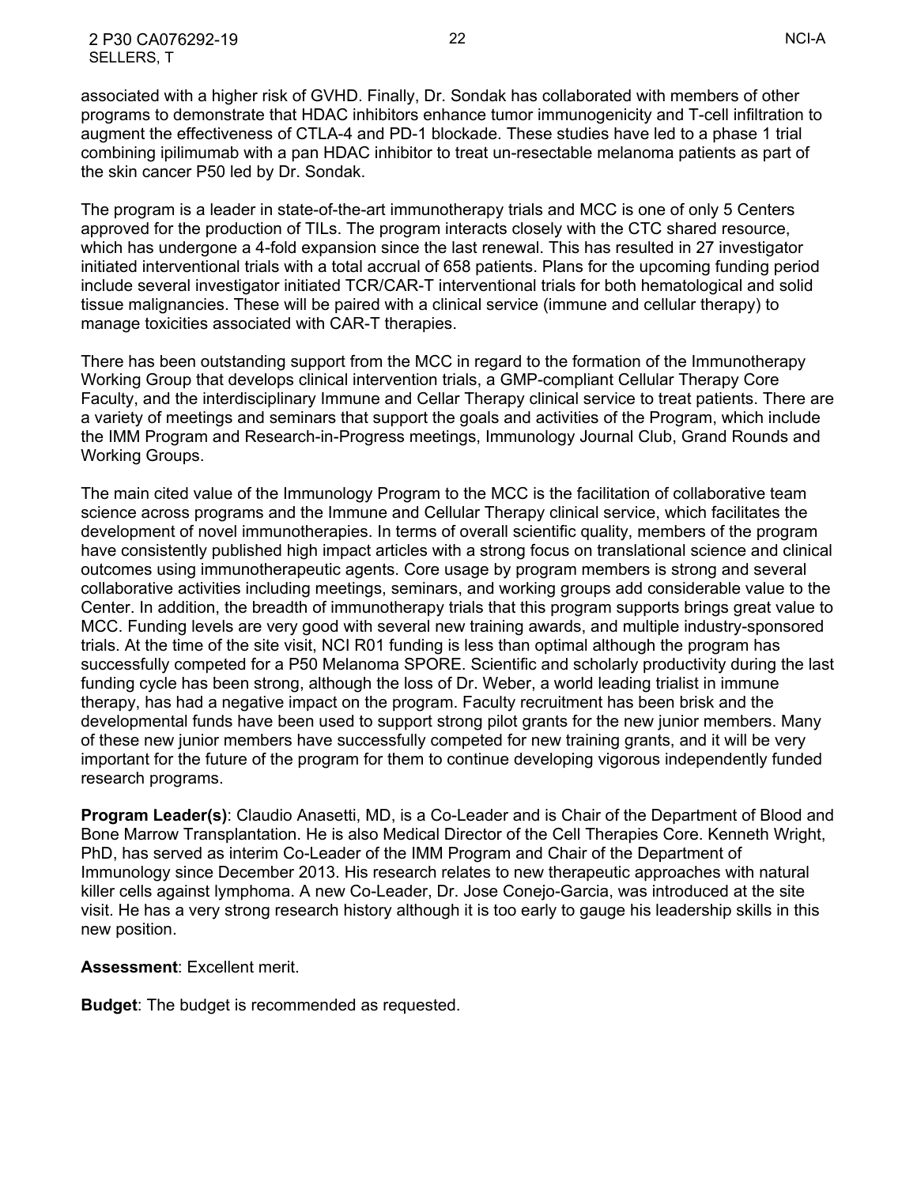associated with a higher risk of GVHD. Finally, Dr. Sondak has collaborated with members of other programs to demonstrate that HDAC inhibitors enhance tumor immunogenicity and T-cell infiltration to augment the effectiveness of CTLA-4 and PD-1 blockade. These studies have led to a phase 1 trial combining ipilimumab with a pan HDAC inhibitor to treat un-resectable melanoma patients as part of the skin cancer P50 led by Dr. Sondak.

The program is a leader in state-of-the-art immunotherapy trials and MCC is one of only 5 Centers approved for the production of TILs. The program interacts closely with the CTC shared resource, which has undergone a 4-fold expansion since the last renewal. This has resulted in 27 investigator initiated interventional trials with a total accrual of 658 patients. Plans for the upcoming funding period include several investigator initiated TCR/CAR-T interventional trials for both hematological and solid tissue malignancies. These will be paired with a clinical service (immune and cellular therapy) to manage toxicities associated with CAR-T therapies.

There has been outstanding support from the MCC in regard to the formation of the Immunotherapy Working Group that develops clinical intervention trials, a GMP-compliant Cellular Therapy Core Faculty, and the interdisciplinary Immune and Cellar Therapy clinical service to treat patients. There are a variety of meetings and seminars that support the goals and activities of the Program, which include the IMM Program and Research-in-Progress meetings, Immunology Journal Club, Grand Rounds and Working Groups.

The main cited value of the Immunology Program to the MCC is the facilitation of collaborative team science across programs and the Immune and Cellular Therapy clinical service, which facilitates the development of novel immunotherapies. In terms of overall scientific quality, members of the program have consistently published high impact articles with a strong focus on translational science and clinical outcomes using immunotherapeutic agents. Core usage by program members is strong and several collaborative activities including meetings, seminars, and working groups add considerable value to the Center. In addition, the breadth of immunotherapy trials that this program supports brings great value to MCC. Funding levels are very good with several new training awards, and multiple industry-sponsored trials. At the time of the site visit, NCI R01 funding is less than optimal although the program has successfully competed for a P50 Melanoma SPORE. Scientific and scholarly productivity during the last funding cycle has been strong, although the loss of Dr. Weber, a world leading trialist in immune therapy, has had a negative impact on the program. Faculty recruitment has been brisk and the developmental funds have been used to support strong pilot grants for the new junior members. Many of these new junior members have successfully competed for new training grants, and it will be very important for the future of the program for them to continue developing vigorous independently funded research programs.

**Program Leader(s)**: Claudio Anasetti, MD, is a Co-Leader and is Chair of the Department of Blood and Bone Marrow Transplantation. He is also Medical Director of the Cell Therapies Core. Kenneth Wright, PhD, has served as interim Co-Leader of the IMM Program and Chair of the Department of Immunology since December 2013. His research relates to new therapeutic approaches with natural killer cells against lymphoma. A new Co-Leader, Dr. Jose Conejo-Garcia, was introduced at the site visit. He has a very strong research history although it is too early to gauge his leadership skills in this new position.

**Assessment**: Excellent merit.

**Budget**: The budget is recommended as requested.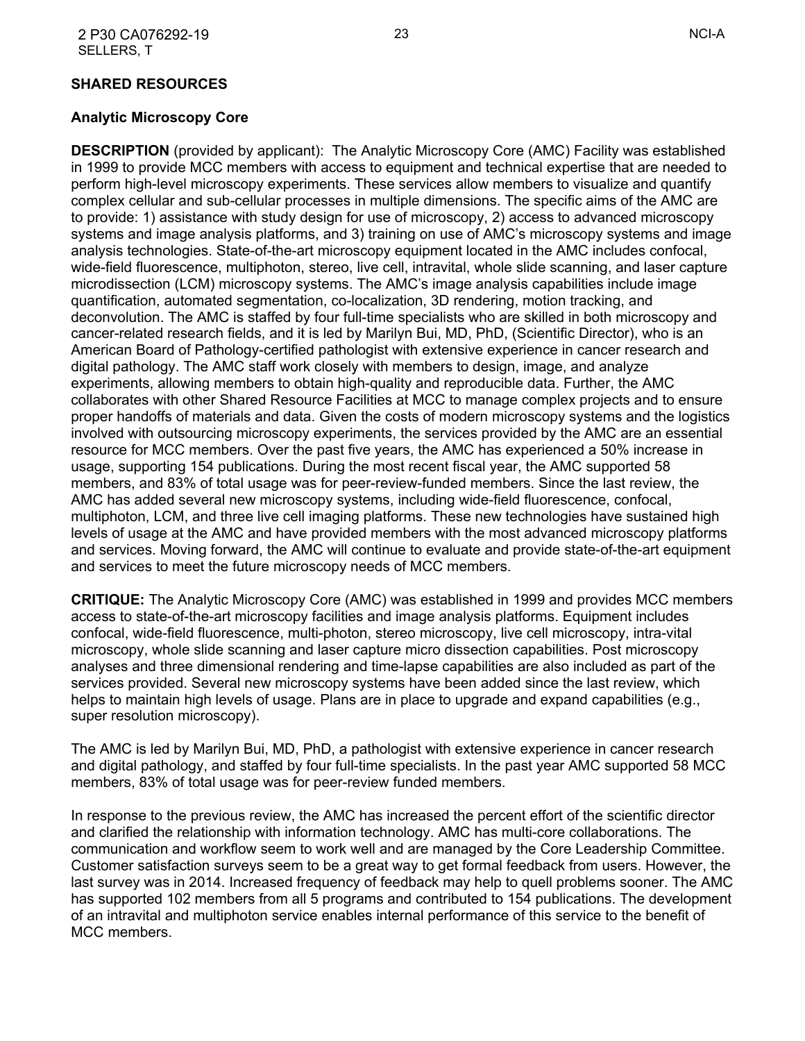## SHARED RESOURCES

### Analytic Microscopy Core

**DESCRIPTION** (provided by applicant): The Analytic Microscopy Core (AMC) Facility was established in 1999 to provide MCC members with access to equipment and technical expertise that are needed to perform high-level microscopy experiments. These services allow members to visualize and quantify complex cellular and sub-cellular processes in multiple dimensions. The specific aims of the AMC are to provide: 1) assistance with study design for use of microscopy, 2) access to advanced microscopy systems and image analysis platforms, and 3) training on use of AMC's microscopy systems and image analysis technologies. State-of-the-art microscopy equipment located in the AMC includes confocal, wide-field fluorescence, multiphoton, stereo, live cell, intravital, whole slide scanning, and laser capture microdissection (LCM) microscopy systems. The AMC's image analysis capabilities include image quantification, automated segmentation, co-localization, 3D rendering, motion tracking, and deconvolution. The AMC is staffed by four full-time specialists who are skilled in both microscopy and cancer-related research fields, and it is led by Marilyn Bui, MD, PhD, (Scientific Director), who is an American Board of Pathology-certified pathologist with extensive experience in cancer research and digital pathology. The AMC staff work closely with members to design, image, and analyze experiments, allowing members to obtain high-quality and reproducible data. Further, the AMC collaborates with other Shared Resource Facilities at MCC to manage complex projects and to ensure proper handoffs of materials and data. Given the costs of modern microscopy systems and the logistics involved with outsourcing microscopy experiments, the services provided by the AMC are an essential resource for MCC members. Over the past five years, the AMC has experienced a 50% increase in usage, supporting 154 publications. During the most recent fiscal year, the AMC supported 58 members, and 83% of total usage was for peer-review-funded members. Since the last review, the AMC has added several new microscopy systems, including wide-field fluorescence, confocal, multiphoton, LCM, and three live cell imaging platforms. These new technologies have sustained high levels of usage at the AMC and have provided members with the most advanced microscopy platforms and services. Moving forward, the AMC will continue to evaluate and provide state-of-the-art equipment and services to meet the future microscopy needs of MCC members.

**CRITIQUE:** The Analytic Microscopy Core (AMC) was established in 1999 and provides MCC members access to state-of-the-art microscopy facilities and image analysis platforms. Equipment includes confocal, wide-field fluorescence, multi-photon, stereo microscopy, live cell microscopy, intra-vital microscopy, whole slide scanning and laser capture micro dissection capabilities. Post microscopy analyses and three dimensional rendering and time-lapse capabilities are also included as part of the services provided. Several new microscopy systems have been added since the last review, which helps to maintain high levels of usage. Plans are in place to upgrade and expand capabilities (e.g., super resolution microscopy).

The AMC is led by Marilyn Bui, MD, PhD, a pathologist with extensive experience in cancer research and digital pathology, and staffed by four full-time specialists. In the past year AMC supported 58 MCC members, 83% of total usage was for peer-review funded members.

In response to the previous review, the AMC has increased the percent effort of the scientific director and clarified the relationship with information technology. AMC has multi-core collaborations. The communication and workflow seem to work well and are managed by the Core Leadership Committee. Customer satisfaction surveys seem to be a great way to get formal feedback from users. However, the last survey was in 2014. Increased frequency of feedback may help to quell problems sooner. The AMC has supported 102 members from all 5 programs and contributed to 154 publications. The development of an intravital and multiphoton service enables internal performance of this service to the benefit of MCC members.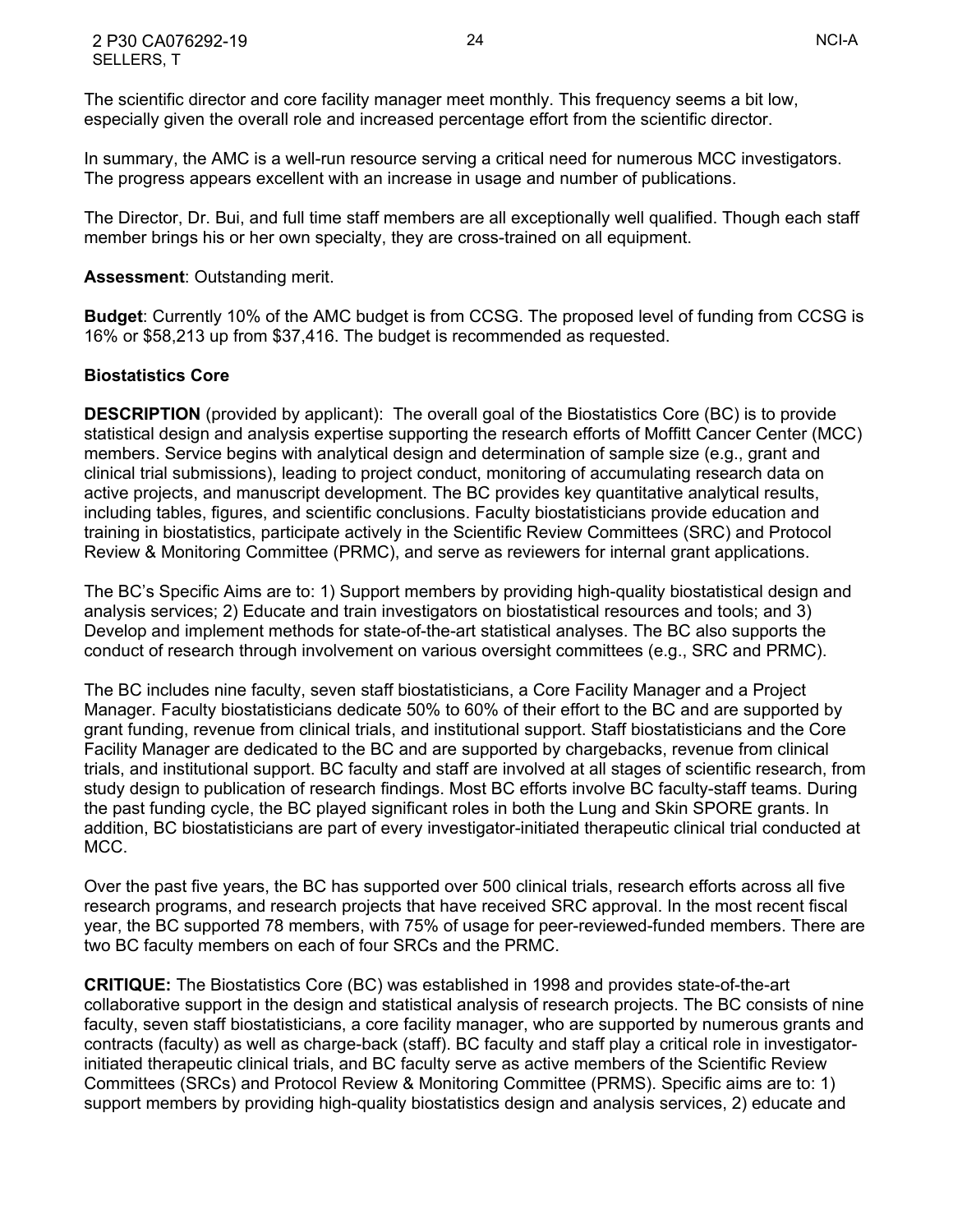The scientific director and core facility manager meet monthly. This frequency seems a bit low, especially given the overall role and increased percentage effort from the scientific director.

In summary, the AMC is a well-run resource serving a critical need for numerous MCC investigators. The progress appears excellent with an increase in usage and number of publications.

The Director, Dr. Bui, and full time staff members are all exceptionally well qualified. Though each staff member brings his or her own specialty, they are cross-trained on all equipment.

**Assessment**: Outstanding merit.

**Budget**: Currently 10% of the AMC budget is from CCSG. The proposed level of funding from CCSG is 16% or $58,213 up from $37,416. The budget is recommended as requested.

**Biostatistics Core**

**DESCRIPTION** (provided by applicant): The overall goal of the Biostatistics Core (BC) is to provide statistical design and analysis expertise supporting the research efforts of Moffitt Cancer Center (MCC) members. Service begins with analytical design and determination of sample size (e.g., grant and clinical trial submissions), leading to project conduct, monitoring of accumulating research data on active projects, and manuscript development. The BC provides key quantitative analytical results, including tables, figures, and scientific conclusions. Faculty biostatisticians provide education and training in biostatistics, participate actively in the Scientific Review Committees (SRC) and Protocol Review & Monitoring Committee (PRMC), and serve as reviewers for internal grant applications.

The BC's Specific Aims are to: 1) Support members by providing high-quality biostatistical design and analysis services; 2) Educate and train investigators on biostatistical resources and tools; and 3) Develop and implement methods for state-of-the-art statistical analyses. The BC also supports the conduct of research through involvement on various oversight committees (e.g., SRC and PRMC).

The BC includes nine faculty, seven staff biostatisticians, a Core Facility Manager and a Project Manager. Faculty biostatisticians dedicate 50% to 60% of their effort to the BC and are supported by grant funding, revenue from clinical trials, and institutional support. Staff biostatisticians and the Core Facility Manager are dedicated to the BC and are supported by chargebacks, revenue from clinical trials, and institutional support. BC faculty and staff are involved at all stages of scientific research, from study design to publication of research findings. Most BC efforts involve BC faculty-staff teams. During the past funding cycle, the BC played significant roles in both the Lung and Skin SPORE grants. In addition, BC biostatisticians are part of every investigator-initiated therapeutic clinical trial conducted at MCC.

Over the past five years, the BC has supported over 500 clinical trials, research efforts across all five research programs, and research projects that have received SRC approval. In the most recent fiscal year, the BC supported 78 members, with 75% of usage for peer-reviewed-funded members. There are two BC faculty members on each of four SRCs and the PRMC.

**CRITIQUE:** The Biostatistics Core (BC) was established in 1998 and provides state-of-the-art collaborative support in the design and statistical analysis of research projects. The BC consists of nine faculty, seven staff biostatisticians, a core facility manager, who are supported by numerous grants and contracts (faculty) as well as charge-back (staff). BC faculty and staff play a critical role in investigator-initiated therapeutic clinical trials, and BC faculty serve as active members of the Scientific Review Committees (SRCs) and Protocol Review & Monitoring Committee (PRMS). Specific aims are to: 1) support members by providing high-quality biostatistics design and analysis services, 2) educate and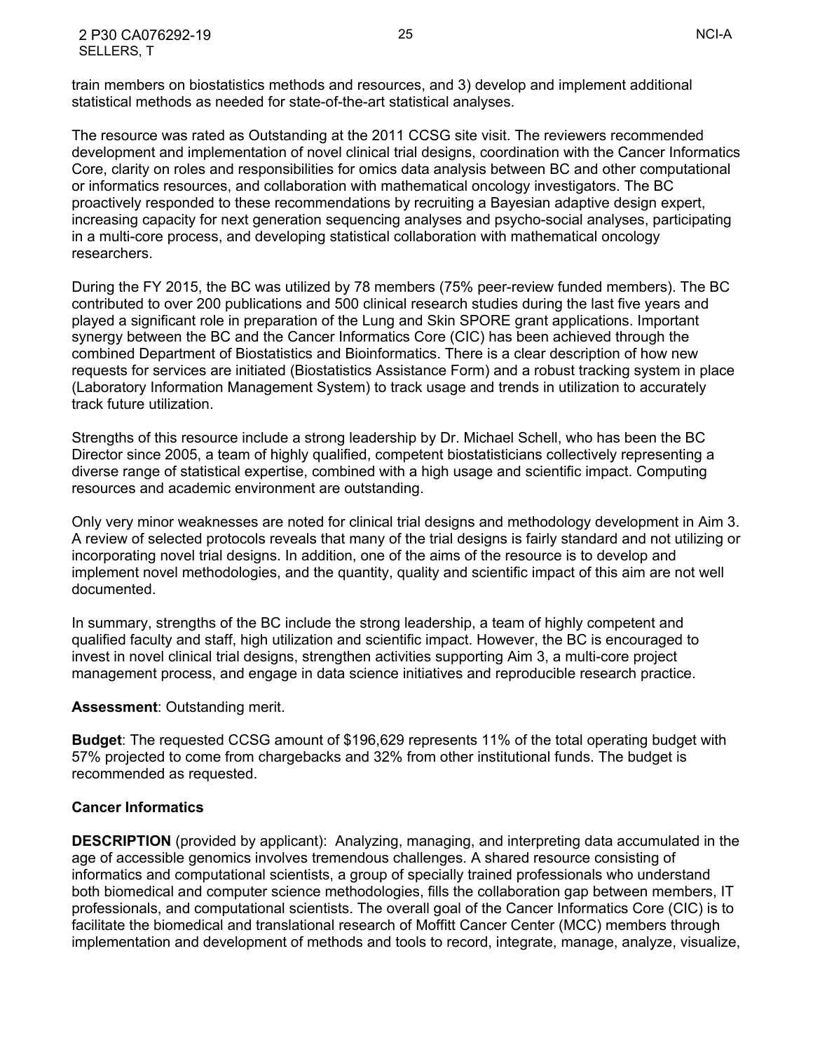train members on biostatistics methods and resources, and 3) develop and implement additional statistical methods as needed for state-of-the-art statistical analyses.

The resource was rated as Outstanding at the 2011 CCSG site visit. The reviewers recommended development and implementation of novel clinical trial designs, coordination with the Cancer Informatics Core, clarity on roles and responsibilities for omics data analysis between BC and other computational or informatics resources, and collaboration with mathematical oncology investigators. The BC proactively responded to these recommendations by recruiting a Bayesian adaptive design expert, increasing capacity for next generation sequencing analyses and psycho-social analyses, participating in a multi-core process, and developing statistical collaboration with mathematical oncology researchers.

During the FY 2015, the BC was utilized by 78 members (75% peer-review funded members). The BC contributed to over 200 publications and 500 clinical research studies during the last five years and played a significant role in preparation of the Lung and Skin SPORE grant applications. Important synergy between the BC and the Cancer Informatics Core (CIC) has been achieved through the combined Department of Biostatistics and Bioinformatics. There is a clear description of how new requests for services are initiated (Biostatistics Assistance Form) and a robust tracking system in place (Laboratory Information Management System) to track usage and trends in utilization to accurately track future utilization.

Strengths of this resource include a strong leadership by Dr. Michael Schell, who has been the BC Director since 2005, a team of highly qualified, competent biostatisticians collectively representing a diverse range of statistical expertise, combined with a high usage and scientific impact. Computing resources and academic environment are outstanding.

Only very minor weaknesses are noted for clinical trial designs and methodology development in Aim 3. A review of selected protocols reveals that many of the trial designs is fairly standard and not utilizing or incorporating novel trial designs. In addition, one of the aims of the resource is to develop and implement novel methodologies, and the quantity, quality and scientific impact of this aim are not well documented.

In summary, strengths of the BC include the strong leadership, a team of highly competent and qualified faculty and staff, high utilization and scientific impact. However, the BC is encouraged to invest in novel clinical trial designs, strengthen activities supporting Aim 3, a multi-core project management process, and engage in data science initiatives and reproducible research practice.

**Assessment**: Outstanding merit.

**Budget**: The requested CCSG amount of $196,629 represents 11% of the total operating budget with 57% projected to come from chargebacks and 32% from other institutional funds. The budget is recommended as requested.

**Cancer Informatics**

**DESCRIPTION** (provided by applicant): Analyzing, managing, and interpreting data accumulated in the age of accessible genomics involves tremendous challenges. A shared resource consisting of informatics and computational scientists, a group of specially trained professionals who understand both biomedical and computer science methodologies, fills the collaboration gap between members, IT professionals, and computational scientists. The overall goal of the Cancer Informatics Core (CIC) is to facilitate the biomedical and translational research of Moffitt Cancer Center (MCC) members through implementation and development of methods and tools to record, integrate, manage, analyze, visualize,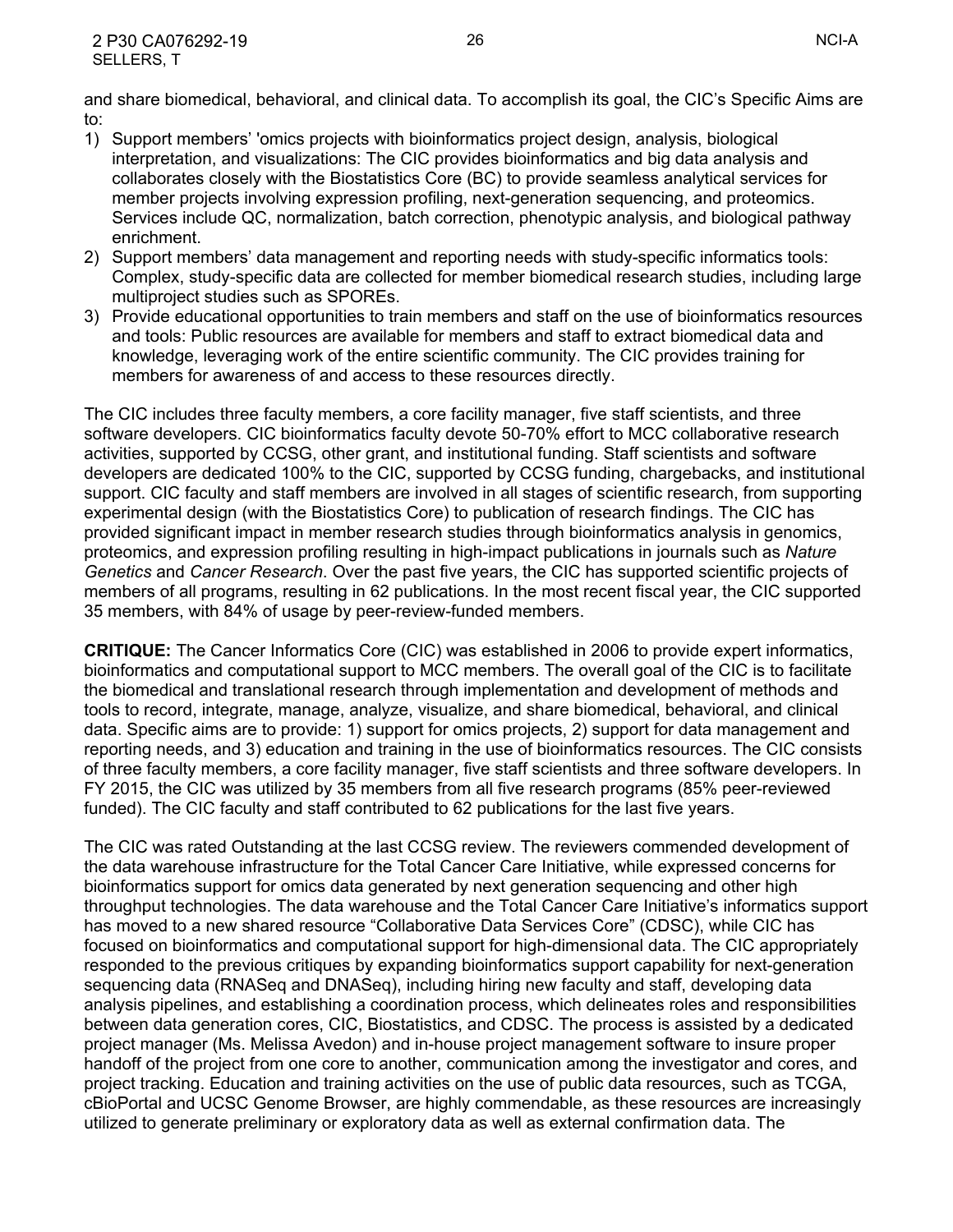and share biomedical, behavioral, and clinical data. To accomplish its goal, the CIC's Specific Aims are to:

1) Support members' 'omics projects with bioinformatics project design, analysis, biological interpretation, and visualizations: The CIC provides bioinformatics and big data analysis and collaborates closely with the Biostatistics Core (BC) to provide seamless analytical services for member projects involving expression profiling, next-generation sequencing, and proteomics. Services include QC, normalization, batch correction, phenotypic analysis, and biological pathway enrichment.
2) Support members' data management and reporting needs with study-specific informatics tools: Complex, study-specific data are collected for member biomedical research studies, including large multiproject studies such as SPOREs.
3) Provide educational opportunities to train members and staff on the use of bioinformatics resources and tools: Public resources are available for members and staff to extract biomedical data and knowledge, leveraging work of the entire scientific community. The CIC provides training for members for awareness of and access to these resources directly.

The CIC includes three faculty members, a core facility manager, five staff scientists, and three software developers. CIC bioinformatics faculty devote 50-70% effort to MCC collaborative research activities, supported by CCSG, other grant, and institutional funding. Staff scientists and software developers are dedicated 100% to the CIC, supported by CCSG funding, chargebacks, and institutional support. CIC faculty and staff members are involved in all stages of scientific research, from supporting experimental design (with the Biostatistics Core) to publication of research findings. The CIC has provided significant impact in member research studies through bioinformatics analysis in genomics, proteomics, and expression profiling resulting in high-impact publications in journals such as *Nature Genetics* and *Cancer Research*. Over the past five years, the CIC has supported scientific projects of members of all programs, resulting in 62 publications. In the most recent fiscal year, the CIC supported 35 members, with 84% of usage by peer-review-funded members.

**CRITIQUE:** The Cancer Informatics Core (CIC) was established in 2006 to provide expert informatics, bioinformatics and computational support to MCC members. The overall goal of the CIC is to facilitate the biomedical and translational research through implementation and development of methods and tools to record, integrate, manage, analyze, visualize, and share biomedical, behavioral, and clinical data. Specific aims are to provide: 1) support for omics projects, 2) support for data management and reporting needs, and 3) education and training in the use of bioinformatics resources. The CIC consists of three faculty members, a core facility manager, five staff scientists and three software developers. In FY 2015, the CIC was utilized by 35 members from all five research programs (85% peer-reviewed funded). The CIC faculty and staff contributed to 62 publications for the last five years.

The CIC was rated Outstanding at the last CCSG review. The reviewers commended development of the data warehouse infrastructure for the Total Cancer Care Initiative, while expressed concerns for bioinformatics support for omics data generated by next generation sequencing and other high throughput technologies. The data warehouse and the Total Cancer Care Initiative's informatics support has moved to a new shared resource "Collaborative Data Services Core" (CDSC), while CIC has focused on bioinformatics and computational support for high-dimensional data. The CIC appropriately responded to the previous critiques by expanding bioinformatics support capability for next-generation sequencing data (RNASeq and DNASeq), including hiring new faculty and staff, developing data analysis pipelines, and establishing a coordination process, which delineates roles and responsibilities between data generation cores, CIC, Biostatistics, and CDSC. The process is assisted by a dedicated project manager (Ms. Melissa Avedon) and in-house project management software to insure proper handoff of the project from one core to another, communication among the investigator and cores, and project tracking. Education and training activities on the use of public data resources, such as TCGA, cBioPortal and UCSC Genome Browser, are highly commendable, as these resources are increasingly utilized to generate preliminary or exploratory data as well as external confirmation data. The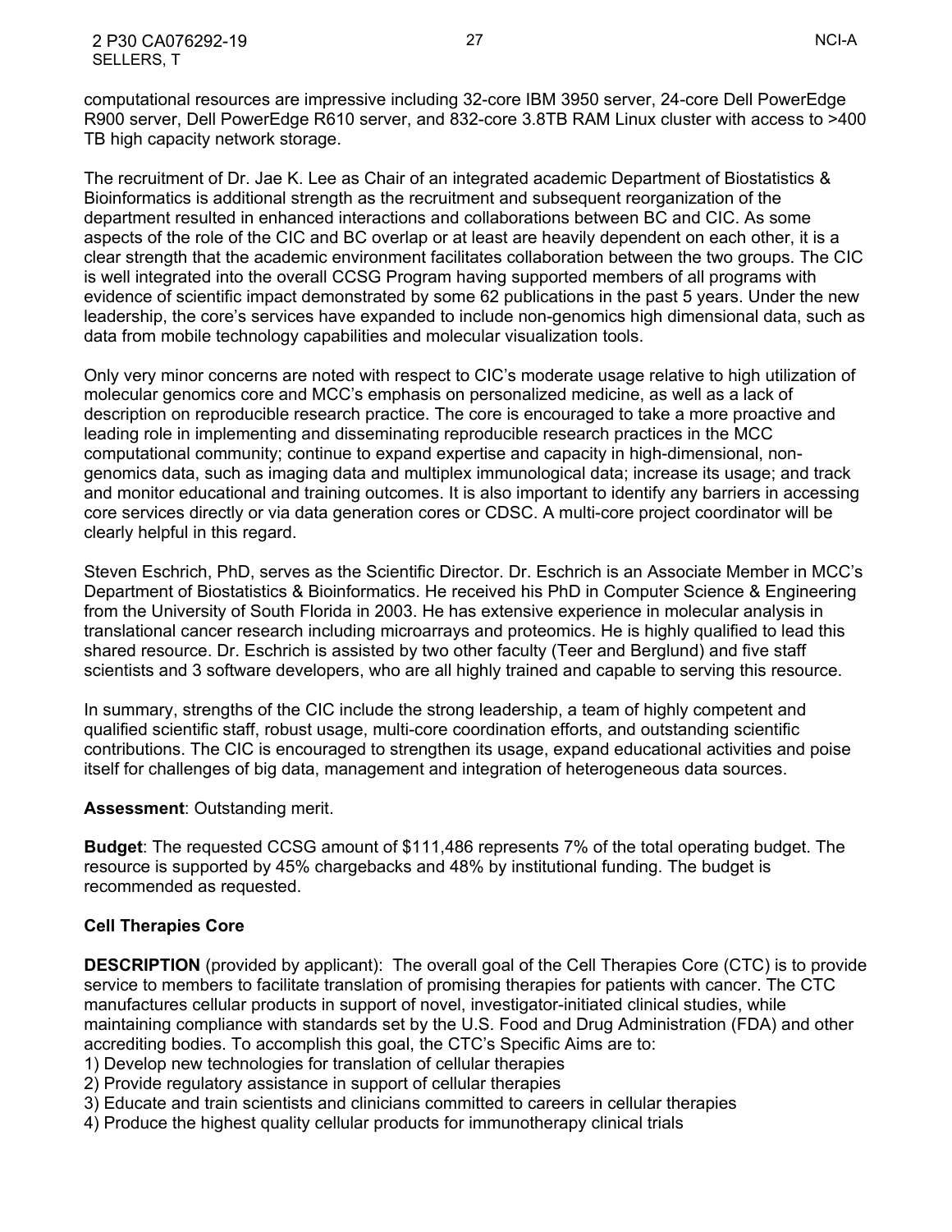computational resources are impressive including 32-core IBM 3950 server, 24-core Dell PowerEdge R900 server, Dell PowerEdge R610 server, and 832-core 3.8TB RAM Linux cluster with access to >400 TB high capacity network storage.

The recruitment of Dr. Jae K. Lee as Chair of an integrated academic Department of Biostatistics & Bioinformatics is additional strength as the recruitment and subsequent reorganization of the department resulted in enhanced interactions and collaborations between BC and CIC. As some aspects of the role of the CIC and BC overlap or at least are heavily dependent on each other, it is a clear strength that the academic environment facilitates collaboration between the two groups. The CIC is well integrated into the overall CCSG Program having supported members of all programs with evidence of scientific impact demonstrated by some 62 publications in the past 5 years. Under the new leadership, the core's services have expanded to include non-genomics high dimensional data, such as data from mobile technology capabilities and molecular visualization tools.

Only very minor concerns are noted with respect to CIC's moderate usage relative to high utilization of molecular genomics core and MCC's emphasis on personalized medicine, as well as a lack of description on reproducible research practice. The core is encouraged to take a more proactive and leading role in implementing and disseminating reproducible research practices in the MCC computational community; continue to expand expertise and capacity in high-dimensional, non-genomics data, such as imaging data and multiplex immunological data; increase its usage; and track and monitor educational and training outcomes. It is also important to identify any barriers in accessing core services directly or via data generation cores or CDSC. A multi-core project coordinator will be clearly helpful in this regard.

Steven Eschrich, PhD, serves as the Scientific Director. Dr. Eschrich is an Associate Member in MCC's Department of Biostatistics & Bioinformatics. He received his PhD in Computer Science & Engineering from the University of South Florida in 2003. He has extensive experience in molecular analysis in translational cancer research including microarrays and proteomics. He is highly qualified to lead this shared resource. Dr. Eschrich is assisted by two other faculty (Teer and Berglund) and five staff scientists and 3 software developers, who are all highly trained and capable to serving this resource.

In summary, strengths of the CIC include the strong leadership, a team of highly competent and qualified scientific staff, robust usage, multi-core coordination efforts, and outstanding scientific contributions. The CIC is encouraged to strengthen its usage, expand educational activities and poise itself for challenges of big data, management and integration of heterogeneous data sources.

**Assessment**: Outstanding merit.

**Budget**: The requested CCSG amount of $111,486 represents 7% of the total operating budget. The resource is supported by 45% chargebacks and 48% by institutional funding. The budget is recommended as requested.

**Cell Therapies Core**

**DESCRIPTION** (provided by applicant): The overall goal of the Cell Therapies Core (CTC) is to provide service to members to facilitate translation of promising therapies for patients with cancer. The CTC manufactures cellular products in support of novel, investigator-initiated clinical studies, while maintaining compliance with standards set by the U.S. Food and Drug Administration (FDA) and other accrediting bodies. To accomplish this goal, the CTC's Specific Aims are to:

1) Develop new technologies for translation of cellular therapies
2) Provide regulatory assistance in support of cellular therapies
3) Educate and train scientists and clinicians committed to careers in cellular therapies
4) Produce the highest quality cellular products for immunotherapy clinical trials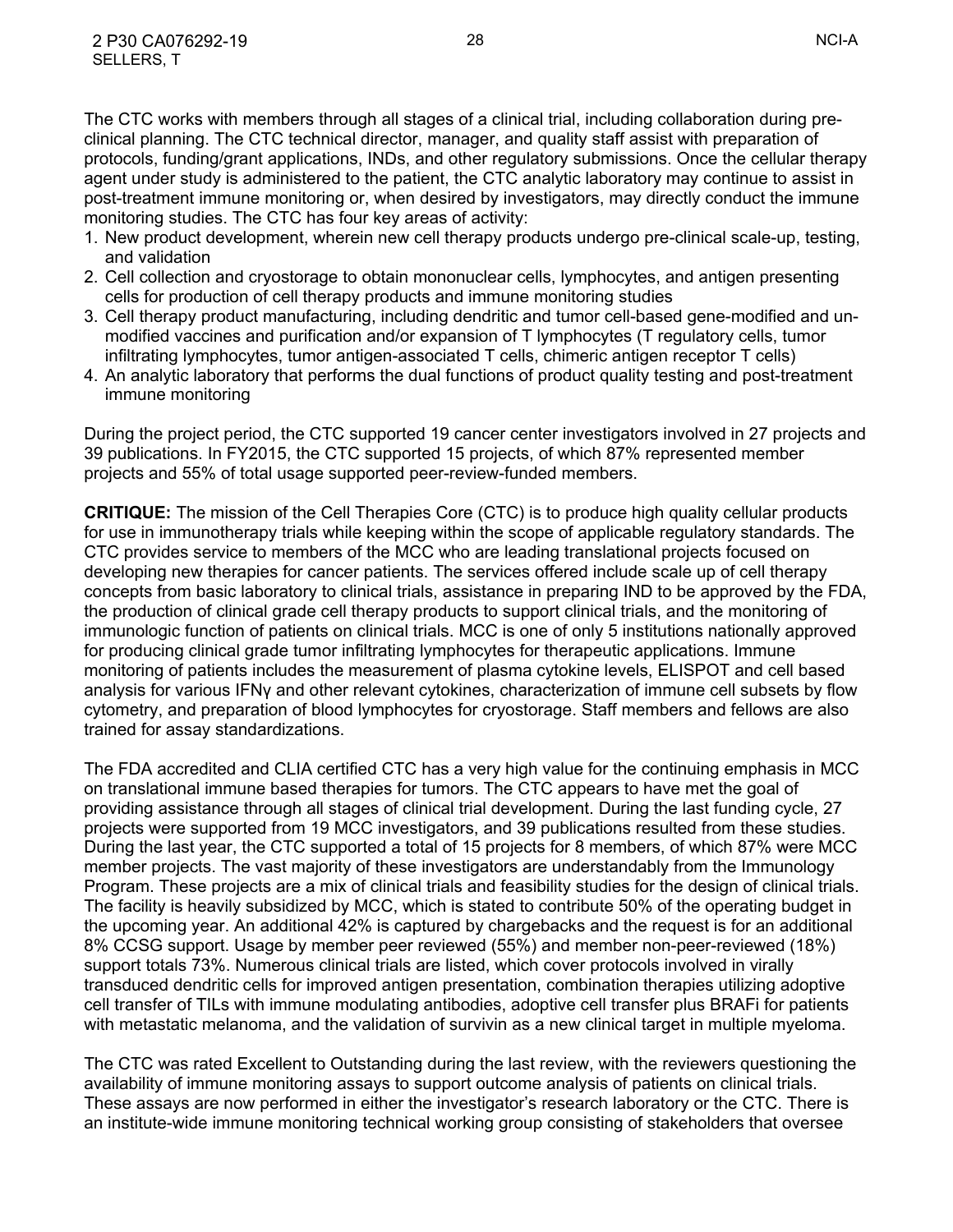The CTC works with members through all stages of a clinical trial, including collaboration during pre-clinical planning. The CTC technical director, manager, and quality staff assist with preparation of protocols, funding/grant applications, INDs, and other regulatory submissions. Once the cellular therapy agent under study is administered to the patient, the CTC analytic laboratory may continue to assist in post-treatment immune monitoring or, when desired by investigators, may directly conduct the immune monitoring studies. The CTC has four key areas of activity:

1. New product development, wherein new cell therapy products undergo pre-clinical scale-up, testing, and validation
2. Cell collection and cryostorage to obtain mononuclear cells, lymphocytes, and antigen presenting cells for production of cell therapy products and immune monitoring studies
3. Cell therapy product manufacturing, including dendritic and tumor cell-based gene-modified and un-modified vaccines and purification and/or expansion of T lymphocytes (T regulatory cells, tumor infiltrating lymphocytes, tumor antigen-associated T cells, chimeric antigen receptor T cells)
4. An analytic laboratory that performs the dual functions of product quality testing and post-treatment immune monitoring

During the project period, the CTC supported 19 cancer center investigators involved in 27 projects and 39 publications. In FY2015, the CTC supported 15 projects, of which 87% represented member projects and 55% of total usage supported peer-review-funded members.

**CRITIQUE:** The mission of the Cell Therapies Core (CTC) is to produce high quality cellular products for use in immunotherapy trials while keeping within the scope of applicable regulatory standards. The CTC provides service to members of the MCC who are leading translational projects focused on developing new therapies for cancer patients. The services offered include scale up of cell therapy concepts from basic laboratory to clinical trials, assistance in preparing IND to be approved by the FDA, the production of clinical grade cell therapy products to support clinical trials, and the monitoring of immunologic function of patients on clinical trials. MCC is one of only 5 institutions nationally approved for producing clinical grade tumor infiltrating lymphocytes for therapeutic applications. Immune monitoring of patients includes the measurement of plasma cytokine levels, ELISPOT and cell based analysis for various IFNγ and other relevant cytokines, characterization of immune cell subsets by flow cytometry, and preparation of blood lymphocytes for cryostorage. Staff members and fellows are also trained for assay standardizations.

The FDA accredited and CLIA certified CTC has a very high value for the continuing emphasis in MCC on translational immune based therapies for tumors. The CTC appears to have met the goal of providing assistance through all stages of clinical trial development. During the last funding cycle, 27 projects were supported from 19 MCC investigators, and 39 publications resulted from these studies. During the last year, the CTC supported a total of 15 projects for 8 members, of which 87% were MCC member projects. The vast majority of these investigators are understandably from the Immunology Program. These projects are a mix of clinical trials and feasibility studies for the design of clinical trials. The facility is heavily subsidized by MCC, which is stated to contribute 50% of the operating budget in the upcoming year. An additional 42% is captured by chargebacks and the request is for an additional 8% CCSG support. Usage by member peer reviewed (55%) and member non-peer-reviewed (18%) support totals 73%. Numerous clinical trials are listed, which cover protocols involved in virally transduced dendritic cells for improved antigen presentation, combination therapies utilizing adoptive cell transfer of TILs with immune modulating antibodies, adoptive cell transfer plus BRAFi for patients with metastatic melanoma, and the validation of survivin as a new clinical target in multiple myeloma.

The CTC was rated Excellent to Outstanding during the last review, with the reviewers questioning the availability of immune monitoring assays to support outcome analysis of patients on clinical trials. These assays are now performed in either the investigator's research laboratory or the CTC. There is an institute-wide immune monitoring technical working group consisting of stakeholders that oversee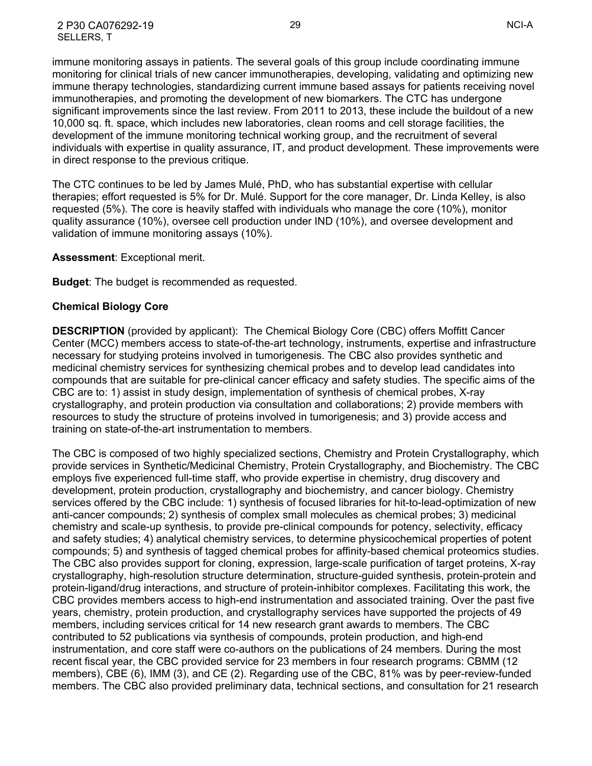immune monitoring assays in patients. The several goals of this group include coordinating immune monitoring for clinical trials of new cancer immunotherapies, developing, validating and optimizing new immune therapy technologies, standardizing current immune based assays for patients receiving novel immunotherapies, and promoting the development of new biomarkers. The CTC has undergone significant improvements since the last review. From 2011 to 2013, these include the buildout of a new 10,000 sq. ft. space, which includes new laboratories, clean rooms and cell storage facilities, the development of the immune monitoring technical working group, and the recruitment of several individuals with expertise in quality assurance, IT, and product development. These improvements were in direct response to the previous critique.

The CTC continues to be led by James Mulé, PhD, who has substantial expertise with cellular therapies; effort requested is 5% for Dr. Mulé. Support for the core manager, Dr. Linda Kelley, is also requested (5%). The core is heavily staffed with individuals who manage the core (10%), monitor quality assurance (10%), oversee cell production under IND (10%), and oversee development and validation of immune monitoring assays (10%).

**Assessment**: Exceptional merit.

**Budget**: The budget is recommended as requested.

**Chemical Biology Core**

**DESCRIPTION** (provided by applicant): The Chemical Biology Core (CBC) offers Moffitt Cancer Center (MCC) members access to state-of-the-art technology, instruments, expertise and infrastructure necessary for studying proteins involved in tumorigenesis. The CBC also provides synthetic and medicinal chemistry services for synthesizing chemical probes and to develop lead candidates into compounds that are suitable for pre-clinical cancer efficacy and safety studies. The specific aims of the CBC are to: 1) assist in study design, implementation of synthesis of chemical probes, X-ray crystallography, and protein production via consultation and collaborations; 2) provide members with resources to study the structure of proteins involved in tumorigenesis; and 3) provide access and training on state-of-the-art instrumentation to members.

The CBC is composed of two highly specialized sections, Chemistry and Protein Crystallography, which provide services in Synthetic/Medicinal Chemistry, Protein Crystallography, and Biochemistry. The CBC employs five experienced full-time staff, who provide expertise in chemistry, drug discovery and development, protein production, crystallography and biochemistry, and cancer biology. Chemistry services offered by the CBC include: 1) synthesis of focused libraries for hit-to-lead-optimization of new anti-cancer compounds; 2) synthesis of complex small molecules as chemical probes; 3) medicinal chemistry and scale-up synthesis, to provide pre-clinical compounds for potency, selectivity, efficacy and safety studies; 4) analytical chemistry services, to determine physicochemical properties of potent compounds; 5) and synthesis of tagged chemical probes for affinity-based chemical proteomics studies. The CBC also provides support for cloning, expression, large-scale purification of target proteins, X-ray crystallography, high-resolution structure determination, structure-guided synthesis, protein-protein and protein-ligand/drug interactions, and structure of protein-inhibitor complexes. Facilitating this work, the CBC provides members access to high-end instrumentation and associated training. Over the past five years, chemistry, protein production, and crystallography services have supported the projects of 49 members, including services critical for 14 new research grant awards to members. The CBC contributed to 52 publications via synthesis of compounds, protein production, and high-end instrumentation, and core staff were co-authors on the publications of 24 members. During the most recent fiscal year, the CBC provided service for 23 members in four research programs: CBMM (12 members), CBE (6), IMM (3), and CE (2). Regarding use of the CBC, 81% was by peer-review-funded members. The CBC also provided preliminary data, technical sections, and consultation for 21 research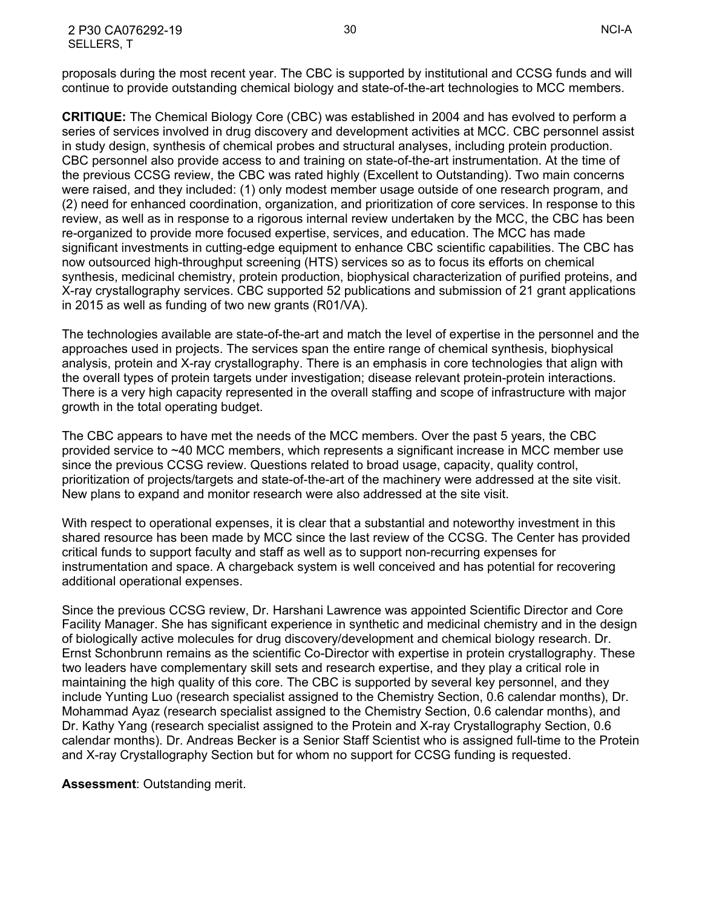proposals during the most recent year. The CBC is supported by institutional and CCSG funds and will continue to provide outstanding chemical biology and state-of-the-art technologies to MCC members.

**CRITIQUE:** The Chemical Biology Core (CBC) was established in 2004 and has evolved to perform a series of services involved in drug discovery and development activities at MCC. CBC personnel assist in study design, synthesis of chemical probes and structural analyses, including protein production. CBC personnel also provide access to and training on state-of-the-art instrumentation. At the time of the previous CCSG review, the CBC was rated highly (Excellent to Outstanding). Two main concerns were raised, and they included: (1) only modest member usage outside of one research program, and (2) need for enhanced coordination, organization, and prioritization of core services. In response to this review, as well as in response to a rigorous internal review undertaken by the MCC, the CBC has been re-organized to provide more focused expertise, services, and education. The MCC has made significant investments in cutting-edge equipment to enhance CBC scientific capabilities. The CBC has now outsourced high-throughput screening (HTS) services so as to focus its efforts on chemical synthesis, medicinal chemistry, protein production, biophysical characterization of purified proteins, and X-ray crystallography services. CBC supported 52 publications and submission of 21 grant applications in 2015 as well as funding of two new grants (R01/VA).

The technologies available are state-of-the-art and match the level of expertise in the personnel and the approaches used in projects. The services span the entire range of chemical synthesis, biophysical analysis, protein and X-ray crystallography. There is an emphasis in core technologies that align with the overall types of protein targets under investigation; disease relevant protein-protein interactions. There is a very high capacity represented in the overall staffing and scope of infrastructure with major growth in the total operating budget.

The CBC appears to have met the needs of the MCC members. Over the past 5 years, the CBC provided service to ~40 MCC members, which represents a significant increase in MCC member use since the previous CCSG review. Questions related to broad usage, capacity, quality control, prioritization of projects/targets and state-of-the-art of the machinery were addressed at the site visit. New plans to expand and monitor research were also addressed at the site visit.

With respect to operational expenses, it is clear that a substantial and noteworthy investment in this shared resource has been made by MCC since the last review of the CCSG. The Center has provided critical funds to support faculty and staff as well as to support non-recurring expenses for instrumentation and space. A chargeback system is well conceived and has potential for recovering additional operational expenses.

Since the previous CCSG review, Dr. Harshani Lawrence was appointed Scientific Director and Core Facility Manager. She has significant experience in synthetic and medicinal chemistry and in the design of biologically active molecules for drug discovery/development and chemical biology research. Dr. Ernst Schonbrunn remains as the scientific Co-Director with expertise in protein crystallography. These two leaders have complementary skill sets and research expertise, and they play a critical role in maintaining the high quality of this core. The CBC is supported by several key personnel, and they include Yunting Luo (research specialist assigned to the Chemistry Section, 0.6 calendar months), Dr. Mohammad Ayaz (research specialist assigned to the Chemistry Section, 0.6 calendar months), and Dr. Kathy Yang (research specialist assigned to the Protein and X-ray Crystallography Section, 0.6 calendar months). Dr. Andreas Becker is a Senior Staff Scientist who is assigned full-time to the Protein and X-ray Crystallography Section but for whom no support for CCSG funding is requested.

**Assessment**: Outstanding merit.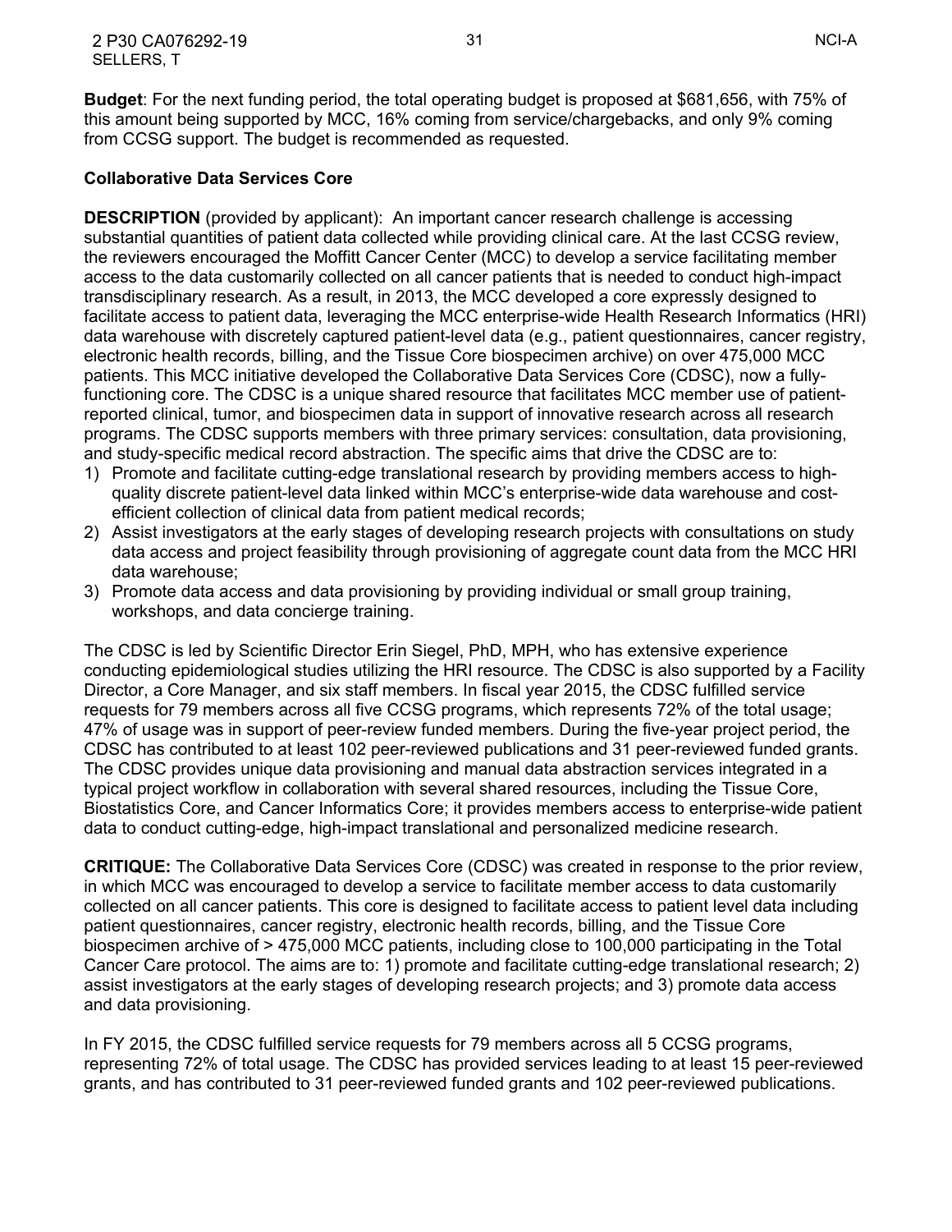**Budget**: For the next funding period, the total operating budget is proposed at $681,656, with 75% of this amount being supported by MCC, 16% coming from service/chargebacks, and only 9% coming from CCSG support. The budget is recommended as requested.

**Collaborative Data Services Core**

**DESCRIPTION** (provided by applicant): An important cancer research challenge is accessing substantial quantities of patient data collected while providing clinical care. At the last CCSG review, the reviewers encouraged the Moffitt Cancer Center (MCC) to develop a service facilitating member access to the data customarily collected on all cancer patients that is needed to conduct high-impact transdisciplinary research. As a result, in 2013, the MCC developed a core expressly designed to facilitate access to patient data, leveraging the MCC enterprise-wide Health Research Informatics (HRI) data warehouse with discretely captured patient-level data (e.g., patient questionnaires, cancer registry, electronic health records, billing, and the Tissue Core biospecimen archive) on over 475,000 MCC patients. This MCC initiative developed the Collaborative Data Services Core (CDSC), now a fully-functioning core. The CDSC is a unique shared resource that facilitates MCC member use of patient-reported clinical, tumor, and biospecimen data in support of innovative research across all research programs. The CDSC supports members with three primary services: consultation, data provisioning, and study-specific medical record abstraction. The specific aims that drive the CDSC are to:

1) Promote and facilitate cutting-edge translational research by providing members access to high-quality discrete patient-level data linked within MCC's enterprise-wide data warehouse and cost-efficient collection of clinical data from patient medical records;
2) Assist investigators at the early stages of developing research projects with consultations on study data access and project feasibility through provisioning of aggregate count data from the MCC HRI data warehouse;
3) Promote data access and data provisioning by providing individual or small group training, workshops, and data concierge training.

The CDSC is led by Scientific Director Erin Siegel, PhD, MPH, who has extensive experience conducting epidemiological studies utilizing the HRI resource. The CDSC is also supported by a Facility Director, a Core Manager, and six staff members. In fiscal year 2015, the CDSC fulfilled service requests for 79 members across all five CCSG programs, which represents 72% of the total usage; 47% of usage was in support of peer-review funded members. During the five-year project period, the CDSC has contributed to at least 102 peer-reviewed publications and 31 peer-reviewed funded grants. The CDSC provides unique data provisioning and manual data abstraction services integrated in a typical project workflow in collaboration with several shared resources, including the Tissue Core, Biostatistics Core, and Cancer Informatics Core; it provides members access to enterprise-wide patient data to conduct cutting-edge, high-impact translational and personalized medicine research.

**CRITIQUE:** The Collaborative Data Services Core (CDSC) was created in response to the prior review, in which MCC was encouraged to develop a service to facilitate member access to data customarily collected on all cancer patients. This core is designed to facilitate access to patient level data including patient questionnaires, cancer registry, electronic health records, billing, and the Tissue Core biospecimen archive of > 475,000 MCC patients, including close to 100,000 participating in the Total Cancer Care protocol. The aims are to: 1) promote and facilitate cutting-edge translational research; 2) assist investigators at the early stages of developing research projects; and 3) promote data access and data provisioning.

In FY 2015, the CDSC fulfilled service requests for 79 members across all 5 CCSG programs, representing 72% of total usage. The CDSC has provided services leading to at least 15 peer-reviewed grants, and has contributed to 31 peer-reviewed funded grants and 102 peer-reviewed publications.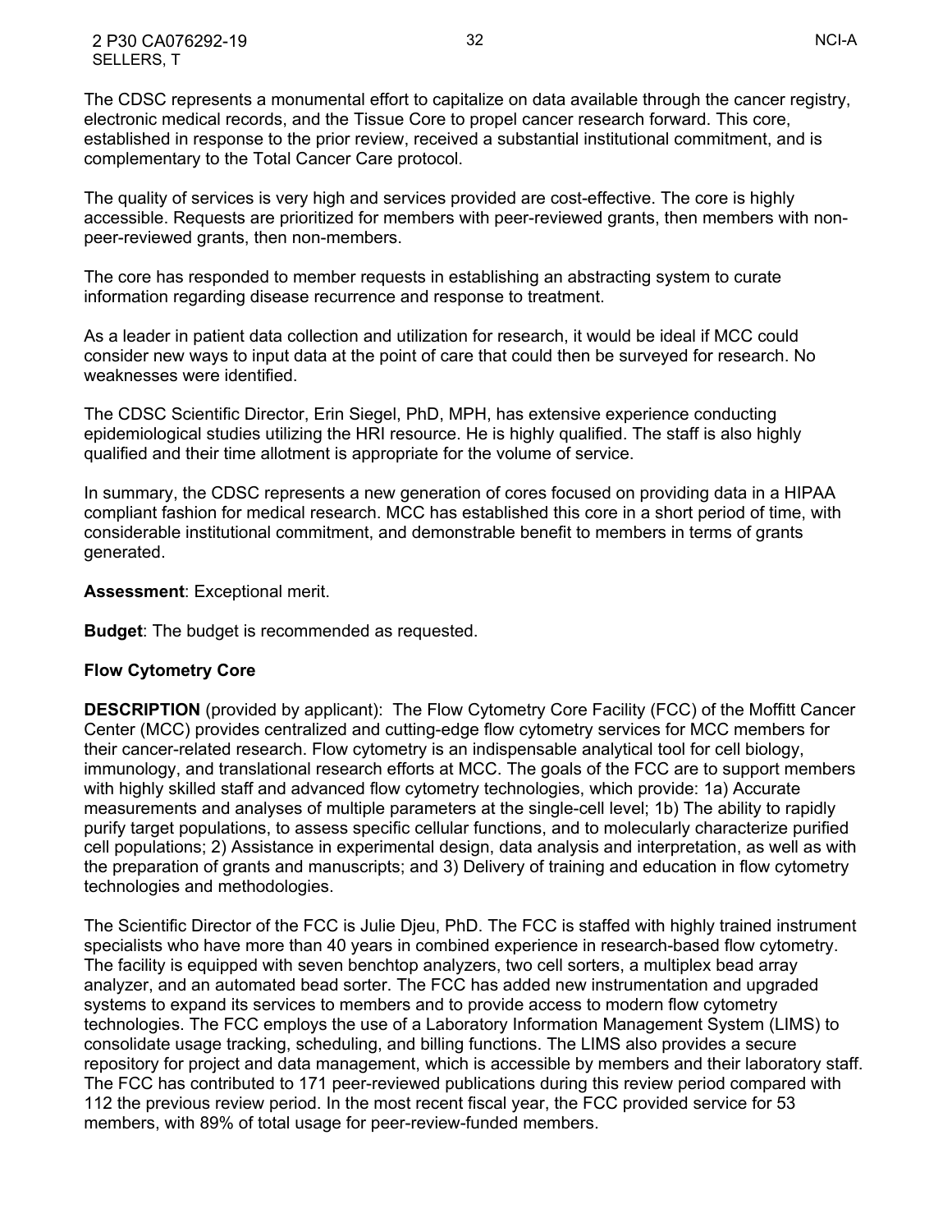The CDSC represents a monumental effort to capitalize on data available through the cancer registry, electronic medical records, and the Tissue Core to propel cancer research forward. This core, established in response to the prior review, received a substantial institutional commitment, and is complementary to the Total Cancer Care protocol.

The quality of services is very high and services provided are cost-effective. The core is highly accessible. Requests are prioritized for members with peer-reviewed grants, then members with non-peer-reviewed grants, then non-members.

The core has responded to member requests in establishing an abstracting system to curate information regarding disease recurrence and response to treatment.

As a leader in patient data collection and utilization for research, it would be ideal if MCC could consider new ways to input data at the point of care that could then be surveyed for research. No weaknesses were identified.

The CDSC Scientific Director, Erin Siegel, PhD, MPH, has extensive experience conducting epidemiological studies utilizing the HRI resource. He is highly qualified. The staff is also highly qualified and their time allotment is appropriate for the volume of service.

In summary, the CDSC represents a new generation of cores focused on providing data in a HIPAA compliant fashion for medical research. MCC has established this core in a short period of time, with considerable institutional commitment, and demonstrable benefit to members in terms of grants generated.

**Assessment**: Exceptional merit.

**Budget**: The budget is recommended as requested.

**Flow Cytometry Core**

**DESCRIPTION** (provided by applicant): The Flow Cytometry Core Facility (FCC) of the Moffitt Cancer Center (MCC) provides centralized and cutting-edge flow cytometry services for MCC members for their cancer-related research. Flow cytometry is an indispensable analytical tool for cell biology, immunology, and translational research efforts at MCC. The goals of the FCC are to support members with highly skilled staff and advanced flow cytometry technologies, which provide: 1a) Accurate measurements and analyses of multiple parameters at the single-cell level; 1b) The ability to rapidly purify target populations, to assess specific cellular functions, and to molecularly characterize purified cell populations; 2) Assistance in experimental design, data analysis and interpretation, as well as with the preparation of grants and manuscripts; and 3) Delivery of training and education in flow cytometry technologies and methodologies.

The Scientific Director of the FCC is Julie Djeu, PhD. The FCC is staffed with highly trained instrument specialists who have more than 40 years in combined experience in research-based flow cytometry. The facility is equipped with seven benchtop analyzers, two cell sorters, a multiplex bead array analyzer, and an automated bead sorter. The FCC has added new instrumentation and upgraded systems to expand its services to members and to provide access to modern flow cytometry technologies. The FCC employs the use of a Laboratory Information Management System (LIMS) to consolidate usage tracking, scheduling, and billing functions. The LIMS also provides a secure repository for project and data management, which is accessible by members and their laboratory staff. The FCC has contributed to 171 peer-reviewed publications during this review period compared with 112 the previous review period. In the most recent fiscal year, the FCC provided service for 53 members, with 89% of total usage for peer-review-funded members.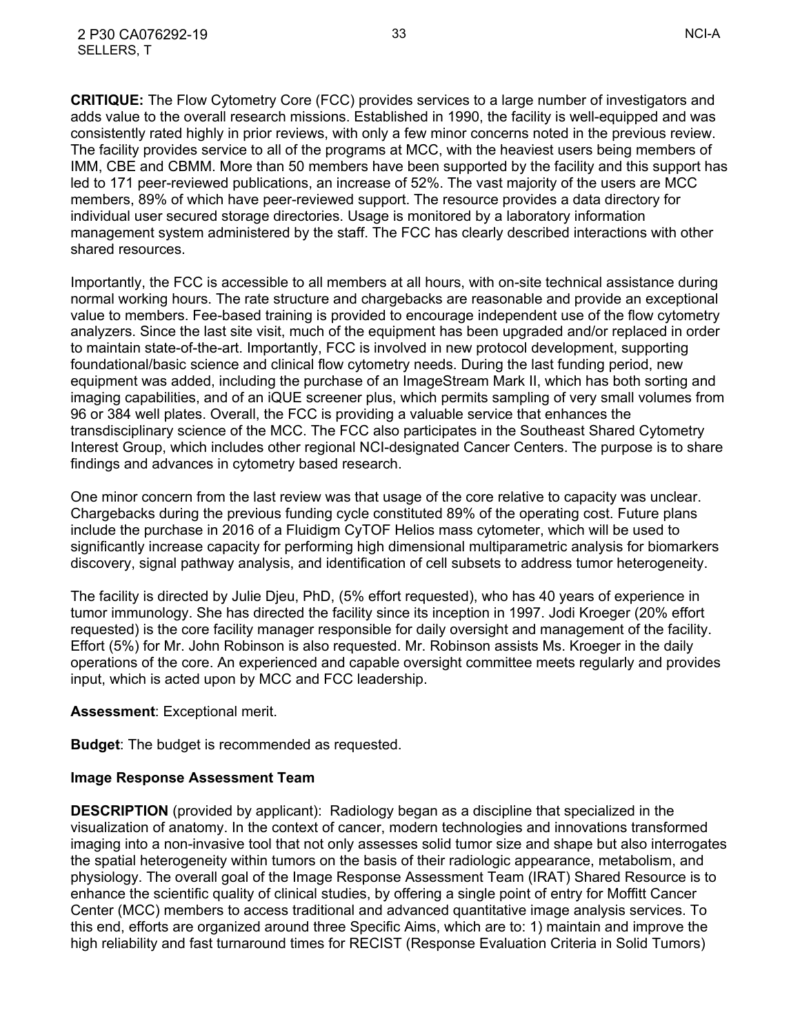**CRITIQUE:** The Flow Cytometry Core (FCC) provides services to a large number of investigators and adds value to the overall research missions. Established in 1990, the facility is well-equipped and was consistently rated highly in prior reviews, with only a few minor concerns noted in the previous review. The facility provides service to all of the programs at MCC, with the heaviest users being members of IMM, CBE and CBMM. More than 50 members have been supported by the facility and this support has led to 171 peer-reviewed publications, an increase of 52%. The vast majority of the users are MCC members, 89% of which have peer-reviewed support. The resource provides a data directory for individual user secured storage directories. Usage is monitored by a laboratory information management system administered by the staff. The FCC has clearly described interactions with other shared resources.

Importantly, the FCC is accessible to all members at all hours, with on-site technical assistance during normal working hours. The rate structure and chargebacks are reasonable and provide an exceptional value to members. Fee-based training is provided to encourage independent use of the flow cytometry analyzers. Since the last site visit, much of the equipment has been upgraded and/or replaced in order to maintain state-of-the-art. Importantly, FCC is involved in new protocol development, supporting foundational/basic science and clinical flow cytometry needs. During the last funding period, new equipment was added, including the purchase of an ImageStream Mark II, which has both sorting and imaging capabilities, and of an iQUE screener plus, which permits sampling of very small volumes from 96 or 384 well plates. Overall, the FCC is providing a valuable service that enhances the transdisciplinary science of the MCC. The FCC also participates in the Southeast Shared Cytometry Interest Group, which includes other regional NCI-designated Cancer Centers. The purpose is to share findings and advances in cytometry based research.

One minor concern from the last review was that usage of the core relative to capacity was unclear. Chargebacks during the previous funding cycle constituted 89% of the operating cost. Future plans include the purchase in 2016 of a Fluidigm CyTOF Helios mass cytometer, which will be used to significantly increase capacity for performing high dimensional multiparametric analysis for biomarkers discovery, signal pathway analysis, and identification of cell subsets to address tumor heterogeneity.

The facility is directed by Julie Djeu, PhD, (5% effort requested), who has 40 years of experience in tumor immunology. She has directed the facility since its inception in 1997. Jodi Kroeger (20% effort requested) is the core facility manager responsible for daily oversight and management of the facility. Effort (5%) for Mr. John Robinson is also requested. Mr. Robinson assists Ms. Kroeger in the daily operations of the core. An experienced and capable oversight committee meets regularly and provides input, which is acted upon by MCC and FCC leadership.

**Assessment**: Exceptional merit.

**Budget**: The budget is recommended as requested.

**Image Response Assessment Team**

**DESCRIPTION** (provided by applicant): Radiology began as a discipline that specialized in the visualization of anatomy. In the context of cancer, modern technologies and innovations transformed imaging into a non-invasive tool that not only assesses solid tumor size and shape but also interrogates the spatial heterogeneity within tumors on the basis of their radiologic appearance, metabolism, and physiology. The overall goal of the Image Response Assessment Team (IRAT) Shared Resource is to enhance the scientific quality of clinical studies, by offering a single point of entry for Moffitt Cancer Center (MCC) members to access traditional and advanced quantitative image analysis services. To this end, efforts are organized around three Specific Aims, which are to: 1) maintain and improve the high reliability and fast turnaround times for RECIST (Response Evaluation Criteria in Solid Tumors)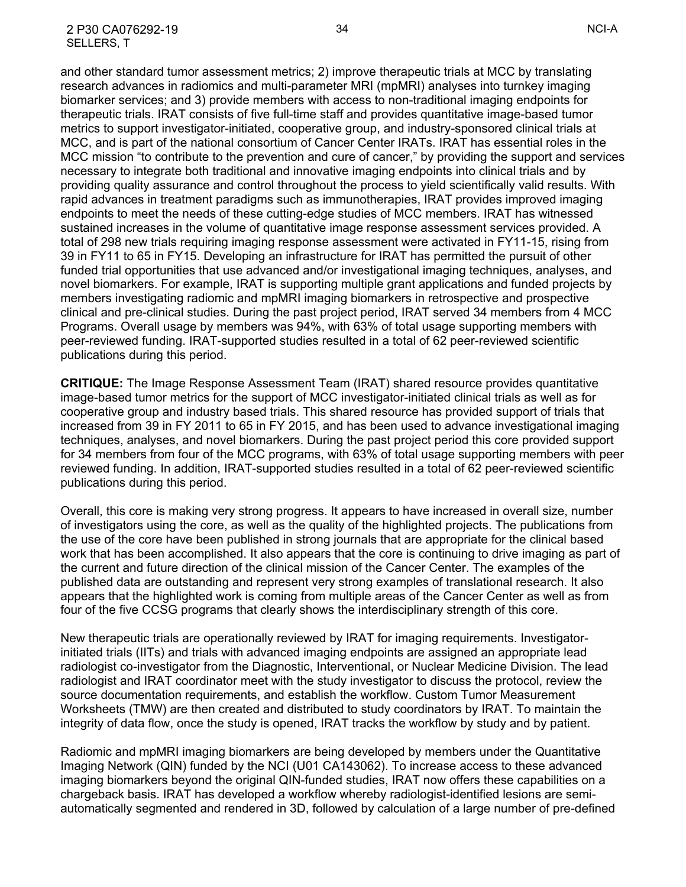and other standard tumor assessment metrics; 2) improve therapeutic trials at MCC by translating research advances in radiomics and multi-parameter MRI (mpMRI) analyses into turnkey imaging biomarker services; and 3) provide members with access to non-traditional imaging endpoints for therapeutic trials. IRAT consists of five full-time staff and provides quantitative image-based tumor metrics to support investigator-initiated, cooperative group, and industry-sponsored clinical trials at MCC, and is part of the national consortium of Cancer Center IRATs. IRAT has essential roles in the MCC mission "to contribute to the prevention and cure of cancer," by providing the support and services necessary to integrate both traditional and innovative imaging endpoints into clinical trials and by providing quality assurance and control throughout the process to yield scientifically valid results. With rapid advances in treatment paradigms such as immunotherapies, IRAT provides improved imaging endpoints to meet the needs of these cutting-edge studies of MCC members. IRAT has witnessed sustained increases in the volume of quantitative image response assessment services provided. A total of 298 new trials requiring imaging response assessment were activated in FY11-15, rising from 39 in FY11 to 65 in FY15. Developing an infrastructure for IRAT has permitted the pursuit of other funded trial opportunities that use advanced and/or investigational imaging techniques, analyses, and novel biomarkers. For example, IRAT is supporting multiple grant applications and funded projects by members investigating radiomic and mpMRI imaging biomarkers in retrospective and prospective clinical and pre-clinical studies. During the past project period, IRAT served 34 members from 4 MCC Programs. Overall usage by members was 94%, with 63% of total usage supporting members with peer-reviewed funding. IRAT-supported studies resulted in a total of 62 peer-reviewed scientific publications during this period.

**CRITIQUE:** The Image Response Assessment Team (IRAT) shared resource provides quantitative image-based tumor metrics for the support of MCC investigator-initiated clinical trials as well as for cooperative group and industry based trials. This shared resource has provided support of trials that increased from 39 in FY 2011 to 65 in FY 2015, and has been used to advance investigational imaging techniques, analyses, and novel biomarkers. During the past project period this core provided support for 34 members from four of the MCC programs, with 63% of total usage supporting members with peer reviewed funding. In addition, IRAT-supported studies resulted in a total of 62 peer-reviewed scientific publications during this period.

Overall, this core is making very strong progress. It appears to have increased in overall size, number of investigators using the core, as well as the quality of the highlighted projects. The publications from the use of the core have been published in strong journals that are appropriate for the clinical based work that has been accomplished. It also appears that the core is continuing to drive imaging as part of the current and future direction of the clinical mission of the Cancer Center. The examples of the published data are outstanding and represent very strong examples of translational research. It also appears that the highlighted work is coming from multiple areas of the Cancer Center as well as from four of the five CCSG programs that clearly shows the interdisciplinary strength of this core.

New therapeutic trials are operationally reviewed by IRAT for imaging requirements. Investigator-initiated trials (IITs) and trials with advanced imaging endpoints are assigned an appropriate lead radiologist co-investigator from the Diagnostic, Interventional, or Nuclear Medicine Division. The lead radiologist and IRAT coordinator meet with the study investigator to discuss the protocol, review the source documentation requirements, and establish the workflow. Custom Tumor Measurement Worksheets (TMW) are then created and distributed to study coordinators by IRAT. To maintain the integrity of data flow, once the study is opened, IRAT tracks the workflow by study and by patient.

Radiomic and mpMRI imaging biomarkers are being developed by members under the Quantitative Imaging Network (QIN) funded by the NCI (U01 CA143062). To increase access to these advanced imaging biomarkers beyond the original QIN-funded studies, IRAT now offers these capabilities on a chargeback basis. IRAT has developed a workflow whereby radiologist-identified lesions are semi-automatically segmented and rendered in 3D, followed by calculation of a large number of pre-defined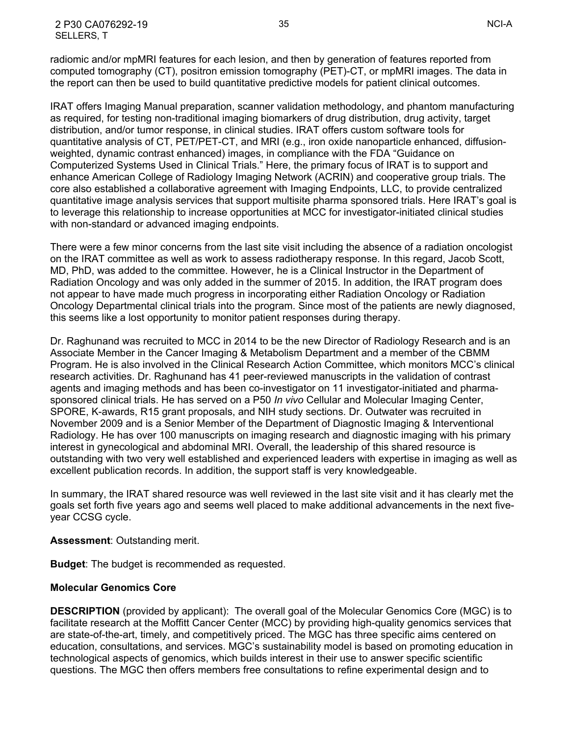radiomic and/or mpMRI features for each lesion, and then by generation of features reported from computed tomography (CT), positron emission tomography (PET)-CT, or mpMRI images. The data in the report can then be used to build quantitative predictive models for patient clinical outcomes.

IRAT offers Imaging Manual preparation, scanner validation methodology, and phantom manufacturing as required, for testing non-traditional imaging biomarkers of drug distribution, drug activity, target distribution, and/or tumor response, in clinical studies. IRAT offers custom software tools for quantitative analysis of CT, PET/PET-CT, and MRI (e.g., iron oxide nanoparticle enhanced, diffusion-weighted, dynamic contrast enhanced) images, in compliance with the FDA "Guidance on Computerized Systems Used in Clinical Trials." Here, the primary focus of IRAT is to support and enhance American College of Radiology Imaging Network (ACRIN) and cooperative group trials. The core also established a collaborative agreement with Imaging Endpoints, LLC, to provide centralized quantitative image analysis services that support multisite pharma sponsored trials. Here IRAT's goal is to leverage this relationship to increase opportunities at MCC for investigator-initiated clinical studies with non-standard or advanced imaging endpoints.

There were a few minor concerns from the last site visit including the absence of a radiation oncologist on the IRAT committee as well as work to assess radiotherapy response. In this regard, Jacob Scott, MD, PhD, was added to the committee. However, he is a Clinical Instructor in the Department of Radiation Oncology and was only added in the summer of 2015. In addition, the IRAT program does not appear to have made much progress in incorporating either Radiation Oncology or Radiation Oncology Departmental clinical trials into the program. Since most of the patients are newly diagnosed, this seems like a lost opportunity to monitor patient responses during therapy.

Dr. Raghunand was recruited to MCC in 2014 to be the new Director of Radiology Research and is an Associate Member in the Cancer Imaging & Metabolism Department and a member of the CBMM Program. He is also involved in the Clinical Research Action Committee, which monitors MCC's clinical research activities. Dr. Raghunand has 41 peer-reviewed manuscripts in the validation of contrast agents and imaging methods and has been co-investigator on 11 investigator-initiated and pharma-sponsored clinical trials. He has served on a P50 *In vivo* Cellular and Molecular Imaging Center, SPORE, K-awards, R15 grant proposals, and NIH study sections. Dr. Outwater was recruited in November 2009 and is a Senior Member of the Department of Diagnostic Imaging & Interventional Radiology. He has over 100 manuscripts on imaging research and diagnostic imaging with his primary interest in gynecological and abdominal MRI. Overall, the leadership of this shared resource is outstanding with two very well established and experienced leaders with expertise in imaging as well as excellent publication records. In addition, the support staff is very knowledgeable.

In summary, the IRAT shared resource was well reviewed in the last site visit and it has clearly met the goals set forth five years ago and seems well placed to make additional advancements in the next five-year CCSG cycle.

**Assessment**: Outstanding merit.

**Budget**: The budget is recommended as requested.

**Molecular Genomics Core**

**DESCRIPTION** (provided by applicant): The overall goal of the Molecular Genomics Core (MGC) is to facilitate research at the Moffitt Cancer Center (MCC) by providing high-quality genomics services that are state-of-the-art, timely, and competitively priced. The MGC has three specific aims centered on education, consultations, and services. MGC's sustainability model is based on promoting education in technological aspects of genomics, which builds interest in their use to answer specific scientific questions. The MGC then offers members free consultations to refine experimental design and to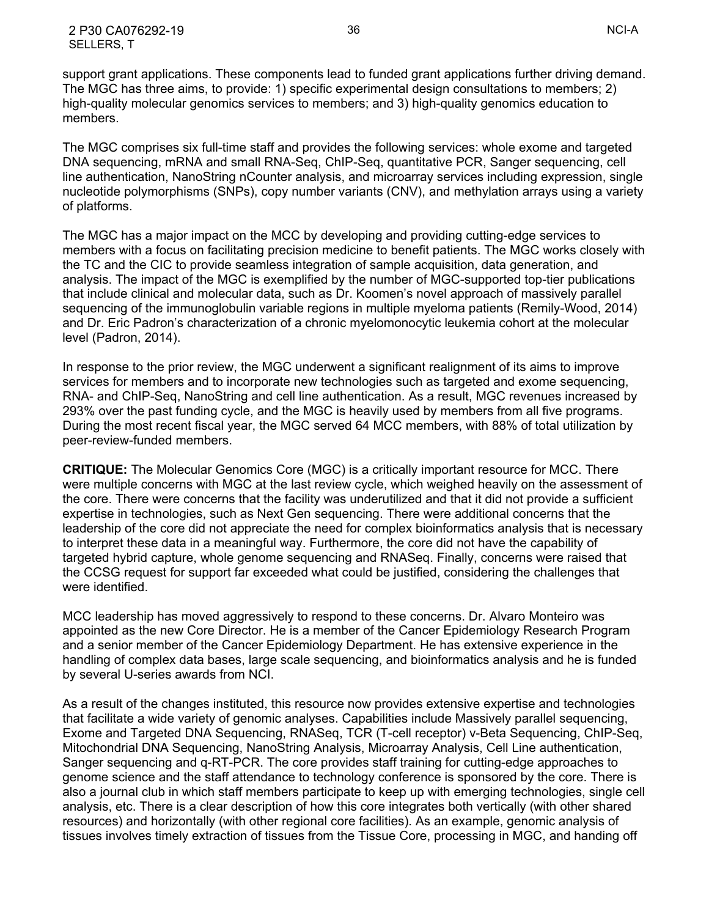support grant applications. These components lead to funded grant applications further driving demand. The MGC has three aims, to provide: 1) specific experimental design consultations to members; 2) high-quality molecular genomics services to members; and 3) high-quality genomics education to members.

The MGC comprises six full-time staff and provides the following services: whole exome and targeted DNA sequencing, mRNA and small RNA-Seq, ChIP-Seq, quantitative PCR, Sanger sequencing, cell line authentication, NanoString nCounter analysis, and microarray services including expression, single nucleotide polymorphisms (SNPs), copy number variants (CNV), and methylation arrays using a variety of platforms.

The MGC has a major impact on the MCC by developing and providing cutting-edge services to members with a focus on facilitating precision medicine to benefit patients. The MGC works closely with the TC and the CIC to provide seamless integration of sample acquisition, data generation, and analysis. The impact of the MGC is exemplified by the number of MGC-supported top-tier publications that include clinical and molecular data, such as Dr. Koomen's novel approach of massively parallel sequencing of the immunoglobulin variable regions in multiple myeloma patients (Remily-Wood, 2014) and Dr. Eric Padron's characterization of a chronic myelomonocytic leukemia cohort at the molecular level (Padron, 2014).

In response to the prior review, the MGC underwent a significant realignment of its aims to improve services for members and to incorporate new technologies such as targeted and exome sequencing, RNA- and ChIP-Seq, NanoString and cell line authentication. As a result, MGC revenues increased by 293% over the past funding cycle, and the MGC is heavily used by members from all five programs. During the most recent fiscal year, the MGC served 64 MCC members, with 88% of total utilization by peer-review-funded members.

**CRITIQUE:** The Molecular Genomics Core (MGC) is a critically important resource for MCC. There were multiple concerns with MGC at the last review cycle, which weighed heavily on the assessment of the core. There were concerns that the facility was underutilized and that it did not provide a sufficient expertise in technologies, such as Next Gen sequencing. There were additional concerns that the leadership of the core did not appreciate the need for complex bioinformatics analysis that is necessary to interpret these data in a meaningful way. Furthermore, the core did not have the capability of targeted hybrid capture, whole genome sequencing and RNASeq. Finally, concerns were raised that the CCSG request for support far exceeded what could be justified, considering the challenges that were identified.

MCC leadership has moved aggressively to respond to these concerns. Dr. Alvaro Monteiro was appointed as the new Core Director. He is a member of the Cancer Epidemiology Research Program and a senior member of the Cancer Epidemiology Department. He has extensive experience in the handling of complex data bases, large scale sequencing, and bioinformatics analysis and he is funded by several U-series awards from NCI.

As a result of the changes instituted, this resource now provides extensive expertise and technologies that facilitate a wide variety of genomic analyses. Capabilities include Massively parallel sequencing, Exome and Targeted DNA Sequencing, RNASeq, TCR (T-cell receptor) v-Beta Sequencing, ChIP-Seq, Mitochondrial DNA Sequencing, NanoString Analysis, Microarray Analysis, Cell Line authentication, Sanger sequencing and q-RT-PCR. The core provides staff training for cutting-edge approaches to genome science and the staff attendance to technology conference is sponsored by the core. There is also a journal club in which staff members participate to keep up with emerging technologies, single cell analysis, etc. There is a clear description of how this core integrates both vertically (with other shared resources) and horizontally (with other regional core facilities). As an example, genomic analysis of tissues involves timely extraction of tissues from the Tissue Core, processing in MGC, and handing off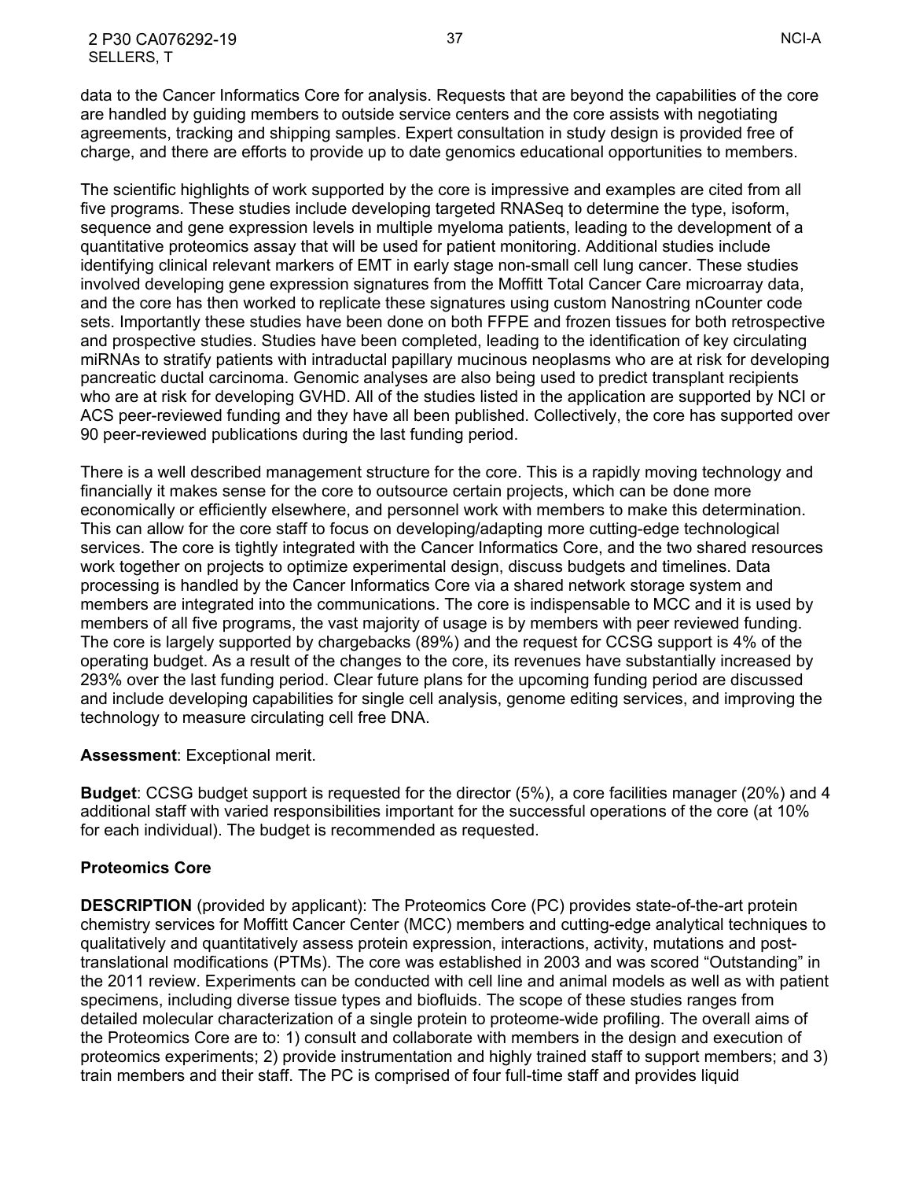data to the Cancer Informatics Core for analysis. Requests that are beyond the capabilities of the core are handled by guiding members to outside service centers and the core assists with negotiating agreements, tracking and shipping samples. Expert consultation in study design is provided free of charge, and there are efforts to provide up to date genomics educational opportunities to members.

The scientific highlights of work supported by the core is impressive and examples are cited from all five programs. These studies include developing targeted RNASeq to determine the type, isoform, sequence and gene expression levels in multiple myeloma patients, leading to the development of a quantitative proteomics assay that will be used for patient monitoring. Additional studies include identifying clinical relevant markers of EMT in early stage non-small cell lung cancer. These studies involved developing gene expression signatures from the Moffitt Total Cancer Care microarray data, and the core has then worked to replicate these signatures using custom Nanostring nCounter code sets. Importantly these studies have been done on both FFPE and frozen tissues for both retrospective and prospective studies. Studies have been completed, leading to the identification of key circulating miRNAs to stratify patients with intraductal papillary mucinous neoplasms who are at risk for developing pancreatic ductal carcinoma. Genomic analyses are also being used to predict transplant recipients who are at risk for developing GVHD. All of the studies listed in the application are supported by NCI or ACS peer-reviewed funding and they have all been published. Collectively, the core has supported over 90 peer-reviewed publications during the last funding period.

There is a well described management structure for the core. This is a rapidly moving technology and financially it makes sense for the core to outsource certain projects, which can be done more economically or efficiently elsewhere, and personnel work with members to make this determination. This can allow for the core staff to focus on developing/adapting more cutting-edge technological services. The core is tightly integrated with the Cancer Informatics Core, and the two shared resources work together on projects to optimize experimental design, discuss budgets and timelines. Data processing is handled by the Cancer Informatics Core via a shared network storage system and members are integrated into the communications. The core is indispensable to MCC and it is used by members of all five programs, the vast majority of usage is by members with peer reviewed funding. The core is largely supported by chargebacks (89%) and the request for CCSG support is 4% of the operating budget. As a result of the changes to the core, its revenues have substantially increased by 293% over the last funding period. Clear future plans for the upcoming funding period are discussed and include developing capabilities for single cell analysis, genome editing services, and improving the technology to measure circulating cell free DNA.

**Assessment**: Exceptional merit.

**Budget**: CCSG budget support is requested for the director (5%), a core facilities manager (20%) and 4 additional staff with varied responsibilities important for the successful operations of the core (at 10% for each individual). The budget is recommended as requested.

**Proteomics Core**

**DESCRIPTION** (provided by applicant): The Proteomics Core (PC) provides state-of-the-art protein chemistry services for Moffitt Cancer Center (MCC) members and cutting-edge analytical techniques to qualitatively and quantitatively assess protein expression, interactions, activity, mutations and post-translational modifications (PTMs). The core was established in 2003 and was scored "Outstanding" in the 2011 review. Experiments can be conducted with cell line and animal models as well as with patient specimens, including diverse tissue types and biofluids. The scope of these studies ranges from detailed molecular characterization of a single protein to proteome-wide profiling. The overall aims of the Proteomics Core are to: 1) consult and collaborate with members in the design and execution of proteomics experiments; 2) provide instrumentation and highly trained staff to support members; and 3) train members and their staff. The PC is comprised of four full-time staff and provides liquid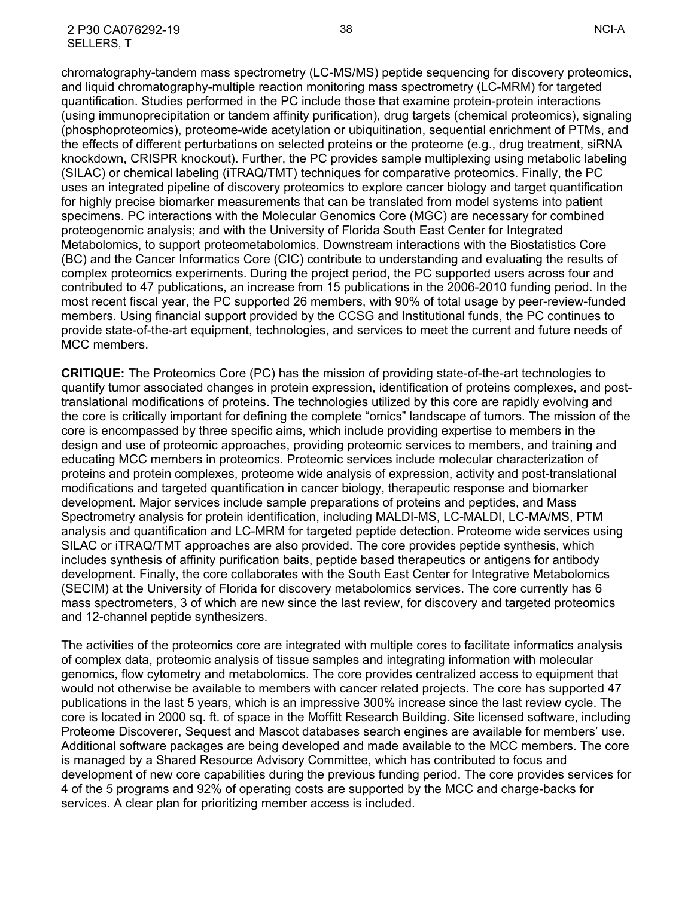chromatography-tandem mass spectrometry (LC-MS/MS) peptide sequencing for discovery proteomics, and liquid chromatography-multiple reaction monitoring mass spectrometry (LC-MRM) for targeted quantification. Studies performed in the PC include those that examine protein-protein interactions (using immunoprecipitation or tandem affinity purification), drug targets (chemical proteomics), signaling (phosphoproteomics), proteome-wide acetylation or ubiquitination, sequential enrichment of PTMs, and the effects of different perturbations on selected proteins or the proteome (e.g., drug treatment, siRNA knockdown, CRISPR knockout). Further, the PC provides sample multiplexing using metabolic labeling (SILAC) or chemical labeling (iTRAQ/TMT) techniques for comparative proteomics. Finally, the PC uses an integrated pipeline of discovery proteomics to explore cancer biology and target quantification for highly precise biomarker measurements that can be translated from model systems into patient specimens. PC interactions with the Molecular Genomics Core (MGC) are necessary for combined proteogenomic analysis; and with the University of Florida South East Center for Integrated Metabolomics, to support proteometabolomics. Downstream interactions with the Biostatistics Core (BC) and the Cancer Informatics Core (CIC) contribute to understanding and evaluating the results of complex proteomics experiments. During the project period, the PC supported users across four and contributed to 47 publications, an increase from 15 publications in the 2006-2010 funding period. In the most recent fiscal year, the PC supported 26 members, with 90% of total usage by peer-review-funded members. Using financial support provided by the CCSG and Institutional funds, the PC continues to provide state-of-the-art equipment, technologies, and services to meet the current and future needs of MCC members.

**CRITIQUE:** The Proteomics Core (PC) has the mission of providing state-of-the-art technologies to quantify tumor associated changes in protein expression, identification of proteins complexes, and post-translational modifications of proteins. The technologies utilized by this core are rapidly evolving and the core is critically important for defining the complete "omics" landscape of tumors. The mission of the core is encompassed by three specific aims, which include providing expertise to members in the design and use of proteomic approaches, providing proteomic services to members, and training and educating MCC members in proteomics. Proteomic services include molecular characterization of proteins and protein complexes, proteome wide analysis of expression, activity and post-translational modifications and targeted quantification in cancer biology, therapeutic response and biomarker development. Major services include sample preparations of proteins and peptides, and Mass Spectrometry analysis for protein identification, including MALDI-MS, LC-MALDI, LC-MA/MS, PTM analysis and quantification and LC-MRM for targeted peptide detection. Proteome wide services using SILAC or iTRAQ/TMT approaches are also provided. The core provides peptide synthesis, which includes synthesis of affinity purification baits, peptide based therapeutics or antigens for antibody development. Finally, the core collaborates with the South East Center for Integrative Metabolomics (SECIM) at the University of Florida for discovery metabolomics services. The core currently has 6 mass spectrometers, 3 of which are new since the last review, for discovery and targeted proteomics and 12-channel peptide synthesizers.

The activities of the proteomics core are integrated with multiple cores to facilitate informatics analysis of complex data, proteomic analysis of tissue samples and integrating information with molecular genomics, flow cytometry and metabolomics. The core provides centralized access to equipment that would not otherwise be available to members with cancer related projects. The core has supported 47 publications in the last 5 years, which is an impressive 300% increase since the last review cycle. The core is located in 2000 sq. ft. of space in the Moffitt Research Building. Site licensed software, including Proteome Discoverer, Sequest and Mascot databases search engines are available for members' use. Additional software packages are being developed and made available to the MCC members. The core is managed by a Shared Resource Advisory Committee, which has contributed to focus and development of new core capabilities during the previous funding period. The core provides services for 4 of the 5 programs and 92% of operating costs are supported by the MCC and charge-backs for services. A clear plan for prioritizing member access is included.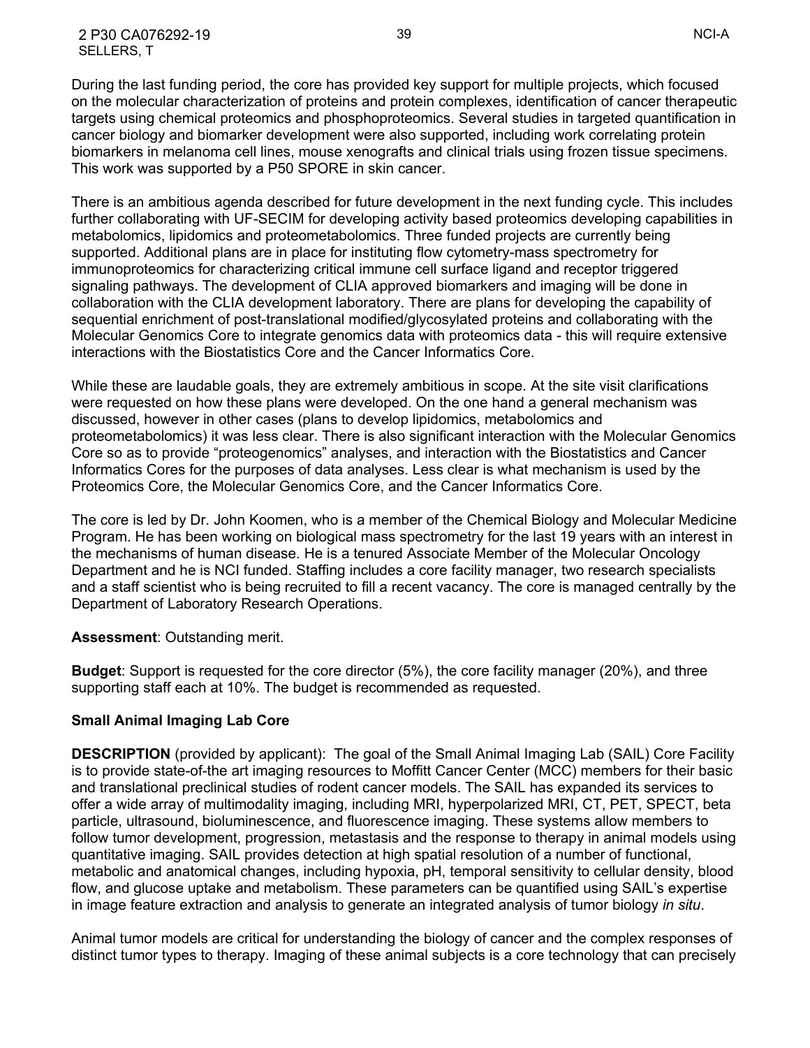During the last funding period, the core has provided key support for multiple projects, which focused on the molecular characterization of proteins and protein complexes, identification of cancer therapeutic targets using chemical proteomics and phosphoproteomics. Several studies in targeted quantification in cancer biology and biomarker development were also supported, including work correlating protein biomarkers in melanoma cell lines, mouse xenografts and clinical trials using frozen tissue specimens. This work was supported by a P50 SPORE in skin cancer.

There is an ambitious agenda described for future development in the next funding cycle. This includes further collaborating with UF-SECIM for developing activity based proteomics developing capabilities in metabolomics, lipidomics and proteometabolomics. Three funded projects are currently being supported. Additional plans are in place for instituting flow cytometry-mass spectrometry for immunoproteomics for characterizing critical immune cell surface ligand and receptor triggered signaling pathways. The development of CLIA approved biomarkers and imaging will be done in collaboration with the CLIA development laboratory. There are plans for developing the capability of sequential enrichment of post-translational modified/glycosylated proteins and collaborating with the Molecular Genomics Core to integrate genomics data with proteomics data - this will require extensive interactions with the Biostatistics Core and the Cancer Informatics Core.

While these are laudable goals, they are extremely ambitious in scope. At the site visit clarifications were requested on how these plans were developed. On the one hand a general mechanism was discussed, however in other cases (plans to develop lipidomics, metabolomics and proteometabolomics) it was less clear. There is also significant interaction with the Molecular Genomics Core so as to provide "proteogenomics" analyses, and interaction with the Biostatistics and Cancer Informatics Cores for the purposes of data analyses. Less clear is what mechanism is used by the Proteomics Core, the Molecular Genomics Core, and the Cancer Informatics Core.

The core is led by Dr. John Koomen, who is a member of the Chemical Biology and Molecular Medicine Program. He has been working on biological mass spectrometry for the last 19 years with an interest in the mechanisms of human disease. He is a tenured Associate Member of the Molecular Oncology Department and he is NCI funded. Staffing includes a core facility manager, two research specialists and a staff scientist who is being recruited to fill a recent vacancy. The core is managed centrally by the Department of Laboratory Research Operations.

**Assessment**: Outstanding merit.

**Budget**: Support is requested for the core director (5%), the core facility manager (20%), and three supporting staff each at 10%. The budget is recommended as requested.

**Small Animal Imaging Lab Core**

**DESCRIPTION** (provided by applicant): The goal of the Small Animal Imaging Lab (SAIL) Core Facility is to provide state-of-the art imaging resources to Moffitt Cancer Center (MCC) members for their basic and translational preclinical studies of rodent cancer models. The SAIL has expanded its services to offer a wide array of multimodality imaging, including MRI, hyperpolarized MRI, CT, PET, SPECT, beta particle, ultrasound, bioluminescence, and fluorescence imaging. These systems allow members to follow tumor development, progression, metastasis and the response to therapy in animal models using quantitative imaging. SAIL provides detection at high spatial resolution of a number of functional, metabolic and anatomical changes, including hypoxia, pH, temporal sensitivity to cellular density, blood flow, and glucose uptake and metabolism. These parameters can be quantified using SAIL's expertise in image feature extraction and analysis to generate an integrated analysis of tumor biology *in situ*.

Animal tumor models are critical for understanding the biology of cancer and the complex responses of distinct tumor types to therapy. Imaging of these animal subjects is a core technology that can precisely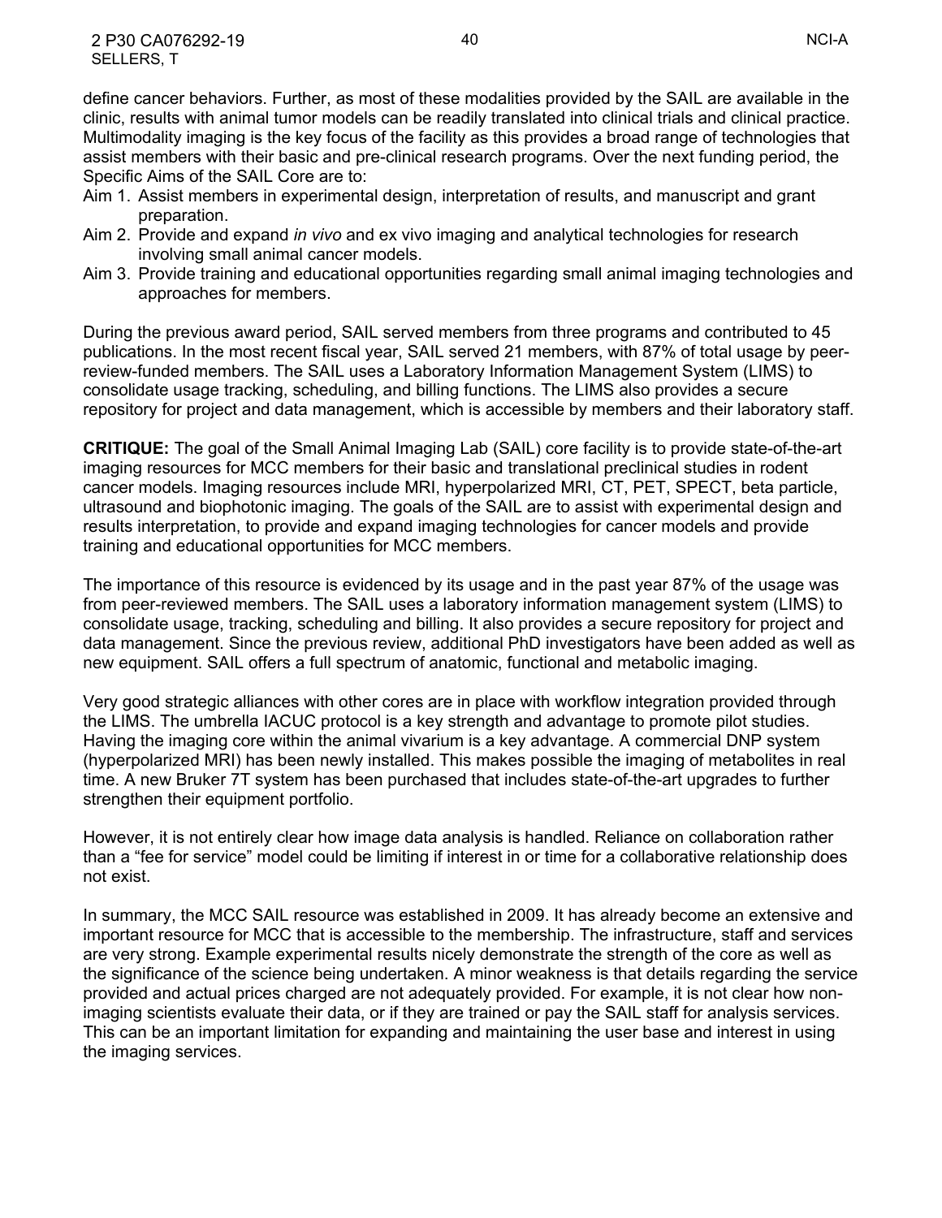define cancer behaviors. Further, as most of these modalities provided by the SAIL are available in the clinic, results with animal tumor models can be readily translated into clinical trials and clinical practice. Multimodality imaging is the key focus of the facility as this provides a broad range of technologies that assist members with their basic and pre-clinical research programs. Over the next funding period, the Specific Aims of the SAIL Core are to:

Aim 1. Assist members in experimental design, interpretation of results, and manuscript and grant preparation.

Aim 2. Provide and expand *in vivo* and ex vivo imaging and analytical technologies for research involving small animal cancer models.

Aim 3. Provide training and educational opportunities regarding small animal imaging technologies and approaches for members.

During the previous award period, SAIL served members from three programs and contributed to 45 publications. In the most recent fiscal year, SAIL served 21 members, with 87% of total usage by peer-review-funded members. The SAIL uses a Laboratory Information Management System (LIMS) to consolidate usage tracking, scheduling, and billing functions. The LIMS also provides a secure repository for project and data management, which is accessible by members and their laboratory staff.

**CRITIQUE:** The goal of the Small Animal Imaging Lab (SAIL) core facility is to provide state-of-the-art imaging resources for MCC members for their basic and translational preclinical studies in rodent cancer models. Imaging resources include MRI, hyperpolarized MRI, CT, PET, SPECT, beta particle, ultrasound and biophotonic imaging. The goals of the SAIL are to assist with experimental design and results interpretation, to provide and expand imaging technologies for cancer models and provide training and educational opportunities for MCC members.

The importance of this resource is evidenced by its usage and in the past year 87% of the usage was from peer-reviewed members. The SAIL uses a laboratory information management system (LIMS) to consolidate usage, tracking, scheduling and billing. It also provides a secure repository for project and data management. Since the previous review, additional PhD investigators have been added as well as new equipment. SAIL offers a full spectrum of anatomic, functional and metabolic imaging.

Very good strategic alliances with other cores are in place with workflow integration provided through the LIMS. The umbrella IACUC protocol is a key strength and advantage to promote pilot studies. Having the imaging core within the animal vivarium is a key advantage. A commercial DNP system (hyperpolarized MRI) has been newly installed. This makes possible the imaging of metabolites in real time. A new Bruker 7T system has been purchased that includes state-of-the-art upgrades to further strengthen their equipment portfolio.

However, it is not entirely clear how image data analysis is handled. Reliance on collaboration rather than a “fee for service” model could be limiting if interest in or time for a collaborative relationship does not exist.

In summary, the MCC SAIL resource was established in 2009. It has already become an extensive and important resource for MCC that is accessible to the membership. The infrastructure, staff and services are very strong. Example experimental results nicely demonstrate the strength of the core as well as the significance of the science being undertaken. A minor weakness is that details regarding the service provided and actual prices charged are not adequately provided. For example, it is not clear how non-imaging scientists evaluate their data, or if they are trained or pay the SAIL staff for analysis services. This can be an important limitation for expanding and maintaining the user base and interest in using the imaging services.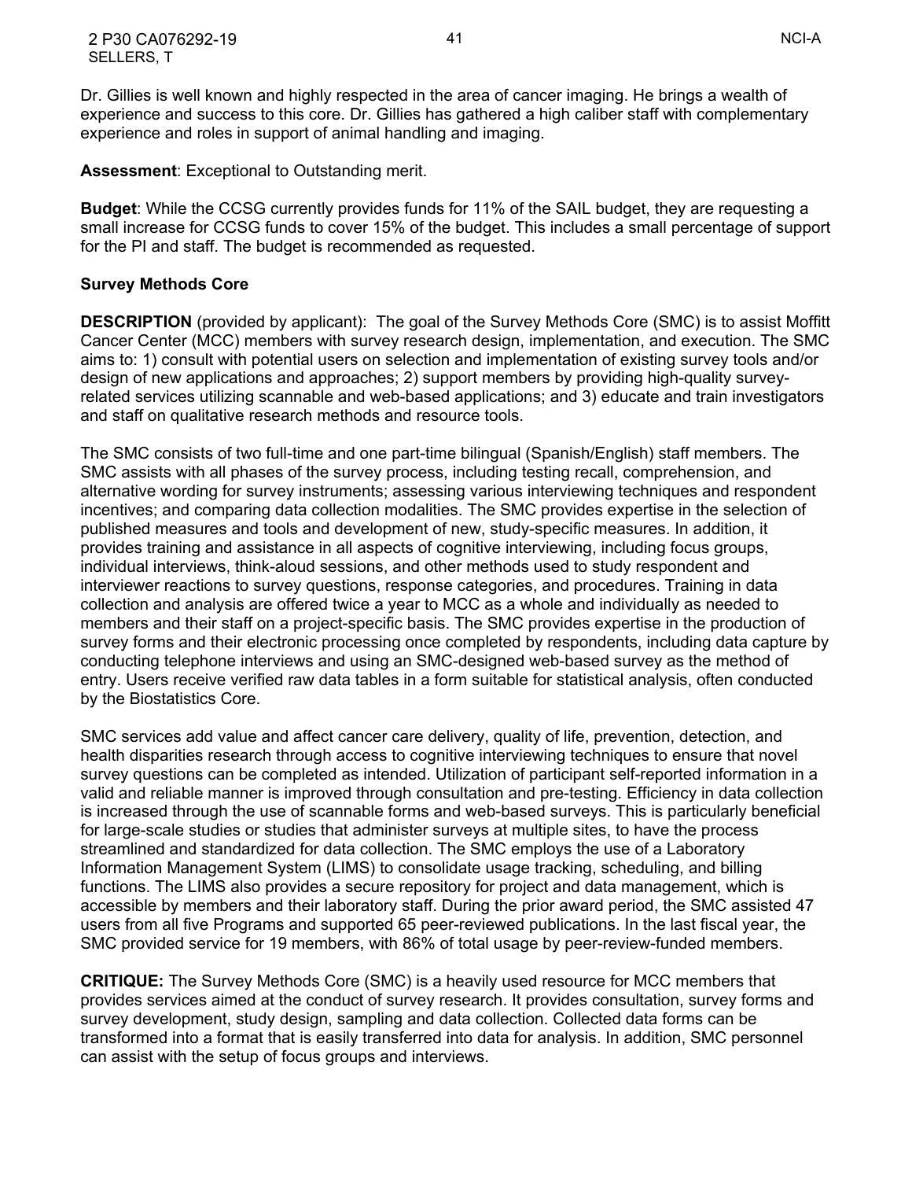Dr. Gillies is well known and highly respected in the area of cancer imaging. He brings a wealth of experience and success to this core. Dr. Gillies has gathered a high caliber staff with complementary experience and roles in support of animal handling and imaging.

**Assessment**: Exceptional to Outstanding merit.

**Budget**: While the CCSG currently provides funds for 11% of the SAIL budget, they are requesting a small increase for CCSG funds to cover 15% of the budget. This includes a small percentage of support for the PI and staff. The budget is recommended as requested.

**Survey Methods Core**

**DESCRIPTION** (provided by applicant): The goal of the Survey Methods Core (SMC) is to assist Moffitt Cancer Center (MCC) members with survey research design, implementation, and execution. The SMC aims to: 1) consult with potential users on selection and implementation of existing survey tools and/or design of new applications and approaches; 2) support members by providing high-quality survey-related services utilizing scannable and web-based applications; and 3) educate and train investigators and staff on qualitative research methods and resource tools.

The SMC consists of two full-time and one part-time bilingual (Spanish/English) staff members. The SMC assists with all phases of the survey process, including testing recall, comprehension, and alternative wording for survey instruments; assessing various interviewing techniques and respondent incentives; and comparing data collection modalities. The SMC provides expertise in the selection of published measures and tools and development of new, study-specific measures. In addition, it provides training and assistance in all aspects of cognitive interviewing, including focus groups, individual interviews, think-aloud sessions, and other methods used to study respondent and interviewer reactions to survey questions, response categories, and procedures. Training in data collection and analysis are offered twice a year to MCC as a whole and individually as needed to members and their staff on a project-specific basis. The SMC provides expertise in the production of survey forms and their electronic processing once completed by respondents, including data capture by conducting telephone interviews and using an SMC-designed web-based survey as the method of entry. Users receive verified raw data tables in a form suitable for statistical analysis, often conducted by the Biostatistics Core.

SMC services add value and affect cancer care delivery, quality of life, prevention, detection, and health disparities research through access to cognitive interviewing techniques to ensure that novel survey questions can be completed as intended. Utilization of participant self-reported information in a valid and reliable manner is improved through consultation and pre-testing. Efficiency in data collection is increased through the use of scannable forms and web-based surveys. This is particularly beneficial for large-scale studies or studies that administer surveys at multiple sites, to have the process streamlined and standardized for data collection. The SMC employs the use of a Laboratory Information Management System (LIMS) to consolidate usage tracking, scheduling, and billing functions. The LIMS also provides a secure repository for project and data management, which is accessible by members and their laboratory staff. During the prior award period, the SMC assisted 47 users from all five Programs and supported 65 peer-reviewed publications. In the last fiscal year, the SMC provided service for 19 members, with 86% of total usage by peer-review-funded members.

**CRITIQUE:** The Survey Methods Core (SMC) is a heavily used resource for MCC members that provides services aimed at the conduct of survey research. It provides consultation, survey forms and survey development, study design, sampling and data collection. Collected data forms can be transformed into a format that is easily transferred into data for analysis. In addition, SMC personnel can assist with the setup of focus groups and interviews.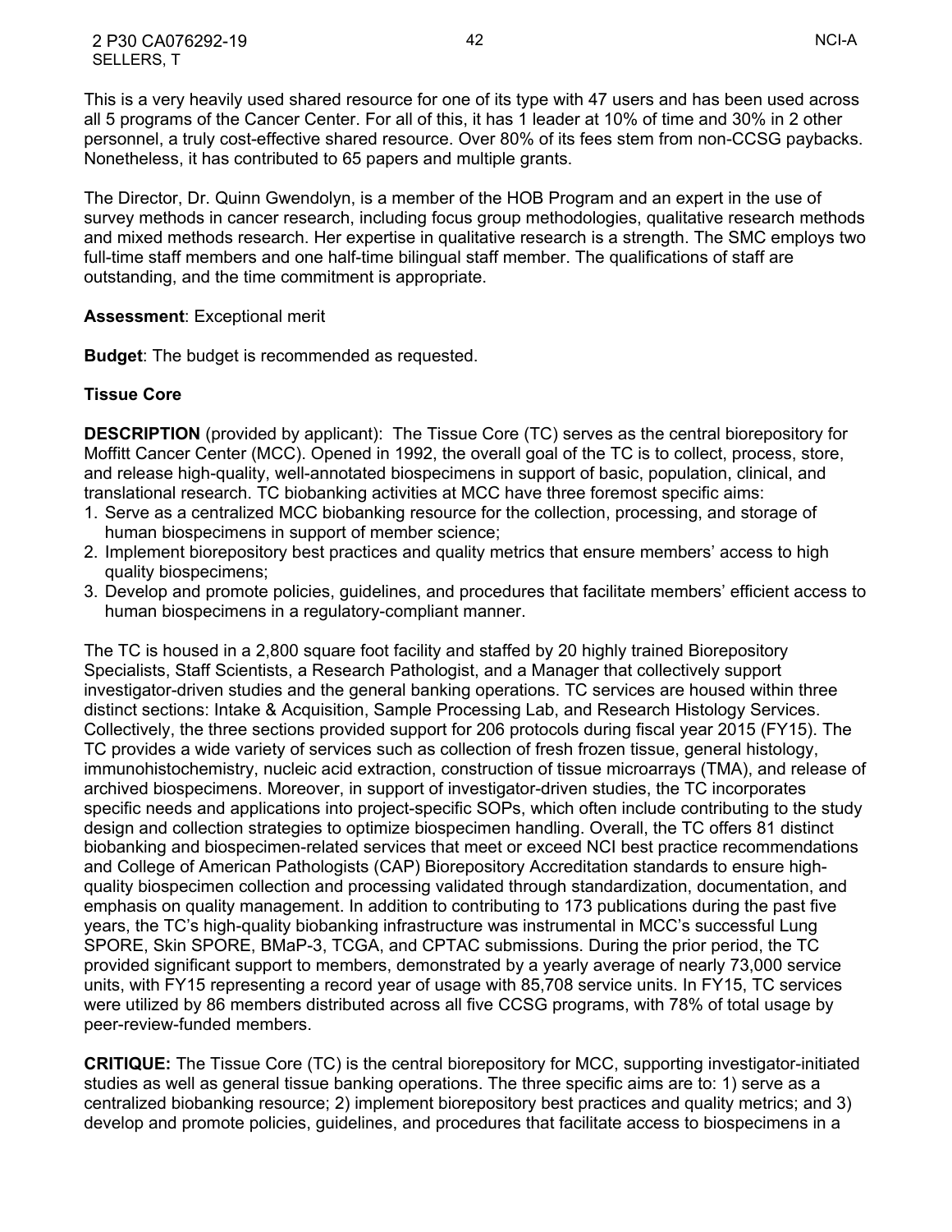This is a very heavily used shared resource for one of its type with 47 users and has been used across all 5 programs of the Cancer Center. For all of this, it has 1 leader at 10% of time and 30% in 2 other personnel, a truly cost-effective shared resource. Over 80% of its fees stem from non-CCSG paybacks. Nonetheless, it has contributed to 65 papers and multiple grants.

The Director, Dr. Quinn Gwendolyn, is a member of the HOB Program and an expert in the use of survey methods in cancer research, including focus group methodologies, qualitative research methods and mixed methods research. Her expertise in qualitative research is a strength. The SMC employs two full-time staff members and one half-time bilingual staff member. The qualifications of staff are outstanding, and the time commitment is appropriate.

**Assessment**: Exceptional merit

**Budget**: The budget is recommended as requested.

**Tissue Core**

**DESCRIPTION** (provided by applicant): The Tissue Core (TC) serves as the central biorepository for Moffitt Cancer Center (MCC). Opened in 1992, the overall goal of the TC is to collect, process, store, and release high-quality, well-annotated biospecimens in support of basic, population, clinical, and translational research. TC biobanking activities at MCC have three foremost specific aims:

1. Serve as a centralized MCC biobanking resource for the collection, processing, and storage of human biospecimens in support of member science;
2. Implement biorepository best practices and quality metrics that ensure members' access to high quality biospecimens;
3. Develop and promote policies, guidelines, and procedures that facilitate members' efficient access to human biospecimens in a regulatory-compliant manner.

The TC is housed in a 2,800 square foot facility and staffed by 20 highly trained Biorepository Specialists, Staff Scientists, a Research Pathologist, and a Manager that collectively support investigator-driven studies and the general banking operations. TC services are housed within three distinct sections: Intake & Acquisition, Sample Processing Lab, and Research Histology Services. Collectively, the three sections provided support for 206 protocols during fiscal year 2015 (FY15). The TC provides a wide variety of services such as collection of fresh frozen tissue, general histology, immunohistochemistry, nucleic acid extraction, construction of tissue microarrays (TMA), and release of archived biospecimens. Moreover, in support of investigator-driven studies, the TC incorporates specific needs and applications into project-specific SOPs, which often include contributing to the study design and collection strategies to optimize biospecimen handling. Overall, the TC offers 81 distinct biobanking and biospecimen-related services that meet or exceed NCI best practice recommendations and College of American Pathologists (CAP) Biorepository Accreditation standards to ensure high-quality biospecimen collection and processing validated through standardization, documentation, and emphasis on quality management. In addition to contributing to 173 publications during the past five years, the TC's high-quality biobanking infrastructure was instrumental in MCC's successful Lung SPORE, Skin SPORE, BMaP-3, TCGA, and CPTAC submissions. During the prior period, the TC provided significant support to members, demonstrated by a yearly average of nearly 73,000 service units, with FY15 representing a record year of usage with 85,708 service units. In FY15, TC services were utilized by 86 members distributed across all five CCSG programs, with 78% of total usage by peer-review-funded members.

**CRITIQUE:** The Tissue Core (TC) is the central biorepository for MCC, supporting investigator-initiated studies as well as general tissue banking operations. The three specific aims are to: 1) serve as a centralized biobanking resource; 2) implement biorepository best practices and quality metrics; and 3) develop and promote policies, guidelines, and procedures that facilitate access to biospecimens in a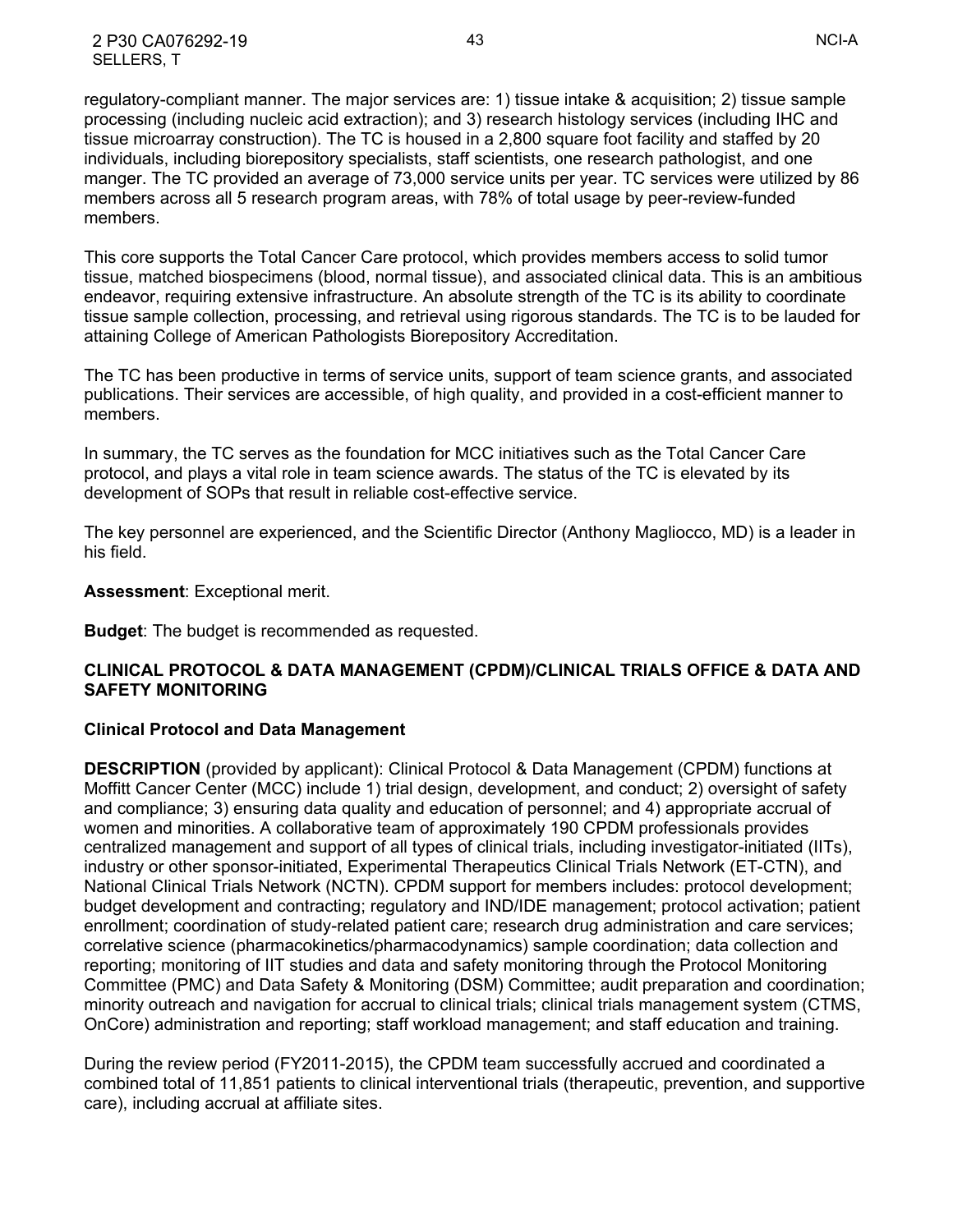regulatory-compliant manner. The major services are: 1) tissue intake & acquisition; 2) tissue sample processing (including nucleic acid extraction); and 3) research histology services (including IHC and tissue microarray construction). The TC is housed in a 2,800 square foot facility and staffed by 20 individuals, including biorepository specialists, staff scientists, one research pathologist, and one manger. The TC provided an average of 73,000 service units per year. TC services were utilized by 86 members across all 5 research program areas, with 78% of total usage by peer-review-funded members.

This core supports the Total Cancer Care protocol, which provides members access to solid tumor tissue, matched biospecimens (blood, normal tissue), and associated clinical data. This is an ambitious endeavor, requiring extensive infrastructure. An absolute strength of the TC is its ability to coordinate tissue sample collection, processing, and retrieval using rigorous standards. The TC is to be lauded for attaining College of American Pathologists Biorepository Accreditation.

The TC has been productive in terms of service units, support of team science grants, and associated publications. Their services are accessible, of high quality, and provided in a cost-efficient manner to members.

In summary, the TC serves as the foundation for MCC initiatives such as the Total Cancer Care protocol, and plays a vital role in team science awards. The status of the TC is elevated by its development of SOPs that result in reliable cost-effective service.

The key personnel are experienced, and the Scientific Director (Anthony Magliocco, MD) is a leader in his field.

**Assessment**: Exceptional merit.

**Budget**: The budget is recommended as requested.

## CLINICAL PROTOCOL & DATA MANAGEMENT (CPDM)/CLINICAL TRIALS OFFICE & DATA AND SAFETY MONITORING

### Clinical Protocol and Data Management

**DESCRIPTION** (provided by applicant): Clinical Protocol & Data Management (CPDM) functions at Moffitt Cancer Center (MCC) include 1) trial design, development, and conduct; 2) oversight of safety and compliance; 3) ensuring data quality and education of personnel; and 4) appropriate accrual of women and minorities. A collaborative team of approximately 190 CPDM professionals provides centralized management and support of all types of clinical trials, including investigator-initiated (IITs), industry or other sponsor-initiated, Experimental Therapeutics Clinical Trials Network (ET-CTN), and National Clinical Trials Network (NCTN). CPDM support for members includes: protocol development; budget development and contracting; regulatory and IND/IDE management; protocol activation; patient enrollment; coordination of study-related patient care; research drug administration and care services; correlative science (pharmacokinetics/pharmacodynamics) sample coordination; data collection and reporting; monitoring of IIT studies and data and safety monitoring through the Protocol Monitoring Committee (PMC) and Data Safety & Monitoring (DSM) Committee; audit preparation and coordination; minority outreach and navigation for accrual to clinical trials; clinical trials management system (CTMS, OnCore) administration and reporting; staff workload management; and staff education and training.

During the review period (FY2011-2015), the CPDM team successfully accrued and coordinated a combined total of 11,851 patients to clinical interventional trials (therapeutic, prevention, and supportive care), including accrual at affiliate sites.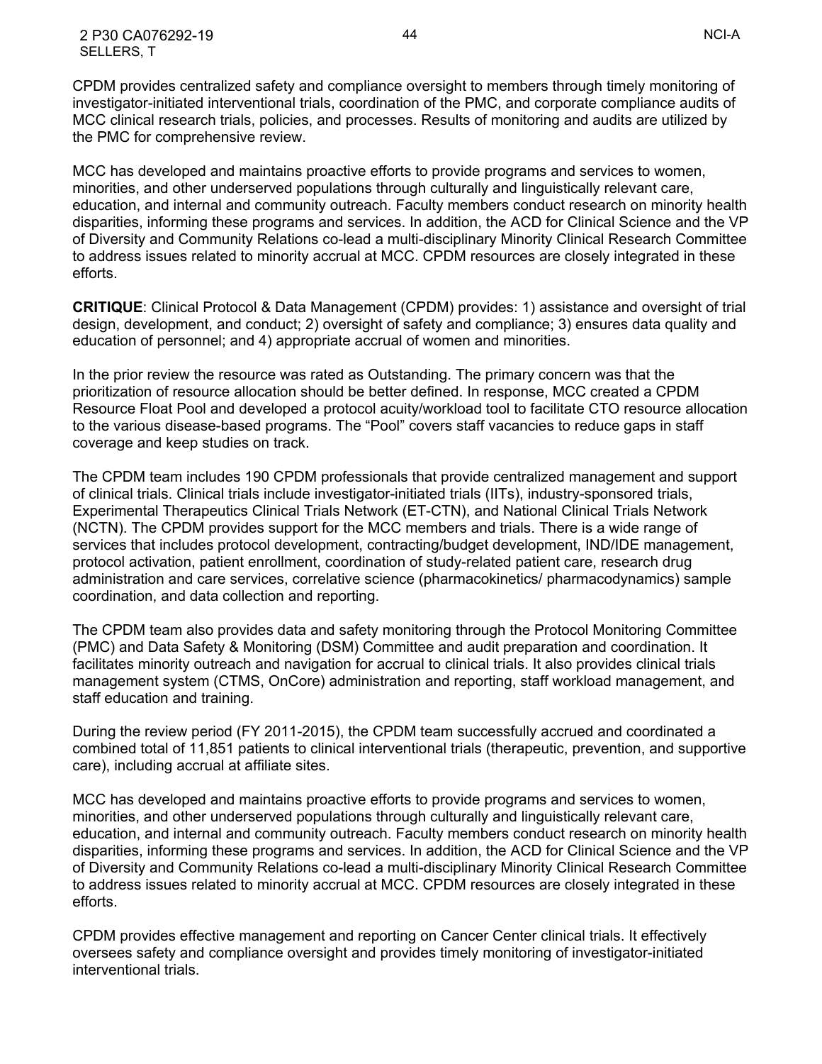CPDM provides centralized safety and compliance oversight to members through timely monitoring of investigator-initiated interventional trials, coordination of the PMC, and corporate compliance audits of MCC clinical research trials, policies, and processes. Results of monitoring and audits are utilized by the PMC for comprehensive review.

MCC has developed and maintains proactive efforts to provide programs and services to women, minorities, and other underserved populations through culturally and linguistically relevant care, education, and internal and community outreach. Faculty members conduct research on minority health disparities, informing these programs and services. In addition, the ACD for Clinical Science and the VP of Diversity and Community Relations co-lead a multi-disciplinary Minority Clinical Research Committee to address issues related to minority accrual at MCC. CPDM resources are closely integrated in these efforts.

**CRITIQUE**: Clinical Protocol & Data Management (CPDM) provides: 1) assistance and oversight of trial design, development, and conduct; 2) oversight of safety and compliance; 3) ensures data quality and education of personnel; and 4) appropriate accrual of women and minorities.

In the prior review the resource was rated as Outstanding. The primary concern was that the prioritization of resource allocation should be better defined. In response, MCC created a CPDM Resource Float Pool and developed a protocol acuity/workload tool to facilitate CTO resource allocation to the various disease-based programs. The "Pool" covers staff vacancies to reduce gaps in staff coverage and keep studies on track.

The CPDM team includes 190 CPDM professionals that provide centralized management and support of clinical trials. Clinical trials include investigator-initiated trials (IITs), industry-sponsored trials, Experimental Therapeutics Clinical Trials Network (ET-CTN), and National Clinical Trials Network (NCTN). The CPDM provides support for the MCC members and trials. There is a wide range of services that includes protocol development, contracting/budget development, IND/IDE management, protocol activation, patient enrollment, coordination of study-related patient care, research drug administration and care services, correlative science (pharmacokinetics/ pharmacodynamics) sample coordination, and data collection and reporting.

The CPDM team also provides data and safety monitoring through the Protocol Monitoring Committee (PMC) and Data Safety & Monitoring (DSM) Committee and audit preparation and coordination. It facilitates minority outreach and navigation for accrual to clinical trials. It also provides clinical trials management system (CTMS, OnCore) administration and reporting, staff workload management, and staff education and training.

During the review period (FY 2011-2015), the CPDM team successfully accrued and coordinated a combined total of 11,851 patients to clinical interventional trials (therapeutic, prevention, and supportive care), including accrual at affiliate sites.

MCC has developed and maintains proactive efforts to provide programs and services to women, minorities, and other underserved populations through culturally and linguistically relevant care, education, and internal and community outreach. Faculty members conduct research on minority health disparities, informing these programs and services. In addition, the ACD for Clinical Science and the VP of Diversity and Community Relations co-lead a multi-disciplinary Minority Clinical Research Committee to address issues related to minority accrual at MCC. CPDM resources are closely integrated in these efforts.

CPDM provides effective management and reporting on Cancer Center clinical trials. It effectively oversees safety and compliance oversight and provides timely monitoring of investigator-initiated interventional trials.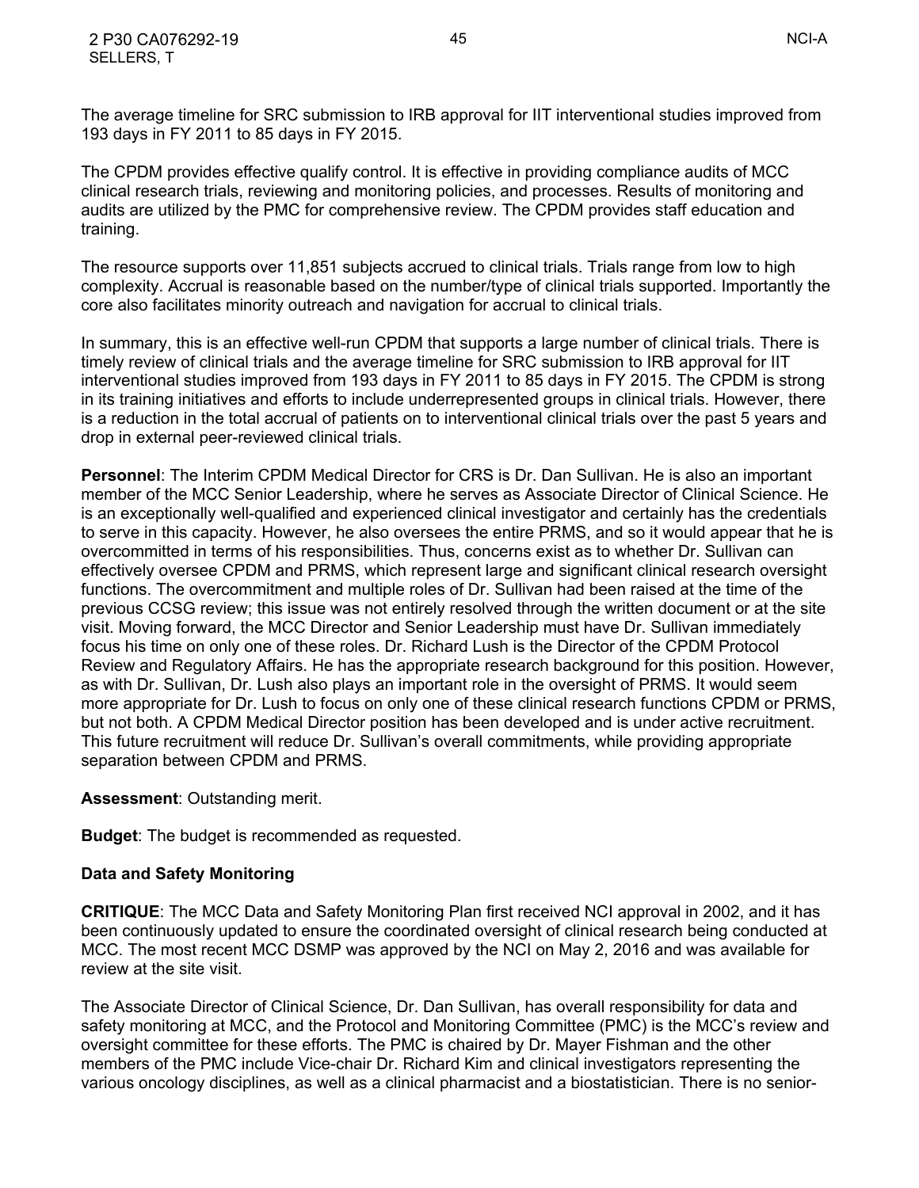The average timeline for SRC submission to IRB approval for IIT interventional studies improved from 193 days in FY 2011 to 85 days in FY 2015.

The CPDM provides effective qualify control. It is effective in providing compliance audits of MCC clinical research trials, reviewing and monitoring policies, and processes. Results of monitoring and audits are utilized by the PMC for comprehensive review. The CPDM provides staff education and training.

The resource supports over 11,851 subjects accrued to clinical trials. Trials range from low to high complexity. Accrual is reasonable based on the number/type of clinical trials supported. Importantly the core also facilitates minority outreach and navigation for accrual to clinical trials.

In summary, this is an effective well-run CPDM that supports a large number of clinical trials. There is timely review of clinical trials and the average timeline for SRC submission to IRB approval for IIT interventional studies improved from 193 days in FY 2011 to 85 days in FY 2015. The CPDM is strong in its training initiatives and efforts to include underrepresented groups in clinical trials. However, there is a reduction in the total accrual of patients on to interventional clinical trials over the past 5 years and drop in external peer-reviewed clinical trials.

**Personnel**: The Interim CPDM Medical Director for CRS is Dr. Dan Sullivan. He is also an important member of the MCC Senior Leadership, where he serves as Associate Director of Clinical Science. He is an exceptionally well-qualified and experienced clinical investigator and certainly has the credentials to serve in this capacity. However, he also oversees the entire PRMS, and so it would appear that he is overcommitted in terms of his responsibilities. Thus, concerns exist as to whether Dr. Sullivan can effectively oversee CPDM and PRMS, which represent large and significant clinical research oversight functions. The overcommitment and multiple roles of Dr. Sullivan had been raised at the time of the previous CCSG review; this issue was not entirely resolved through the written document or at the site visit. Moving forward, the MCC Director and Senior Leadership must have Dr. Sullivan immediately focus his time on only one of these roles. Dr. Richard Lush is the Director of the CPDM Protocol Review and Regulatory Affairs. He has the appropriate research background for this position. However, as with Dr. Sullivan, Dr. Lush also plays an important role in the oversight of PRMS. It would seem more appropriate for Dr. Lush to focus on only one of these clinical research functions CPDM or PRMS, but not both. A CPDM Medical Director position has been developed and is under active recruitment. This future recruitment will reduce Dr. Sullivan's overall commitments, while providing appropriate separation between CPDM and PRMS.

**Assessment**: Outstanding merit.

**Budget**: The budget is recommended as requested.

### Data and Safety Monitoring

**CRITIQUE**: The MCC Data and Safety Monitoring Plan first received NCI approval in 2002, and it has been continuously updated to ensure the coordinated oversight of clinical research being conducted at MCC. The most recent MCC DSMP was approved by the NCI on May 2, 2016 and was available for review at the site visit.

The Associate Director of Clinical Science, Dr. Dan Sullivan, has overall responsibility for data and safety monitoring at MCC, and the Protocol and Monitoring Committee (PMC) is the MCC's review and oversight committee for these efforts. The PMC is chaired by Dr. Mayer Fishman and the other members of the PMC include Vice-chair Dr. Richard Kim and clinical investigators representing the various oncology disciplines, as well as a clinical pharmacist and a biostatistician. There is no senior-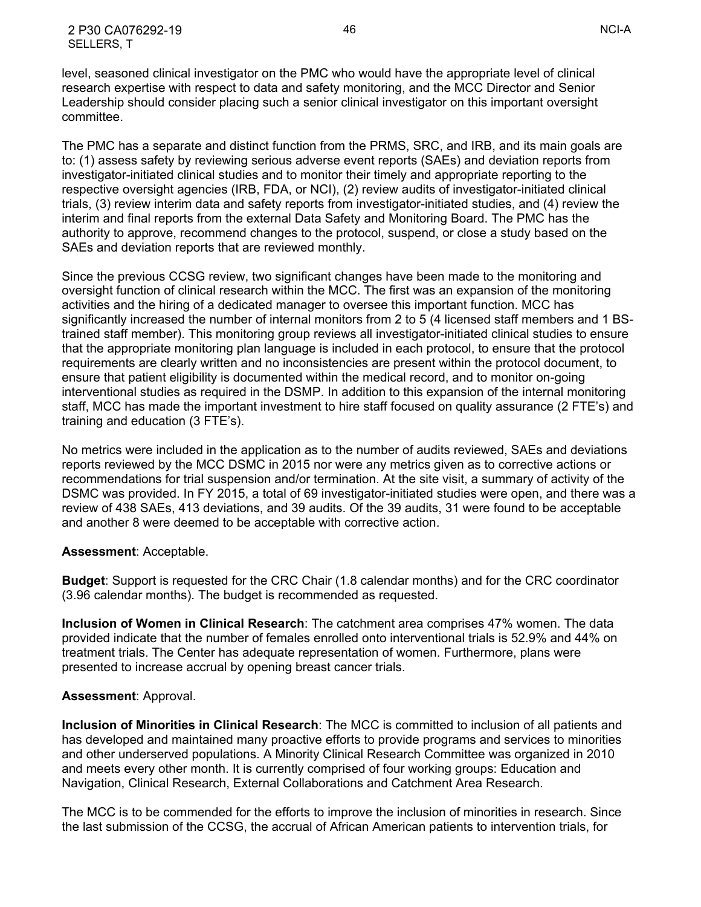level, seasoned clinical investigator on the PMC who would have the appropriate level of clinical research expertise with respect to data and safety monitoring, and the MCC Director and Senior Leadership should consider placing such a senior clinical investigator on this important oversight committee.

The PMC has a separate and distinct function from the PRMS, SRC, and IRB, and its main goals are to: (1) assess safety by reviewing serious adverse event reports (SAEs) and deviation reports from investigator-initiated clinical studies and to monitor their timely and appropriate reporting to the respective oversight agencies (IRB, FDA, or NCI), (2) review audits of investigator-initiated clinical trials, (3) review interim data and safety reports from investigator-initiated studies, and (4) review the interim and final reports from the external Data Safety and Monitoring Board. The PMC has the authority to approve, recommend changes to the protocol, suspend, or close a study based on the SAEs and deviation reports that are reviewed monthly.

Since the previous CCSG review, two significant changes have been made to the monitoring and oversight function of clinical research within the MCC. The first was an expansion of the monitoring activities and the hiring of a dedicated manager to oversee this important function. MCC has significantly increased the number of internal monitors from 2 to 5 (4 licensed staff members and 1 BS-trained staff member). This monitoring group reviews all investigator-initiated clinical studies to ensure that the appropriate monitoring plan language is included in each protocol, to ensure that the protocol requirements are clearly written and no inconsistencies are present within the protocol document, to ensure that patient eligibility is documented within the medical record, and to monitor on-going interventional studies as required in the DSMP. In addition to this expansion of the internal monitoring staff, MCC has made the important investment to hire staff focused on quality assurance (2 FTE's) and training and education (3 FTE's).

No metrics were included in the application as to the number of audits reviewed, SAEs and deviations reports reviewed by the MCC DSMC in 2015 nor were any metrics given as to corrective actions or recommendations for trial suspension and/or termination. At the site visit, a summary of activity of the DSMC was provided. In FY 2015, a total of 69 investigator-initiated studies were open, and there was a review of 438 SAEs, 413 deviations, and 39 audits. Of the 39 audits, 31 were found to be acceptable and another 8 were deemed to be acceptable with corrective action.

**Assessment**: Acceptable.

**Budget**: Support is requested for the CRC Chair (1.8 calendar months) and for the CRC coordinator (3.96 calendar months). The budget is recommended as requested.

**Inclusion of Women in Clinical Research**: The catchment area comprises 47% women. The data provided indicate that the number of females enrolled onto interventional trials is 52.9% and 44% on treatment trials. The Center has adequate representation of women. Furthermore, plans were presented to increase accrual by opening breast cancer trials.

**Assessment**: Approval.

**Inclusion of Minorities in Clinical Research**: The MCC is committed to inclusion of all patients and has developed and maintained many proactive efforts to provide programs and services to minorities and other underserved populations. A Minority Clinical Research Committee was organized in 2010 and meets every other month. It is currently comprised of four working groups: Education and Navigation, Clinical Research, External Collaborations and Catchment Area Research.

The MCC is to be commended for the efforts to improve the inclusion of minorities in research. Since the last submission of the CCSG, the accrual of African American patients to intervention trials, for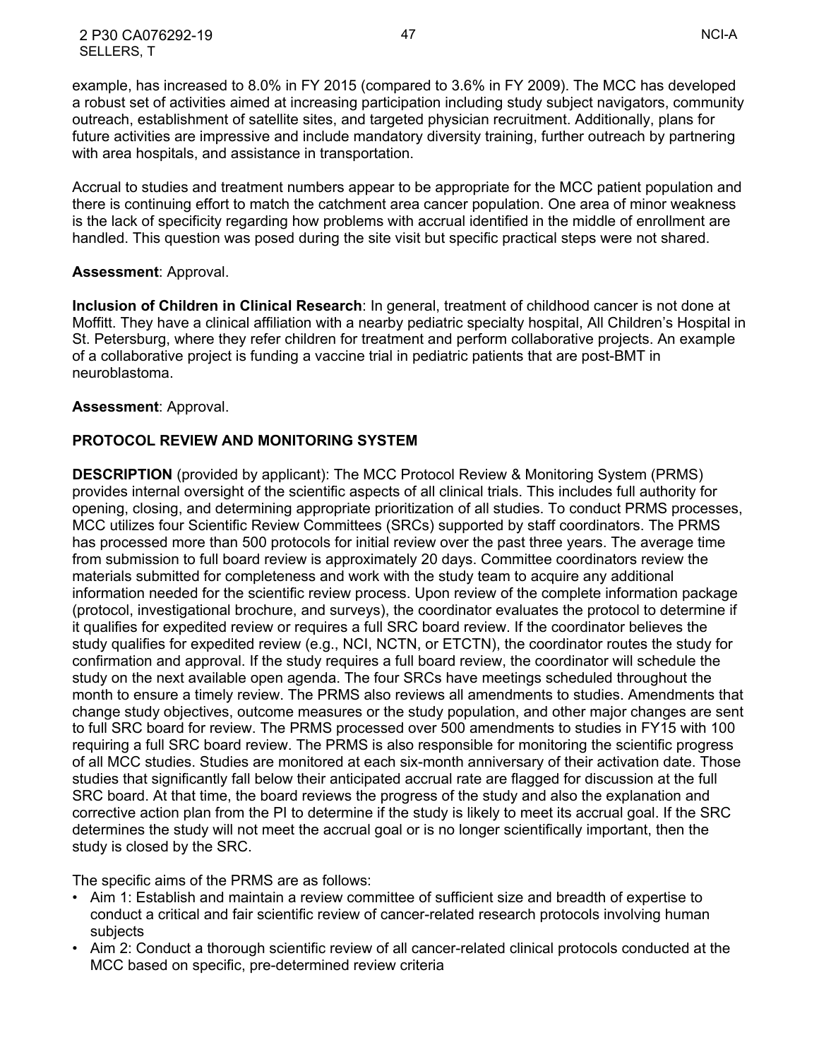example, has increased to 8.0% in FY 2015 (compared to 3.6% in FY 2009). The MCC has developed a robust set of activities aimed at increasing participation including study subject navigators, community outreach, establishment of satellite sites, and targeted physician recruitment. Additionally, plans for future activities are impressive and include mandatory diversity training, further outreach by partnering with area hospitals, and assistance in transportation.

Accrual to studies and treatment numbers appear to be appropriate for the MCC patient population and there is continuing effort to match the catchment area cancer population. One area of minor weakness is the lack of specificity regarding how problems with accrual identified in the middle of enrollment are handled. This question was posed during the site visit but specific practical steps were not shared.

**Assessment**: Approval.

**Inclusion of Children in Clinical Research**: In general, treatment of childhood cancer is not done at Moffitt. They have a clinical affiliation with a nearby pediatric specialty hospital, All Children's Hospital in St. Petersburg, where they refer children for treatment and perform collaborative projects. An example of a collaborative project is funding a vaccine trial in pediatric patients that are post-BMT in neuroblastoma.

**Assessment**: Approval.

**PROTOCOL REVIEW AND MONITORING SYSTEM**

**DESCRIPTION** (provided by applicant): The MCC Protocol Review & Monitoring System (PRMS) provides internal oversight of the scientific aspects of all clinical trials. This includes full authority for opening, closing, and determining appropriate prioritization of all studies. To conduct PRMS processes, MCC utilizes four Scientific Review Committees (SRCs) supported by staff coordinators. The PRMS has processed more than 500 protocols for initial review over the past three years. The average time from submission to full board review is approximately 20 days. Committee coordinators review the materials submitted for completeness and work with the study team to acquire any additional information needed for the scientific review process. Upon review of the complete information package (protocol, investigational brochure, and surveys), the coordinator evaluates the protocol to determine if it qualifies for expedited review or requires a full SRC board review. If the coordinator believes the study qualifies for expedited review (e.g., NCI, NCTN, or ETCTN), the coordinator routes the study for confirmation and approval. If the study requires a full board review, the coordinator will schedule the study on the next available open agenda. The four SRCs have meetings scheduled throughout the month to ensure a timely review. The PRMS also reviews all amendments to studies. Amendments that change study objectives, outcome measures or the study population, and other major changes are sent to full SRC board for review. The PRMS processed over 500 amendments to studies in FY15 with 100 requiring a full SRC board review. The PRMS is also responsible for monitoring the scientific progress of all MCC studies. Studies are monitored at each six-month anniversary of their activation date. Those studies that significantly fall below their anticipated accrual rate are flagged for discussion at the full SRC board. At that time, the board reviews the progress of the study and also the explanation and corrective action plan from the PI to determine if the study is likely to meet its accrual goal. If the SRC determines the study will not meet the accrual goal or is no longer scientifically important, then the study is closed by the SRC.

The specific aims of the PRMS are as follows:

- Aim 1: Establish and maintain a review committee of sufficient size and breadth of expertise to conduct a critical and fair scientific review of cancer-related research protocols involving human subjects
- Aim 2: Conduct a thorough scientific review of all cancer-related clinical protocols conducted at the MCC based on specific, pre-determined review criteria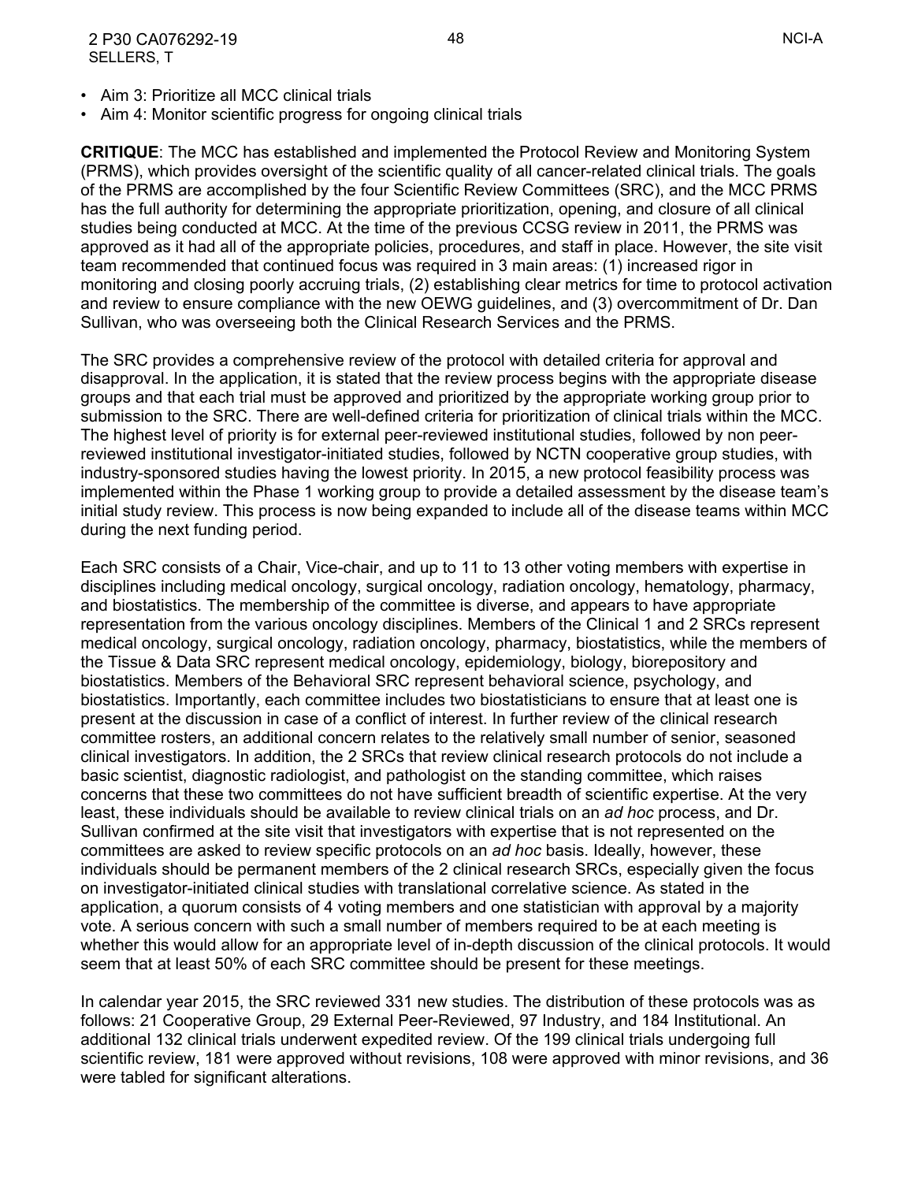- Aim 3: Prioritize all MCC clinical trials
- Aim 4: Monitor scientific progress for ongoing clinical trials

**CRITIQUE**: The MCC has established and implemented the Protocol Review and Monitoring System (PRMS), which provides oversight of the scientific quality of all cancer-related clinical trials. The goals of the PRMS are accomplished by the four Scientific Review Committees (SRC), and the MCC PRMS has the full authority for determining the appropriate prioritization, opening, and closure of all clinical studies being conducted at MCC. At the time of the previous CCSG review in 2011, the PRMS was approved as it had all of the appropriate policies, procedures, and staff in place. However, the site visit team recommended that continued focus was required in 3 main areas: (1) increased rigor in monitoring and closing poorly accruing trials, (2) establishing clear metrics for time to protocol activation and review to ensure compliance with the new OEWG guidelines, and (3) overcommitment of Dr. Dan Sullivan, who was overseeing both the Clinical Research Services and the PRMS.

The SRC provides a comprehensive review of the protocol with detailed criteria for approval and disapproval. In the application, it is stated that the review process begins with the appropriate disease groups and that each trial must be approved and prioritized by the appropriate working group prior to submission to the SRC. There are well-defined criteria for prioritization of clinical trials within the MCC. The highest level of priority is for external peer-reviewed institutional studies, followed by non peer-reviewed institutional investigator-initiated studies, followed by NCTN cooperative group studies, with industry-sponsored studies having the lowest priority. In 2015, a new protocol feasibility process was implemented within the Phase 1 working group to provide a detailed assessment by the disease team's initial study review. This process is now being expanded to include all of the disease teams within MCC during the next funding period.

Each SRC consists of a Chair, Vice-chair, and up to 11 to 13 other voting members with expertise in disciplines including medical oncology, surgical oncology, radiation oncology, hematology, pharmacy, and biostatistics. The membership of the committee is diverse, and appears to have appropriate representation from the various oncology disciplines. Members of the Clinical 1 and 2 SRCs represent medical oncology, surgical oncology, radiation oncology, pharmacy, biostatistics, while the members of the Tissue & Data SRC represent medical oncology, epidemiology, biology, biorepository and biostatistics. Members of the Behavioral SRC represent behavioral science, psychology, and biostatistics. Importantly, each committee includes two biostatisticians to ensure that at least one is present at the discussion in case of a conflict of interest. In further review of the clinical research committee rosters, an additional concern relates to the relatively small number of senior, seasoned clinical investigators. In addition, the 2 SRCs that review clinical research protocols do not include a basic scientist, diagnostic radiologist, and pathologist on the standing committee, which raises concerns that these two committees do not have sufficient breadth of scientific expertise. At the very least, these individuals should be available to review clinical trials on an *ad hoc* process, and Dr. Sullivan confirmed at the site visit that investigators with expertise that is not represented on the committees are asked to review specific protocols on an *ad hoc* basis. Ideally, however, these individuals should be permanent members of the 2 clinical research SRCs, especially given the focus on investigator-initiated clinical studies with translational correlative science. As stated in the application, a quorum consists of 4 voting members and one statistician with approval by a majority vote. A serious concern with such a small number of members required to be at each meeting is whether this would allow for an appropriate level of in-depth discussion of the clinical protocols. It would seem that at least 50% of each SRC committee should be present for these meetings.

In calendar year 2015, the SRC reviewed 331 new studies. The distribution of these protocols was as follows: 21 Cooperative Group, 29 External Peer-Reviewed, 97 Industry, and 184 Institutional. An additional 132 clinical trials underwent expedited review. Of the 199 clinical trials undergoing full scientific review, 181 were approved without revisions, 108 were approved with minor revisions, and 36 were tabled for significant alterations.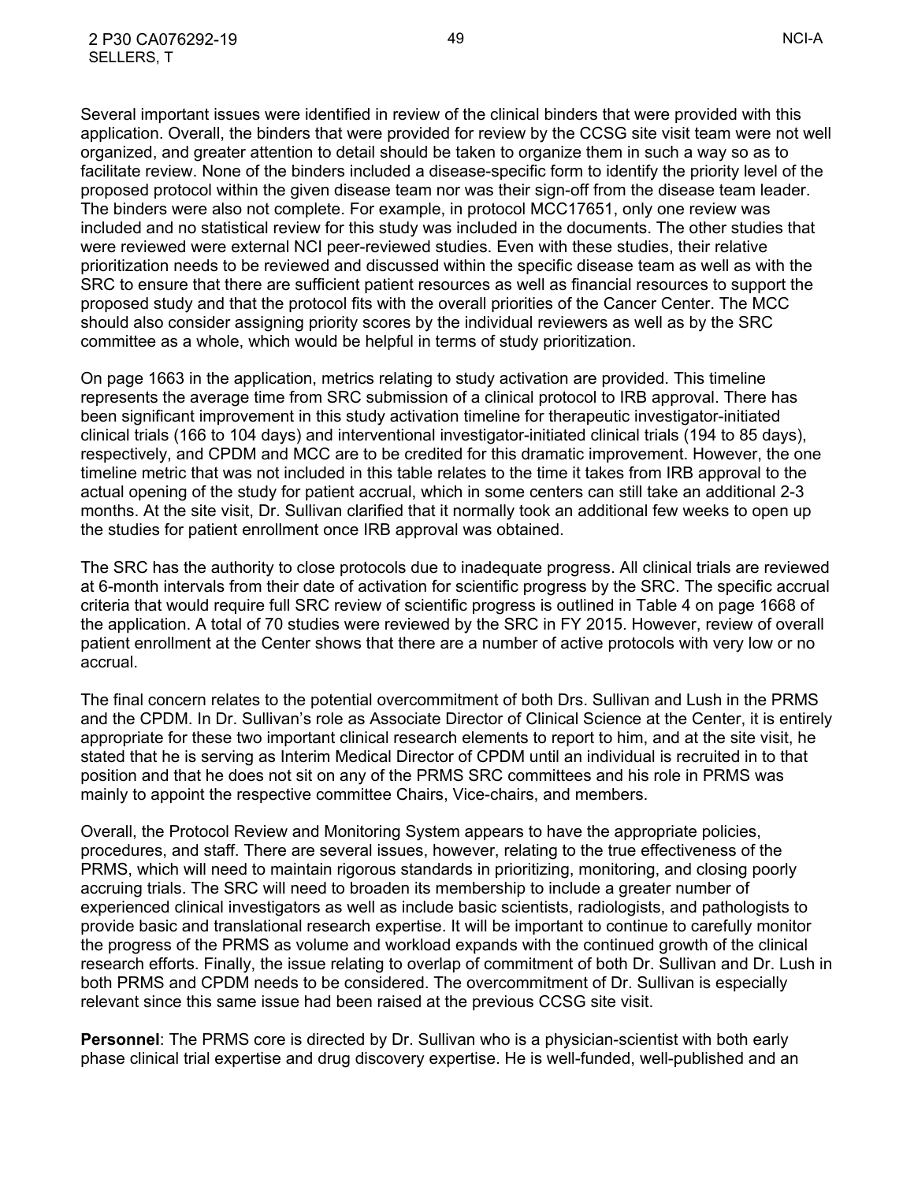Several important issues were identified in review of the clinical binders that were provided with this application. Overall, the binders that were provided for review by the CCSG site visit team were not well organized, and greater attention to detail should be taken to organize them in such a way so as to facilitate review. None of the binders included a disease-specific form to identify the priority level of the proposed protocol within the given disease team nor was their sign-off from the disease team leader. The binders were also not complete. For example, in protocol MCC17651, only one review was included and no statistical review for this study was included in the documents. The other studies that were reviewed were external NCI peer-reviewed studies. Even with these studies, their relative prioritization needs to be reviewed and discussed within the specific disease team as well as with the SRC to ensure that there are sufficient patient resources as well as financial resources to support the proposed study and that the protocol fits with the overall priorities of the Cancer Center. The MCC should also consider assigning priority scores by the individual reviewers as well as by the SRC committee as a whole, which would be helpful in terms of study prioritization.

On page 1663 in the application, metrics relating to study activation are provided. This timeline represents the average time from SRC submission of a clinical protocol to IRB approval. There has been significant improvement in this study activation timeline for therapeutic investigator-initiated clinical trials (166 to 104 days) and interventional investigator-initiated clinical trials (194 to 85 days), respectively, and CPDM and MCC are to be credited for this dramatic improvement. However, the one timeline metric that was not included in this table relates to the time it takes from IRB approval to the actual opening of the study for patient accrual, which in some centers can still take an additional 2-3 months. At the site visit, Dr. Sullivan clarified that it normally took an additional few weeks to open up the studies for patient enrollment once IRB approval was obtained.

The SRC has the authority to close protocols due to inadequate progress. All clinical trials are reviewed at 6-month intervals from their date of activation for scientific progress by the SRC. The specific accrual criteria that would require full SRC review of scientific progress is outlined in Table 4 on page 1668 of the application. A total of 70 studies were reviewed by the SRC in FY 2015. However, review of overall patient enrollment at the Center shows that there are a number of active protocols with very low or no accrual.

The final concern relates to the potential overcommitment of both Drs. Sullivan and Lush in the PRMS and the CPDM. In Dr. Sullivan's role as Associate Director of Clinical Science at the Center, it is entirely appropriate for these two important clinical research elements to report to him, and at the site visit, he stated that he is serving as Interim Medical Director of CPDM until an individual is recruited in to that position and that he does not sit on any of the PRMS SRC committees and his role in PRMS was mainly to appoint the respective committee Chairs, Vice-chairs, and members.

Overall, the Protocol Review and Monitoring System appears to have the appropriate policies, procedures, and staff. There are several issues, however, relating to the true effectiveness of the PRMS, which will need to maintain rigorous standards in prioritizing, monitoring, and closing poorly accruing trials. The SRC will need to broaden its membership to include a greater number of experienced clinical investigators as well as include basic scientists, radiologists, and pathologists to provide basic and translational research expertise. It will be important to continue to carefully monitor the progress of the PRMS as volume and workload expands with the continued growth of the clinical research efforts. Finally, the issue relating to overlap of commitment of both Dr. Sullivan and Dr. Lush in both PRMS and CPDM needs to be considered. The overcommitment of Dr. Sullivan is especially relevant since this same issue had been raised at the previous CCSG site visit.

**Personnel**: The PRMS core is directed by Dr. Sullivan who is a physician-scientist with both early phase clinical trial expertise and drug discovery expertise. He is well-funded, well-published and an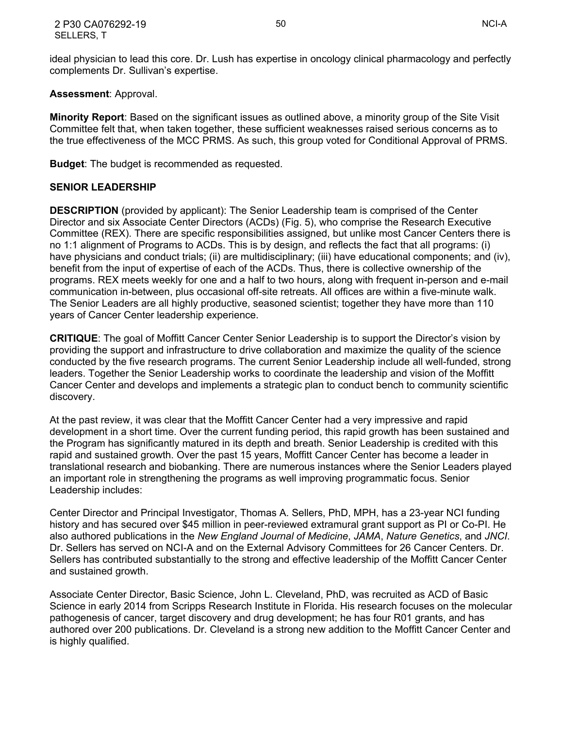ideal physician to lead this core. Dr. Lush has expertise in oncology clinical pharmacology and perfectly complements Dr. Sullivan's expertise.

**Assessment**: Approval.

**Minority Report**: Based on the significant issues as outlined above, a minority group of the Site Visit Committee felt that, when taken together, these sufficient weaknesses raised serious concerns as to the true effectiveness of the MCC PRMS. As such, this group voted for Conditional Approval of PRMS.

**Budget**: The budget is recommended as requested.

## SENIOR LEADERSHIP

**DESCRIPTION** (provided by applicant): The Senior Leadership team is comprised of the Center Director and six Associate Center Directors (ACDs) (Fig. 5), who comprise the Research Executive Committee (REX). There are specific responsibilities assigned, but unlike most Cancer Centers there is no 1:1 alignment of Programs to ACDs. This is by design, and reflects the fact that all programs: (i) have physicians and conduct trials; (ii) are multidisciplinary; (iii) have educational components; and (iv), benefit from the input of expertise of each of the ACDs. Thus, there is collective ownership of the programs. REX meets weekly for one and a half to two hours, along with frequent in-person and e-mail communication in-between, plus occasional off-site retreats. All offices are within a five-minute walk. The Senior Leaders are all highly productive, seasoned scientist; together they have more than 110 years of Cancer Center leadership experience.

**CRITIQUE**: The goal of Moffitt Cancer Center Senior Leadership is to support the Director's vision by providing the support and infrastructure to drive collaboration and maximize the quality of the science conducted by the five research programs. The current Senior Leadership include all well-funded, strong leaders. Together the Senior Leadership works to coordinate the leadership and vision of the Moffitt Cancer Center and develops and implements a strategic plan to conduct bench to community scientific discovery.

At the past review, it was clear that the Moffitt Cancer Center had a very impressive and rapid development in a short time. Over the current funding period, this rapid growth has been sustained and the Program has significantly matured in its depth and breath. Senior Leadership is credited with this rapid and sustained growth. Over the past 15 years, Moffitt Cancer Center has become a leader in translational research and biobanking. There are numerous instances where the Senior Leaders played an important role in strengthening the programs as well improving programmatic focus. Senior Leadership includes:

Center Director and Principal Investigator, Thomas A. Sellers, PhD, MPH, has a 23-year NCI funding history and has secured over $45 million in peer-reviewed extramural grant support as PI or Co-PI. He also authored publications in the *New England Journal of Medicine*, *JAMA*, *Nature Genetics*, and *JNCI*. Dr. Sellers has served on NCI-A and on the External Advisory Committees for 26 Cancer Centers. Dr. Sellers has contributed substantially to the strong and effective leadership of the Moffitt Cancer Center and sustained growth.

Associate Center Director, Basic Science, John L. Cleveland, PhD, was recruited as ACD of Basic Science in early 2014 from Scripps Research Institute in Florida. His research focuses on the molecular pathogenesis of cancer, target discovery and drug development; he has four R01 grants, and has authored over 200 publications. Dr. Cleveland is a strong new addition to the Moffitt Cancer Center and is highly qualified.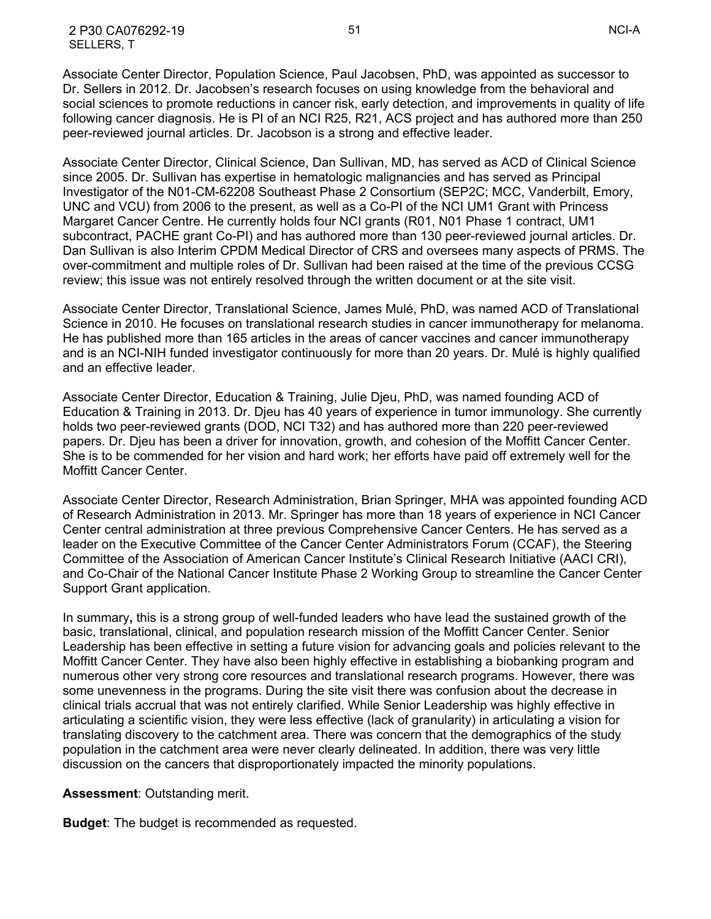Associate Center Director, Population Science, Paul Jacobsen, PhD, was appointed as successor to Dr. Sellers in 2012. Dr. Jacobsen's research focuses on using knowledge from the behavioral and social sciences to promote reductions in cancer risk, early detection, and improvements in quality of life following cancer diagnosis. He is PI of an NCI R25, R21, ACS project and has authored more than 250 peer-reviewed journal articles. Dr. Jacobson is a strong and effective leader.

Associate Center Director, Clinical Science, Dan Sullivan, MD, has served as ACD of Clinical Science since 2005. Dr. Sullivan has expertise in hematologic malignancies and has served as Principal Investigator of the N01-CM-62208 Southeast Phase 2 Consortium (SEP2C; MCC, Vanderbilt, Emory, UNC and VCU) from 2006 to the present, as well as a Co-PI of the NCI UM1 Grant with Princess Margaret Cancer Centre. He currently holds four NCI grants (R01, N01 Phase 1 contract, UM1 subcontract, PACHE grant Co-PI) and has authored more than 130 peer-reviewed journal articles. Dr. Dan Sullivan is also Interim CPDM Medical Director of CRS and oversees many aspects of PRMS. The over-commitment and multiple roles of Dr. Sullivan had been raised at the time of the previous CCSG review; this issue was not entirely resolved through the written document or at the site visit.

Associate Center Director, Translational Science, James Mulé, PhD, was named ACD of Translational Science in 2010. He focuses on translational research studies in cancer immunotherapy for melanoma. He has published more than 165 articles in the areas of cancer vaccines and cancer immunotherapy and is an NCI-NIH funded investigator continuously for more than 20 years. Dr. Mulé is highly qualified and an effective leader.

Associate Center Director, Education & Training, Julie Djeu, PhD, was named founding ACD of Education & Training in 2013. Dr. Djeu has 40 years of experience in tumor immunology. She currently holds two peer-reviewed grants (DOD, NCI T32) and has authored more than 220 peer-reviewed papers. Dr. Djeu has been a driver for innovation, growth, and cohesion of the Moffitt Cancer Center. She is to be commended for her vision and hard work; her efforts have paid off extremely well for the Moffitt Cancer Center.

Associate Center Director, Research Administration, Brian Springer, MHA was appointed founding ACD of Research Administration in 2013. Mr. Springer has more than 18 years of experience in NCI Cancer Center central administration at three previous Comprehensive Cancer Centers. He has served as a leader on the Executive Committee of the Cancer Center Administrators Forum (CCAF), the Steering Committee of the Association of American Cancer Institute's Clinical Research Initiative (AACI CRI), and Co-Chair of the National Cancer Institute Phase 2 Working Group to streamline the Cancer Center Support Grant application.

In summary**,** this is a strong group of well-funded leaders who have lead the sustained growth of the basic, translational, clinical, and population research mission of the Moffitt Cancer Center. Senior Leadership has been effective in setting a future vision for advancing goals and policies relevant to the Moffitt Cancer Center. They have also been highly effective in establishing a biobanking program and numerous other very strong core resources and translational research programs. However, there was some unevenness in the programs. During the site visit there was confusion about the decrease in clinical trials accrual that was not entirely clarified. While Senior Leadership was highly effective in articulating a scientific vision, they were less effective (lack of granularity) in articulating a vision for translating discovery to the catchment area. There was concern that the demographics of the study population in the catchment area were never clearly delineated. In addition, there was very little discussion on the cancers that disproportionately impacted the minority populations.

**Assessment**: Outstanding merit.

**Budget**: The budget is recommended as requested.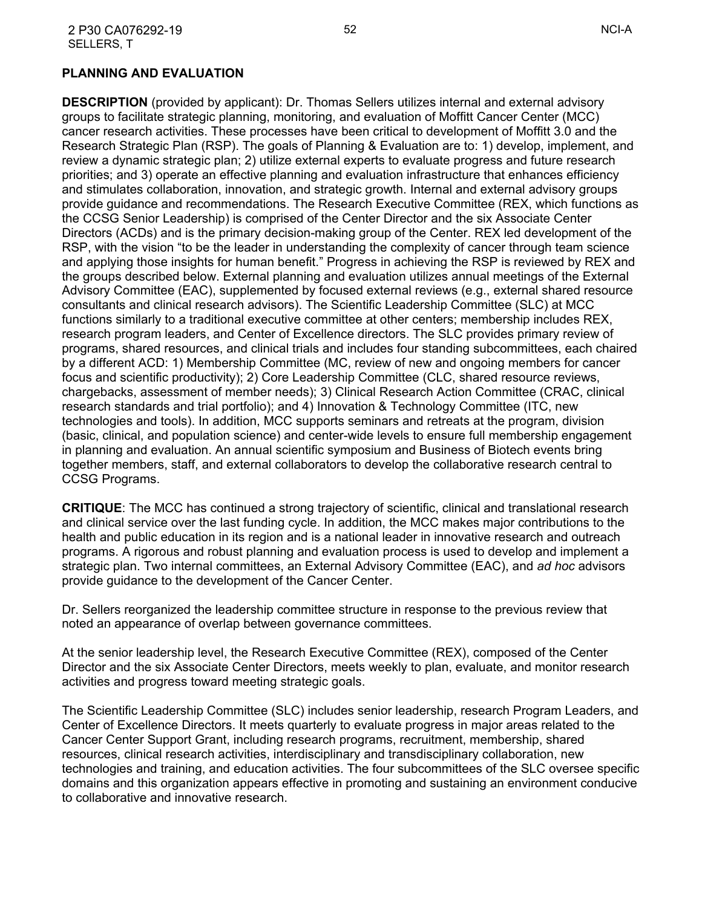**PLANNING AND EVALUATION**

**DESCRIPTION** (provided by applicant): Dr. Thomas Sellers utilizes internal and external advisory groups to facilitate strategic planning, monitoring, and evaluation of Moffitt Cancer Center (MCC) cancer research activities. These processes have been critical to development of Moffitt 3.0 and the Research Strategic Plan (RSP). The goals of Planning & Evaluation are to: 1) develop, implement, and review a dynamic strategic plan; 2) utilize external experts to evaluate progress and future research priorities; and 3) operate an effective planning and evaluation infrastructure that enhances efficiency and stimulates collaboration, innovation, and strategic growth. Internal and external advisory groups provide guidance and recommendations. The Research Executive Committee (REX, which functions as the CCSG Senior Leadership) is comprised of the Center Director and the six Associate Center Directors (ACDs) and is the primary decision-making group of the Center. REX led development of the RSP, with the vision "to be the leader in understanding the complexity of cancer through team science and applying those insights for human benefit." Progress in achieving the RSP is reviewed by REX and the groups described below. External planning and evaluation utilizes annual meetings of the External Advisory Committee (EAC), supplemented by focused external reviews (e.g., external shared resource consultants and clinical research advisors). The Scientific Leadership Committee (SLC) at MCC functions similarly to a traditional executive committee at other centers; membership includes REX, research program leaders, and Center of Excellence directors. The SLC provides primary review of programs, shared resources, and clinical trials and includes four standing subcommittees, each chaired by a different ACD: 1) Membership Committee (MC, review of new and ongoing members for cancer focus and scientific productivity); 2) Core Leadership Committee (CLC, shared resource reviews, chargebacks, assessment of member needs); 3) Clinical Research Action Committee (CRAC, clinical research standards and trial portfolio); and 4) Innovation & Technology Committee (ITC, new technologies and tools). In addition, MCC supports seminars and retreats at the program, division (basic, clinical, and population science) and center-wide levels to ensure full membership engagement in planning and evaluation. An annual scientific symposium and Business of Biotech events bring together members, staff, and external collaborators to develop the collaborative research central to CCSG Programs.

**CRITIQUE**: The MCC has continued a strong trajectory of scientific, clinical and translational research and clinical service over the last funding cycle. In addition, the MCC makes major contributions to the health and public education in its region and is a national leader in innovative research and outreach programs. A rigorous and robust planning and evaluation process is used to develop and implement a strategic plan. Two internal committees, an External Advisory Committee (EAC), and *ad hoc* advisors provide guidance to the development of the Cancer Center.

Dr. Sellers reorganized the leadership committee structure in response to the previous review that noted an appearance of overlap between governance committees.

At the senior leadership level, the Research Executive Committee (REX), composed of the Center Director and the six Associate Center Directors, meets weekly to plan, evaluate, and monitor research activities and progress toward meeting strategic goals.

The Scientific Leadership Committee (SLC) includes senior leadership, research Program Leaders, and Center of Excellence Directors. It meets quarterly to evaluate progress in major areas related to the Cancer Center Support Grant, including research programs, recruitment, membership, shared resources, clinical research activities, interdisciplinary and transdisciplinary collaboration, new technologies and training, and education activities. The four subcommittees of the SLC oversee specific domains and this organization appears effective in promoting and sustaining an environment conducive to collaborative and innovative research.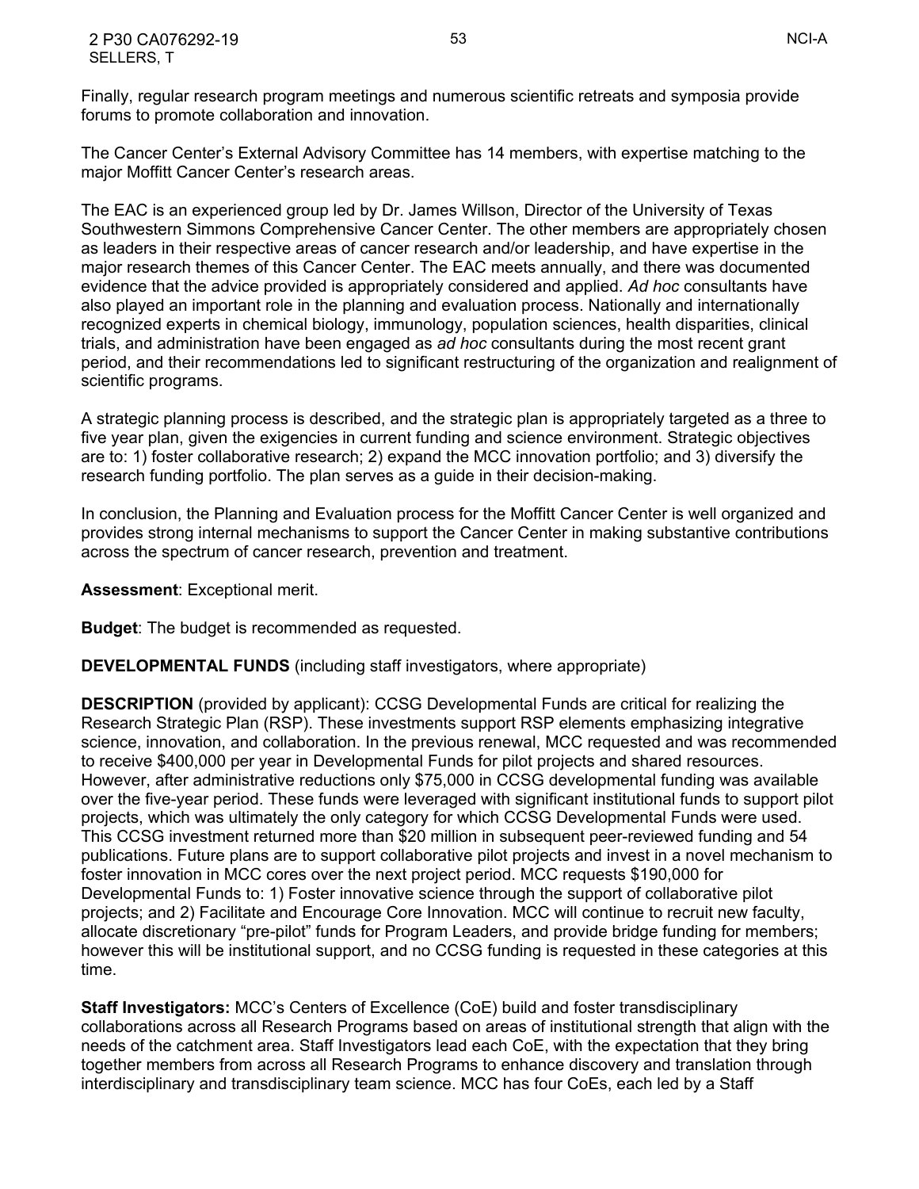Finally, regular research program meetings and numerous scientific retreats and symposia provide forums to promote collaboration and innovation.

The Cancer Center's External Advisory Committee has 14 members, with expertise matching to the major Moffitt Cancer Center's research areas.

The EAC is an experienced group led by Dr. James Willson, Director of the University of Texas Southwestern Simmons Comprehensive Cancer Center. The other members are appropriately chosen as leaders in their respective areas of cancer research and/or leadership, and have expertise in the major research themes of this Cancer Center. The EAC meets annually, and there was documented evidence that the advice provided is appropriately considered and applied. *Ad hoc* consultants have also played an important role in the planning and evaluation process. Nationally and internationally recognized experts in chemical biology, immunology, population sciences, health disparities, clinical trials, and administration have been engaged as *ad hoc* consultants during the most recent grant period, and their recommendations led to significant restructuring of the organization and realignment of scientific programs.

A strategic planning process is described, and the strategic plan is appropriately targeted as a three to five year plan, given the exigencies in current funding and science environment. Strategic objectives are to: 1) foster collaborative research; 2) expand the MCC innovation portfolio; and 3) diversify the research funding portfolio. The plan serves as a guide in their decision-making.

In conclusion, the Planning and Evaluation process for the Moffitt Cancer Center is well organized and provides strong internal mechanisms to support the Cancer Center in making substantive contributions across the spectrum of cancer research, prevention and treatment.

**Assessment**: Exceptional merit.

**Budget**: The budget is recommended as requested.

**DEVELOPMENTAL FUNDS** (including staff investigators, where appropriate)

**DESCRIPTION** (provided by applicant): CCSG Developmental Funds are critical for realizing the Research Strategic Plan (RSP). These investments support RSP elements emphasizing integrative science, innovation, and collaboration. In the previous renewal, MCC requested and was recommended to receive $400,000 per year in Developmental Funds for pilot projects and shared resources. However, after administrative reductions only $75,000 in CCSG developmental funding was available over the five-year period. These funds were leveraged with significant institutional funds to support pilot projects, which was ultimately the only category for which CCSG Developmental Funds were used. This CCSG investment returned more than $20 million in subsequent peer-reviewed funding and 54 publications. Future plans are to support collaborative pilot projects and invest in a novel mechanism to foster innovation in MCC cores over the next project period. MCC requests $190,000 for Developmental Funds to: 1) Foster innovative science through the support of collaborative pilot projects; and 2) Facilitate and Encourage Core Innovation. MCC will continue to recruit new faculty, allocate discretionary "pre-pilot" funds for Program Leaders, and provide bridge funding for members; however this will be institutional support, and no CCSG funding is requested in these categories at this time.

**Staff Investigators:** MCC's Centers of Excellence (CoE) build and foster transdisciplinary collaborations across all Research Programs based on areas of institutional strength that align with the needs of the catchment area. Staff Investigators lead each CoE, with the expectation that they bring together members from across all Research Programs to enhance discovery and translation through interdisciplinary and transdisciplinary team science. MCC has four CoEs, each led by a Staff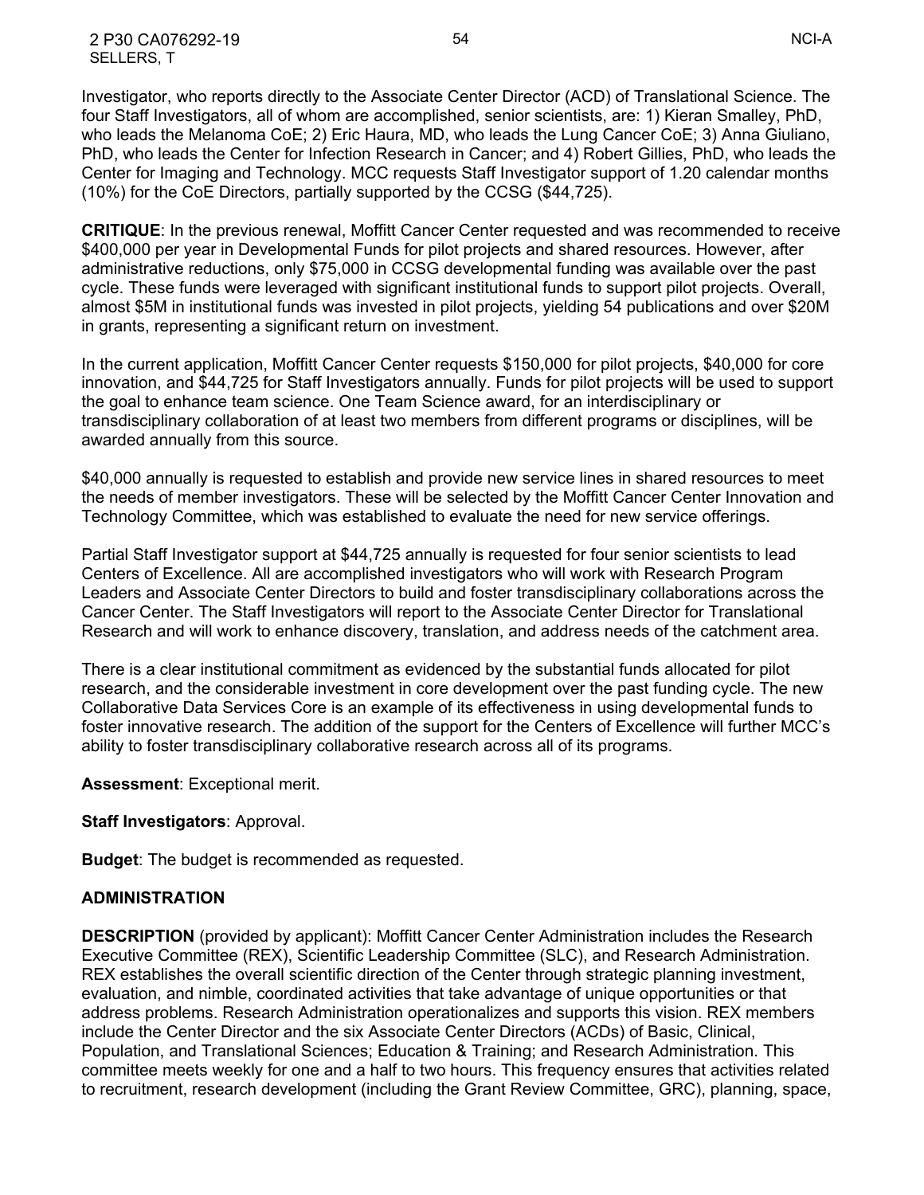Investigator, who reports directly to the Associate Center Director (ACD) of Translational Science. The four Staff Investigators, all of whom are accomplished, senior scientists, are: 1) Kieran Smalley, PhD, who leads the Melanoma CoE; 2) Eric Haura, MD, who leads the Lung Cancer CoE; 3) Anna Giuliano, PhD, who leads the Center for Infection Research in Cancer; and 4) Robert Gillies, PhD, who leads the Center for Imaging and Technology. MCC requests Staff Investigator support of 1.20 calendar months (10%) for the CoE Directors, partially supported by the CCSG ($44,725).

**CRITIQUE**: In the previous renewal, Moffitt Cancer Center requested and was recommended to receive $400,000 per year in Developmental Funds for pilot projects and shared resources. However, after administrative reductions, only $75,000 in CCSG developmental funding was available over the past cycle. These funds were leveraged with significant institutional funds to support pilot projects. Overall, almost $5M in institutional funds was invested in pilot projects, yielding 54 publications and over $20M in grants, representing a significant return on investment.

In the current application, Moffitt Cancer Center requests $150,000 for pilot projects, $40,000 for core innovation, and $44,725 for Staff Investigators annually. Funds for pilot projects will be used to support the goal to enhance team science. One Team Science award, for an interdisciplinary or transdisciplinary collaboration of at least two members from different programs or disciplines, will be awarded annually from this source.

$40,000 annually is requested to establish and provide new service lines in shared resources to meet the needs of member investigators. These will be selected by the Moffitt Cancer Center Innovation and Technology Committee, which was established to evaluate the need for new service offerings.

Partial Staff Investigator support at $44,725 annually is requested for four senior scientists to lead Centers of Excellence. All are accomplished investigators who will work with Research Program Leaders and Associate Center Directors to build and foster transdisciplinary collaborations across the Cancer Center. The Staff Investigators will report to the Associate Center Director for Translational Research and will work to enhance discovery, translation, and address needs of the catchment area.

There is a clear institutional commitment as evidenced by the substantial funds allocated for pilot research, and the considerable investment in core development over the past funding cycle. The new Collaborative Data Services Core is an example of its effectiveness in using developmental funds to foster innovative research. The addition of the support for the Centers of Excellence will further MCC's ability to foster transdisciplinary collaborative research across all of its programs.

**Assessment**: Exceptional merit.

**Staff Investigators**: Approval.

**Budget**: The budget is recommended as requested.

## ADMINISTRATION

**DESCRIPTION** (provided by applicant): Moffitt Cancer Center Administration includes the Research Executive Committee (REX), Scientific Leadership Committee (SLC), and Research Administration. REX establishes the overall scientific direction of the Center through strategic planning investment, evaluation, and nimble, coordinated activities that take advantage of unique opportunities or that address problems. Research Administration operationalizes and supports this vision. REX members include the Center Director and the six Associate Center Directors (ACDs) of Basic, Clinical, Population, and Translational Sciences; Education & Training; and Research Administration. This committee meets weekly for one and a half to two hours. This frequency ensures that activities related to recruitment, research development (including the Grant Review Committee, GRC), planning, space,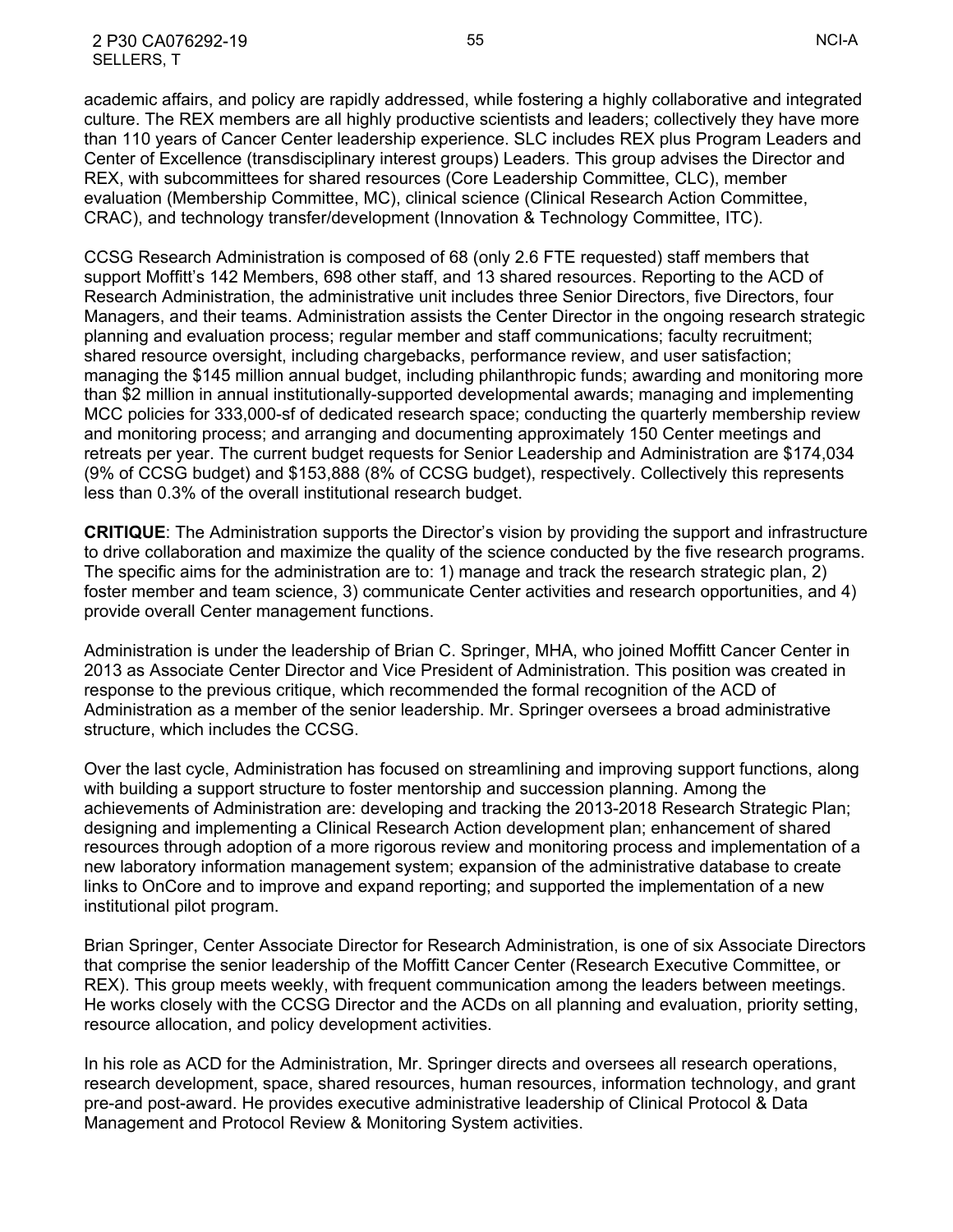academic affairs, and policy are rapidly addressed, while fostering a highly collaborative and integrated culture. The REX members are all highly productive scientists and leaders; collectively they have more than 110 years of Cancer Center leadership experience. SLC includes REX plus Program Leaders and Center of Excellence (transdisciplinary interest groups) Leaders. This group advises the Director and REX, with subcommittees for shared resources (Core Leadership Committee, CLC), member evaluation (Membership Committee, MC), clinical science (Clinical Research Action Committee, CRAC), and technology transfer/development (Innovation & Technology Committee, ITC).

CCSG Research Administration is composed of 68 (only 2.6 FTE requested) staff members that support Moffitt's 142 Members, 698 other staff, and 13 shared resources. Reporting to the ACD of Research Administration, the administrative unit includes three Senior Directors, five Directors, four Managers, and their teams. Administration assists the Center Director in the ongoing research strategic planning and evaluation process; regular member and staff communications; faculty recruitment; shared resource oversight, including chargebacks, performance review, and user satisfaction; managing the $145 million annual budget, including philanthropic funds; awarding and monitoring more than $2 million in annual institutionally-supported developmental awards; managing and implementing MCC policies for 333,000-sf of dedicated research space; conducting the quarterly membership review and monitoring process; and arranging and documenting approximately 150 Center meetings and retreats per year. The current budget requests for Senior Leadership and Administration are $174,034 (9% of CCSG budget) and $153,888 (8% of CCSG budget), respectively. Collectively this represents less than 0.3% of the overall institutional research budget.

**CRITIQUE**: The Administration supports the Director's vision by providing the support and infrastructure to drive collaboration and maximize the quality of the science conducted by the five research programs. The specific aims for the administration are to: 1) manage and track the research strategic plan, 2) foster member and team science, 3) communicate Center activities and research opportunities, and 4) provide overall Center management functions.

Administration is under the leadership of Brian C. Springer, MHA, who joined Moffitt Cancer Center in 2013 as Associate Center Director and Vice President of Administration. This position was created in response to the previous critique, which recommended the formal recognition of the ACD of Administration as a member of the senior leadership. Mr. Springer oversees a broad administrative structure, which includes the CCSG.

Over the last cycle, Administration has focused on streamlining and improving support functions, along with building a support structure to foster mentorship and succession planning. Among the achievements of Administration are: developing and tracking the 2013-2018 Research Strategic Plan; designing and implementing a Clinical Research Action development plan; enhancement of shared resources through adoption of a more rigorous review and monitoring process and implementation of a new laboratory information management system; expansion of the administrative database to create links to OnCore and to improve and expand reporting; and supported the implementation of a new institutional pilot program.

Brian Springer, Center Associate Director for Research Administration, is one of six Associate Directors that comprise the senior leadership of the Moffitt Cancer Center (Research Executive Committee, or REX). This group meets weekly, with frequent communication among the leaders between meetings. He works closely with the CCSG Director and the ACDs on all planning and evaluation, priority setting, resource allocation, and policy development activities.

In his role as ACD for the Administration, Mr. Springer directs and oversees all research operations, research development, space, shared resources, human resources, information technology, and grant pre-and post-award. He provides executive administrative leadership of Clinical Protocol & Data Management and Protocol Review & Monitoring System activities.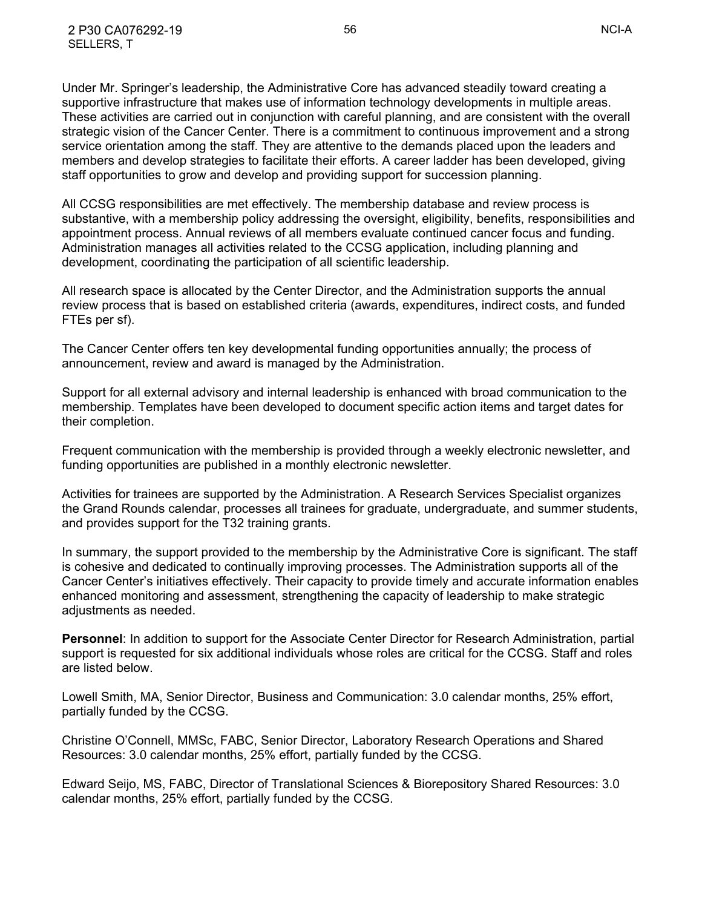Under Mr. Springer's leadership, the Administrative Core has advanced steadily toward creating a supportive infrastructure that makes use of information technology developments in multiple areas. These activities are carried out in conjunction with careful planning, and are consistent with the overall strategic vision of the Cancer Center. There is a commitment to continuous improvement and a strong service orientation among the staff. They are attentive to the demands placed upon the leaders and members and develop strategies to facilitate their efforts. A career ladder has been developed, giving staff opportunities to grow and develop and providing support for succession planning.

All CCSG responsibilities are met effectively. The membership database and review process is substantive, with a membership policy addressing the oversight, eligibility, benefits, responsibilities and appointment process. Annual reviews of all members evaluate continued cancer focus and funding. Administration manages all activities related to the CCSG application, including planning and development, coordinating the participation of all scientific leadership.

All research space is allocated by the Center Director, and the Administration supports the annual review process that is based on established criteria (awards, expenditures, indirect costs, and funded FTEs per sf).

The Cancer Center offers ten key developmental funding opportunities annually; the process of announcement, review and award is managed by the Administration.

Support for all external advisory and internal leadership is enhanced with broad communication to the membership. Templates have been developed to document specific action items and target dates for their completion.

Frequent communication with the membership is provided through a weekly electronic newsletter, and funding opportunities are published in a monthly electronic newsletter.

Activities for trainees are supported by the Administration. A Research Services Specialist organizes the Grand Rounds calendar, processes all trainees for graduate, undergraduate, and summer students, and provides support for the T32 training grants.

In summary, the support provided to the membership by the Administrative Core is significant. The staff is cohesive and dedicated to continually improving processes. The Administration supports all of the Cancer Center's initiatives effectively. Their capacity to provide timely and accurate information enables enhanced monitoring and assessment, strengthening the capacity of leadership to make strategic adjustments as needed.

**Personnel**: In addition to support for the Associate Center Director for Research Administration, partial support is requested for six additional individuals whose roles are critical for the CCSG. Staff and roles are listed below.

Lowell Smith, MA, Senior Director, Business and Communication: 3.0 calendar months, 25% effort, partially funded by the CCSG.

Christine O'Connell, MMSc, FABC, Senior Director, Laboratory Research Operations and Shared Resources: 3.0 calendar months, 25% effort, partially funded by the CCSG.

Edward Seijo, MS, FABC, Director of Translational Sciences & Biorepository Shared Resources: 3.0 calendar months, 25% effort, partially funded by the CCSG.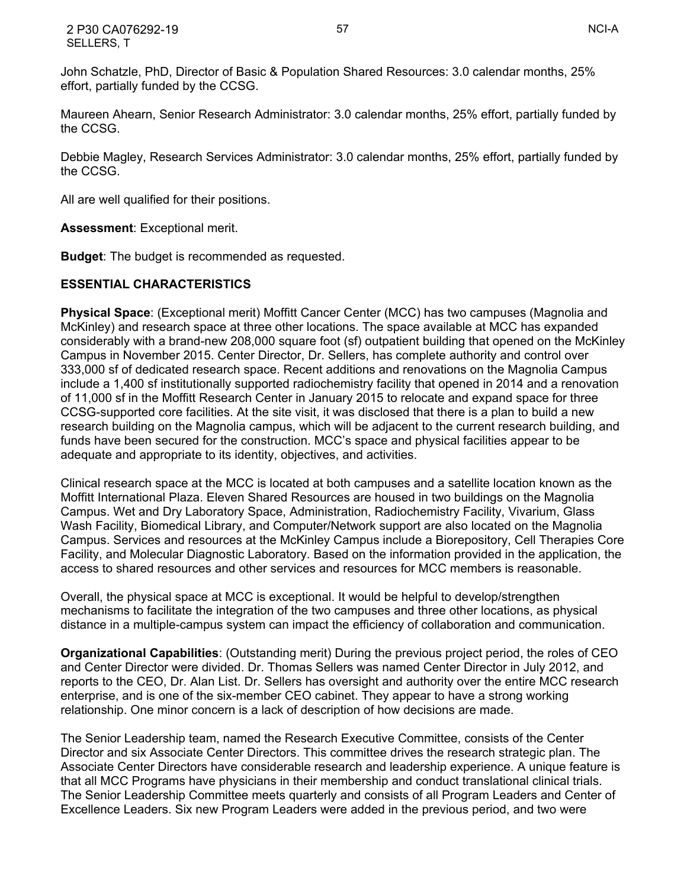John Schatzle, PhD, Director of Basic & Population Shared Resources: 3.0 calendar months, 25% effort, partially funded by the CCSG.

Maureen Ahearn, Senior Research Administrator: 3.0 calendar months, 25% effort, partially funded by the CCSG.

Debbie Magley, Research Services Administrator: 3.0 calendar months, 25% effort, partially funded by the CCSG.

All are well qualified for their positions.

**Assessment**: Exceptional merit.

**Budget**: The budget is recommended as requested.

**ESSENTIAL CHARACTERISTICS**

**Physical Space**: (Exceptional merit) Moffitt Cancer Center (MCC) has two campuses (Magnolia and McKinley) and research space at three other locations. The space available at MCC has expanded considerably with a brand-new 208,000 square foot (sf) outpatient building that opened on the McKinley Campus in November 2015. Center Director, Dr. Sellers, has complete authority and control over 333,000 sf of dedicated research space. Recent additions and renovations on the Magnolia Campus include a 1,400 sf institutionally supported radiochemistry facility that opened in 2014 and a renovation of 11,000 sf in the Moffitt Research Center in January 2015 to relocate and expand space for three CCSG-supported core facilities. At the site visit, it was disclosed that there is a plan to build a new research building on the Magnolia campus, which will be adjacent to the current research building, and funds have been secured for the construction. MCC's space and physical facilities appear to be adequate and appropriate to its identity, objectives, and activities.

Clinical research space at the MCC is located at both campuses and a satellite location known as the Moffitt International Plaza. Eleven Shared Resources are housed in two buildings on the Magnolia Campus. Wet and Dry Laboratory Space, Administration, Radiochemistry Facility, Vivarium, Glass Wash Facility, Biomedical Library, and Computer/Network support are also located on the Magnolia Campus. Services and resources at the McKinley Campus include a Biorepository, Cell Therapies Core Facility, and Molecular Diagnostic Laboratory. Based on the information provided in the application, the access to shared resources and other services and resources for MCC members is reasonable.

Overall, the physical space at MCC is exceptional. It would be helpful to develop/strengthen mechanisms to facilitate the integration of the two campuses and three other locations, as physical distance in a multiple-campus system can impact the efficiency of collaboration and communication.

**Organizational Capabilities**: (Outstanding merit) During the previous project period, the roles of CEO and Center Director were divided. Dr. Thomas Sellers was named Center Director in July 2012, and reports to the CEO, Dr. Alan List. Dr. Sellers has oversight and authority over the entire MCC research enterprise, and is one of the six-member CEO cabinet. They appear to have a strong working relationship. One minor concern is a lack of description of how decisions are made.

The Senior Leadership team, named the Research Executive Committee, consists of the Center Director and six Associate Center Directors. This committee drives the research strategic plan. The Associate Center Directors have considerable research and leadership experience. A unique feature is that all MCC Programs have physicians in their membership and conduct translational clinical trials. The Senior Leadership Committee meets quarterly and consists of all Program Leaders and Center of Excellence Leaders. Six new Program Leaders were added in the previous period, and two were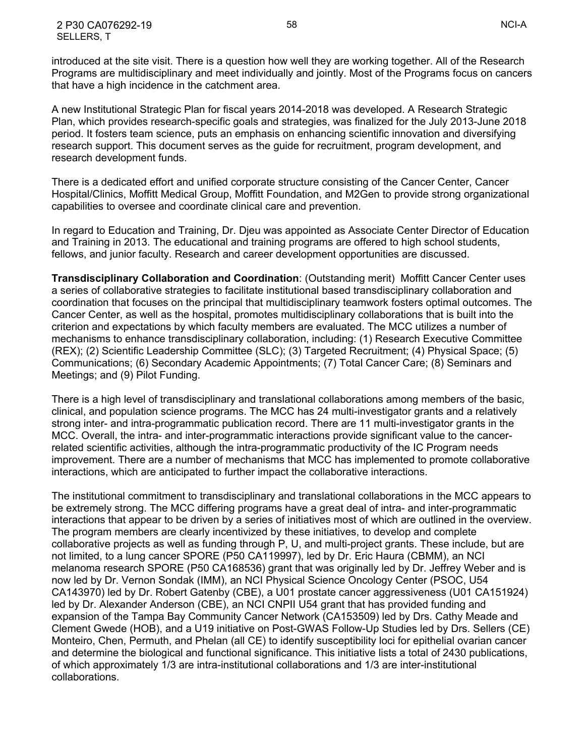introduced at the site visit. There is a question how well they are working together. All of the Research Programs are multidisciplinary and meet individually and jointly. Most of the Programs focus on cancers that have a high incidence in the catchment area.

A new Institutional Strategic Plan for fiscal years 2014-2018 was developed. A Research Strategic Plan, which provides research-specific goals and strategies, was finalized for the July 2013-June 2018 period. It fosters team science, puts an emphasis on enhancing scientific innovation and diversifying research support. This document serves as the guide for recruitment, program development, and research development funds.

There is a dedicated effort and unified corporate structure consisting of the Cancer Center, Cancer Hospital/Clinics, Moffitt Medical Group, Moffitt Foundation, and M2Gen to provide strong organizational capabilities to oversee and coordinate clinical care and prevention.

In regard to Education and Training, Dr. Djeu was appointed as Associate Center Director of Education and Training in 2013. The educational and training programs are offered to high school students, fellows, and junior faculty. Research and career development opportunities are discussed.

**Transdisciplinary Collaboration and Coordination**: (Outstanding merit) Moffitt Cancer Center uses a series of collaborative strategies to facilitate institutional based transdisciplinary collaboration and coordination that focuses on the principal that multidisciplinary teamwork fosters optimal outcomes. The Cancer Center, as well as the hospital, promotes multidisciplinary collaborations that is built into the criterion and expectations by which faculty members are evaluated. The MCC utilizes a number of mechanisms to enhance transdisciplinary collaboration, including: (1) Research Executive Committee (REX); (2) Scientific Leadership Committee (SLC); (3) Targeted Recruitment; (4) Physical Space; (5) Communications; (6) Secondary Academic Appointments; (7) Total Cancer Care; (8) Seminars and Meetings; and (9) Pilot Funding.

There is a high level of transdisciplinary and translational collaborations among members of the basic, clinical, and population science programs. The MCC has 24 multi-investigator grants and a relatively strong inter- and intra-programmatic publication record. There are 11 multi-investigator grants in the MCC. Overall, the intra- and inter-programmatic interactions provide significant value to the cancer-related scientific activities, although the intra-programmatic productivity of the IC Program needs improvement. There are a number of mechanisms that MCC has implemented to promote collaborative interactions, which are anticipated to further impact the collaborative interactions.

The institutional commitment to transdisciplinary and translational collaborations in the MCC appears to be extremely strong. The MCC differing programs have a great deal of intra- and inter-programmatic interactions that appear to be driven by a series of initiatives most of which are outlined in the overview. The program members are clearly incentivized by these initiatives, to develop and complete collaborative projects as well as funding through P, U, and multi-project grants. These include, but are not limited, to a lung cancer SPORE (P50 CA119997), led by Dr. Eric Haura (CBMM), an NCI melanoma research SPORE (P50 CA168536) grant that was originally led by Dr. Jeffrey Weber and is now led by Dr. Vernon Sondak (IMM), an NCI Physical Science Oncology Center (PSOC, U54 CA143970) led by Dr. Robert Gatenby (CBE), a U01 prostate cancer aggressiveness (U01 CA151924) led by Dr. Alexander Anderson (CBE), an NCI CNPII U54 grant that has provided funding and expansion of the Tampa Bay Community Cancer Network (CA153509) led by Drs. Cathy Meade and Clement Gwede (HOB), and a U19 initiative on Post-GWAS Follow-Up Studies led by Drs. Sellers (CE) Monteiro, Chen, Permuth, and Phelan (all CE) to identify susceptibility loci for epithelial ovarian cancer and determine the biological and functional significance. This initiative lists a total of 2430 publications, of which approximately 1/3 are intra-institutional collaborations and 1/3 are inter-institutional collaborations.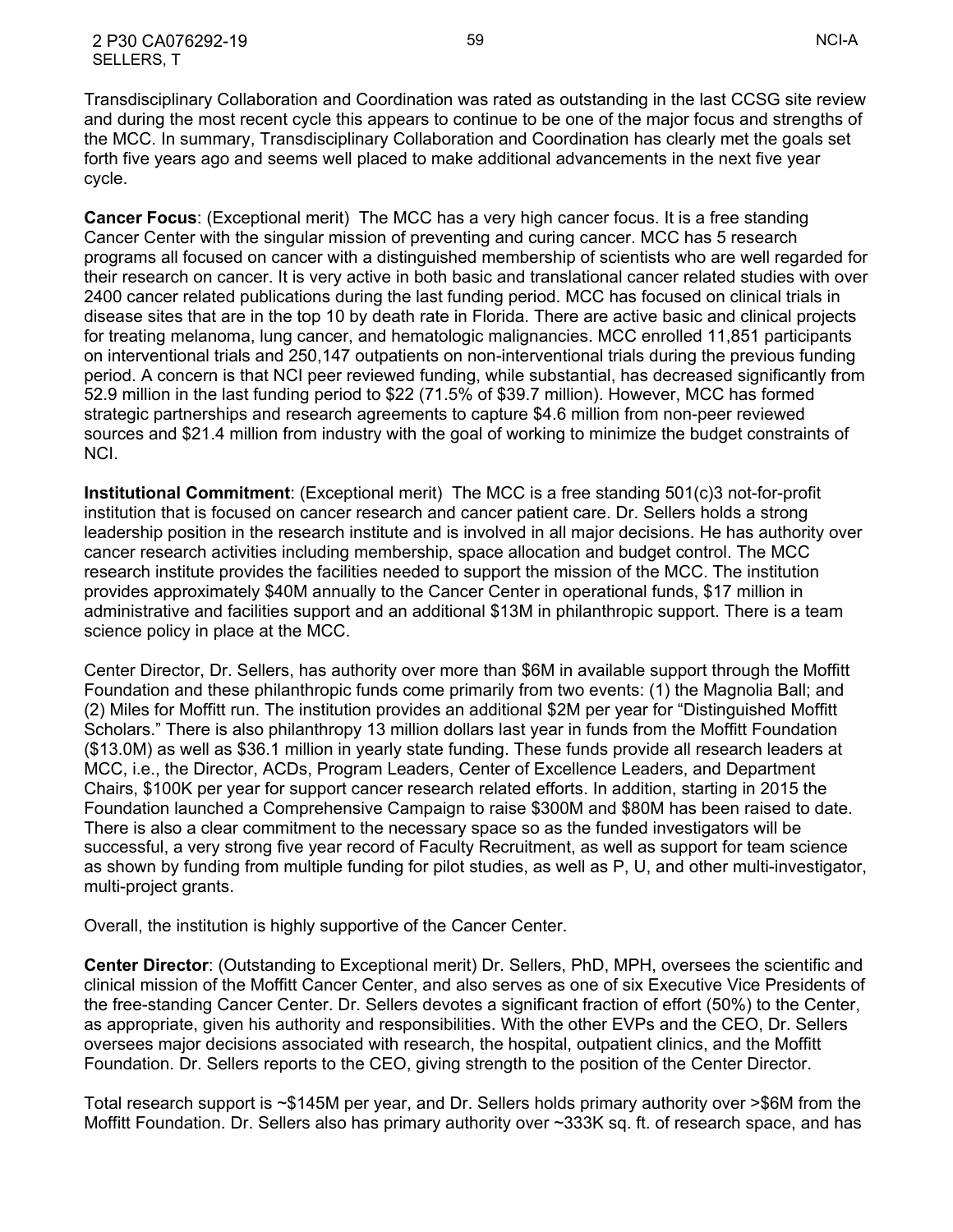Transdisciplinary Collaboration and Coordination was rated as outstanding in the last CCSG site review and during the most recent cycle this appears to continue to be one of the major focus and strengths of the MCC. In summary, Transdisciplinary Collaboration and Coordination has clearly met the goals set forth five years ago and seems well placed to make additional advancements in the next five year cycle.

**Cancer Focus**: (Exceptional merit) The MCC has a very high cancer focus. It is a free standing Cancer Center with the singular mission of preventing and curing cancer. MCC has 5 research programs all focused on cancer with a distinguished membership of scientists who are well regarded for their research on cancer. It is very active in both basic and translational cancer related studies with over 2400 cancer related publications during the last funding period. MCC has focused on clinical trials in disease sites that are in the top 10 by death rate in Florida. There are active basic and clinical projects for treating melanoma, lung cancer, and hematologic malignancies. MCC enrolled 11,851 participants on interventional trials and 250,147 outpatients on non-interventional trials during the previous funding period. A concern is that NCI peer reviewed funding, while substantial, has decreased significantly from 52.9 million in the last funding period to $22 (71.5% of $39.7 million). However, MCC has formed strategic partnerships and research agreements to capture $4.6 million from non-peer reviewed sources and $21.4 million from industry with the goal of working to minimize the budget constraints of NCI.

**Institutional Commitment**: (Exceptional merit) The MCC is a free standing 501(c)3 not-for-profit institution that is focused on cancer research and cancer patient care. Dr. Sellers holds a strong leadership position in the research institute and is involved in all major decisions. He has authority over cancer research activities including membership, space allocation and budget control. The MCC research institute provides the facilities needed to support the mission of the MCC. The institution provides approximately $40M annually to the Cancer Center in operational funds, $17 million in administrative and facilities support and an additional $13M in philanthropic support. There is a team science policy in place at the MCC.

Center Director, Dr. Sellers, has authority over more than $6M in available support through the Moffitt Foundation and these philanthropic funds come primarily from two events: (1) the Magnolia Ball; and (2) Miles for Moffitt run. The institution provides an additional $2M per year for "Distinguished Moffitt Scholars." There is also philanthropy 13 million dollars last year in funds from the Moffitt Foundation ($13.0M) as well as $36.1 million in yearly state funding. These funds provide all research leaders at MCC, i.e., the Director, ACDs, Program Leaders, Center of Excellence Leaders, and Department Chairs, $100K per year for support cancer research related efforts. In addition, starting in 2015 the Foundation launched a Comprehensive Campaign to raise $300M and $80M has been raised to date. There is also a clear commitment to the necessary space so as the funded investigators will be successful, a very strong five year record of Faculty Recruitment, as well as support for team science as shown by funding from multiple funding for pilot studies, as well as P, U, and other multi-investigator, multi-project grants.

Overall, the institution is highly supportive of the Cancer Center.

**Center Director**: (Outstanding to Exceptional merit) Dr. Sellers, PhD, MPH, oversees the scientific and clinical mission of the Moffitt Cancer Center, and also serves as one of six Executive Vice Presidents of the free-standing Cancer Center. Dr. Sellers devotes a significant fraction of effort (50%) to the Center, as appropriate, given his authority and responsibilities. With the other EVPs and the CEO, Dr. Sellers oversees major decisions associated with research, the hospital, outpatient clinics, and the Moffitt Foundation. Dr. Sellers reports to the CEO, giving strength to the position of the Center Director.

Total research support is ~$145M per year, and Dr. Sellers holds primary authority over >$6M from the Moffitt Foundation. Dr. Sellers also has primary authority over ~333K sq. ft. of research space, and has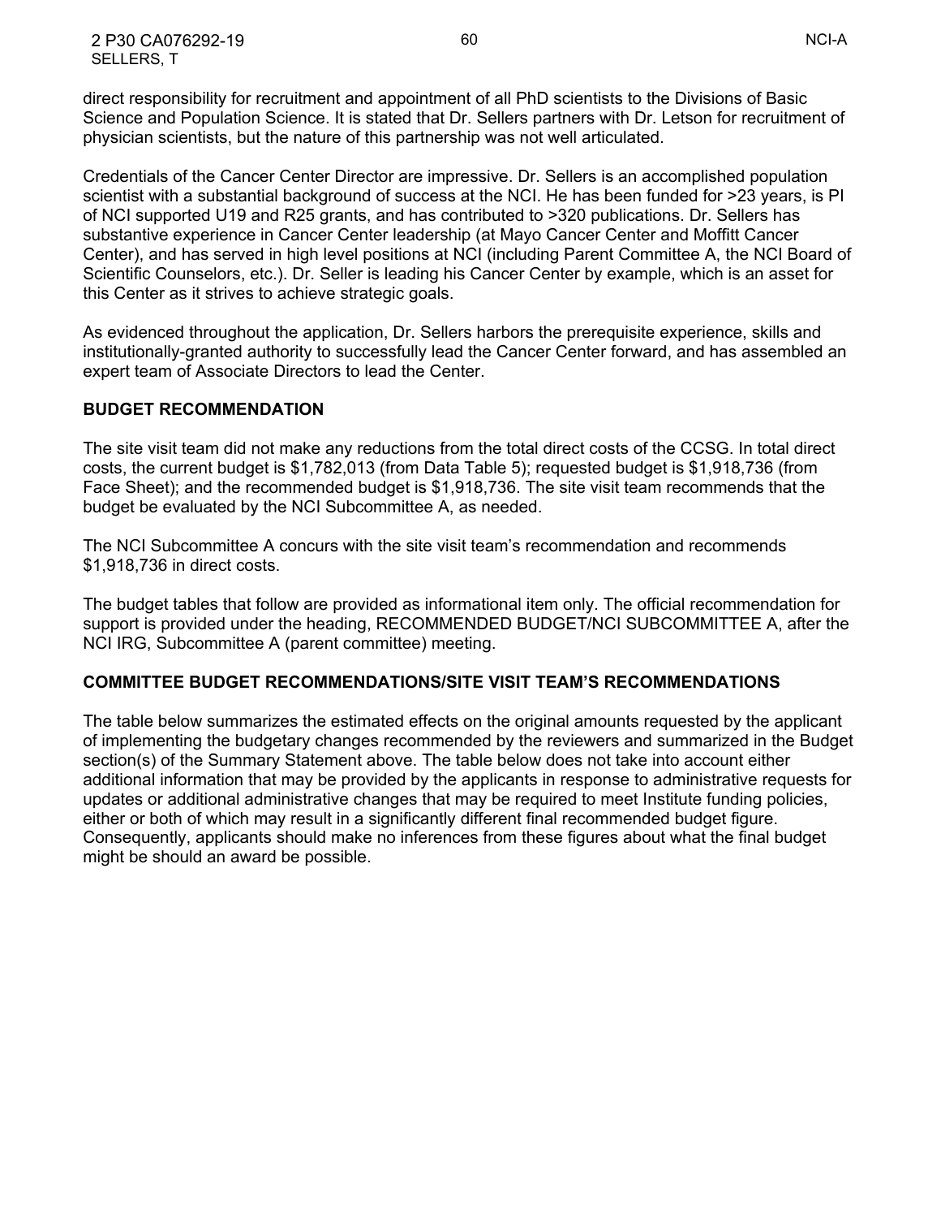direct responsibility for recruitment and appointment of all PhD scientists to the Divisions of Basic Science and Population Science. It is stated that Dr. Sellers partners with Dr. Letson for recruitment of physician scientists, but the nature of this partnership was not well articulated.

Credentials of the Cancer Center Director are impressive. Dr. Sellers is an accomplished population scientist with a substantial background of success at the NCI. He has been funded for >23 years, is PI of NCI supported U19 and R25 grants, and has contributed to >320 publications. Dr. Sellers has substantive experience in Cancer Center leadership (at Mayo Cancer Center and Moffitt Cancer Center), and has served in high level positions at NCI (including Parent Committee A, the NCI Board of Scientific Counselors, etc.). Dr. Seller is leading his Cancer Center by example, which is an asset for this Center as it strives to achieve strategic goals.

As evidenced throughout the application, Dr. Sellers harbors the prerequisite experience, skills and institutionally-granted authority to successfully lead the Cancer Center forward, and has assembled an expert team of Associate Directors to lead the Center.

**BUDGET RECOMMENDATION**

The site visit team did not make any reductions from the total direct costs of the CCSG. In total direct costs, the current budget is $1,782,013 (from Data Table 5); requested budget is $1,918,736 (from Face Sheet); and the recommended budget is $1,918,736. The site visit team recommends that the budget be evaluated by the NCI Subcommittee A, as needed.

The NCI Subcommittee A concurs with the site visit team's recommendation and recommends $1,918,736 in direct costs.

The budget tables that follow are provided as informational item only. The official recommendation for support is provided under the heading, RECOMMENDED BUDGET/NCI SUBCOMMITTEE A, after the NCI IRG, Subcommittee A (parent committee) meeting.

**COMMITTEE BUDGET RECOMMENDATIONS/SITE VISIT TEAM'S RECOMMENDATIONS**

The table below summarizes the estimated effects on the original amounts requested by the applicant of implementing the budgetary changes recommended by the reviewers and summarized in the Budget section(s) of the Summary Statement above. The table below does not take into account either additional information that may be provided by the applicants in response to administrative requests for updates or additional administrative changes that may be required to meet Institute funding policies, either or both of which may result in a significantly different final recommended budget figure. Consequently, applicants should make no inferences from these figures about what the final budget might be should an award be possible.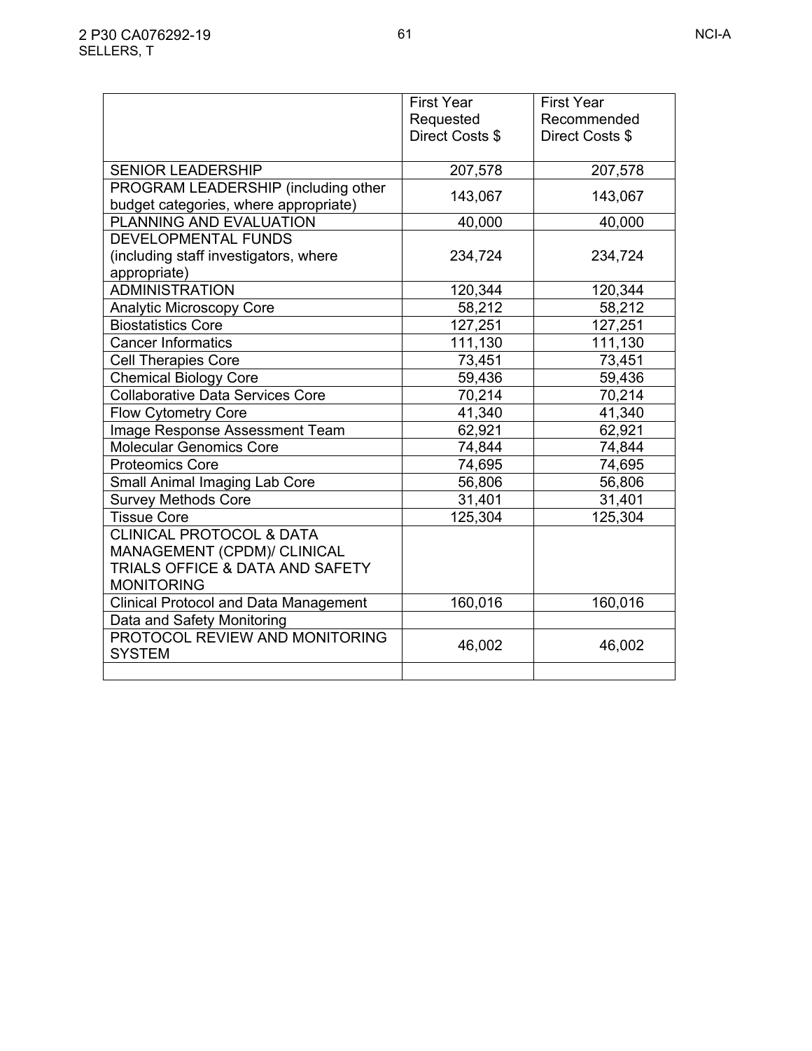| | First Year Requested Direct Costs $ | First Year Recommended Direct Costs $ |
|---|---|---|
| SENIOR LEADERSHIP | 207,578 | 207,578 |
| PROGRAM LEADERSHIP (including other budget categories, where appropriate) | 143,067 | 143,067 |
| PLANNING AND EVALUATION | 40,000 | 40,000 |
| DEVELOPMENTAL FUNDS (including staff investigators, where appropriate) | 234,724 | 234,724 |
| ADMINISTRATION | 120,344 | 120,344 |
| Analytic Microscopy Core | 58,212 | 58,212 |
| Biostatistics Core | 127,251 | 127,251 |
| Cancer Informatics | 111,130 | 111,130 |
| Cell Therapies Core | 73,451 | 73,451 |
| Chemical Biology Core | 59,436 | 59,436 |
| Collaborative Data Services Core | 70,214 | 70,214 |
| Flow Cytometry Core | 41,340 | 41,340 |
| Image Response Assessment Team | 62,921 | 62,921 |
| Molecular Genomics Core | 74,844 | 74,844 |
| Proteomics Core | 74,695 | 74,695 |
| Small Animal Imaging Lab Core | 56,806 | 56,806 |
| Survey Methods Core | 31,401 | 31,401 |
| Tissue Core | 125,304 | 125,304 |
| CLINICAL PROTOCOL & DATA MANAGEMENT (CPDM)/ CLINICAL TRIALS OFFICE & DATA AND SAFETY MONITORING | | |
| Clinical Protocol and Data Management | 160,016 | 160,016 |
| Data and Safety Monitoring | | |
| PROTOCOL REVIEW AND MONITORING SYSTEM | 46,002 | 46,002 |
| | | |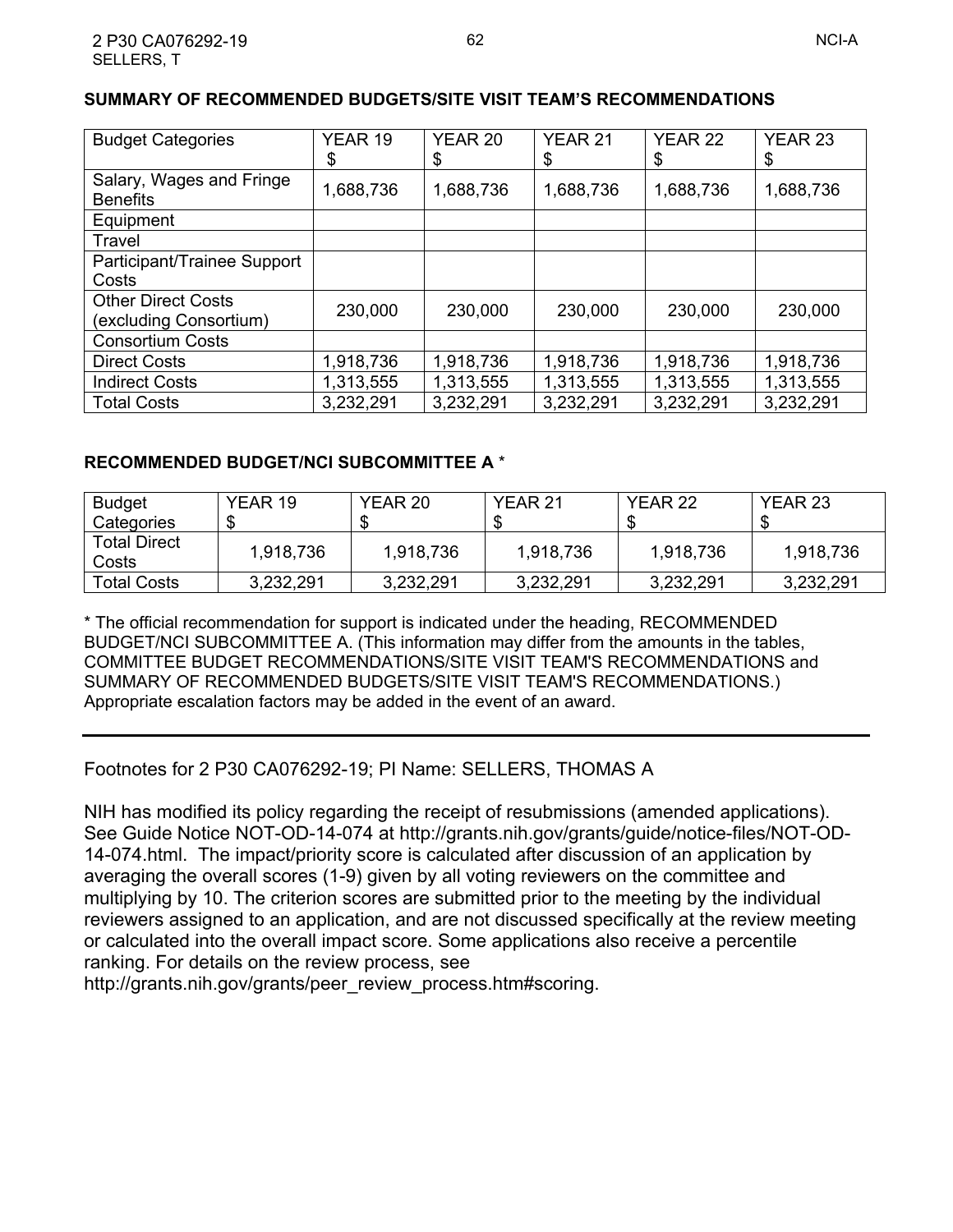**SUMMARY OF RECOMMENDED BUDGETS/SITE VISIT TEAM'S RECOMMENDATIONS**

| Budget Categories | YEAR 19 $ | YEAR 20 $ | YEAR 21 $ | YEAR 22 $ | YEAR 23 $ |
|---|---|---|---|---|---|
| Salary, Wages and Fringe Benefits | 1,688,736 | 1,688,736 | 1,688,736 | 1,688,736 | 1,688,736 |
| Equipment | | | | | |
| Travel | | | | | |
| Participant/Trainee Support Costs | | | | | |
| Other Direct Costs (excluding Consortium) | 230,000 | 230,000 | 230,000 | 230,000 | 230,000 |
| Consortium Costs | | | | | |
| Direct Costs | 1,918,736 | 1,918,736 | 1,918,736 | 1,918,736 | 1,918,736 |
| Indirect Costs | 1,313,555 | 1,313,555 | 1,313,555 | 1,313,555 | 1,313,555 |
| Total Costs | 3,232,291 | 3,232,291 | 3,232,291 | 3,232,291 | 3,232,291 |

**RECOMMENDED BUDGET/NCI SUBCOMMITTEE A** *

| Budget Categories | YEAR 19 $ | YEAR 20 $ | YEAR 21 $ | YEAR 22 $ | YEAR 23 $ |
|---|---|---|---|---|---|
| Total Direct Costs | 1,918,736 | 1,918,736 | 1,918,736 | 1,918,736 | 1,918,736 |
| Total Costs | 3,232,291 | 3,232,291 | 3,232,291 | 3,232,291 | 3,232,291 |

* The official recommendation for support is indicated under the heading, RECOMMENDED BUDGET/NCI SUBCOMMITTEE A. (This information may differ from the amounts in the tables, COMMITTEE BUDGET RECOMMENDATIONS/SITE VISIT TEAM'S RECOMMENDATIONS and SUMMARY OF RECOMMENDED BUDGETS/SITE VISIT TEAM'S RECOMMENDATIONS.) Appropriate escalation factors may be added in the event of an award.

---

Footnotes for 2 P30 CA076292-19; PI Name: SELLERS, THOMAS A

NIH has modified its policy regarding the receipt of resubmissions (amended applications). See Guide Notice NOT-OD-14-074 at http://grants.nih.gov/grants/guide/notice-files/NOT-OD-14-074.html. The impact/priority score is calculated after discussion of an application by averaging the overall scores (1-9) given by all voting reviewers on the committee and multiplying by 10. The criterion scores are submitted prior to the meeting by the individual reviewers assigned to an application, and are not discussed specifically at the review meeting or calculated into the overall impact score. Some applications also receive a percentile ranking. For details on the review process, see http://grants.nih.gov/grants/peer_review_process.htm#scoring.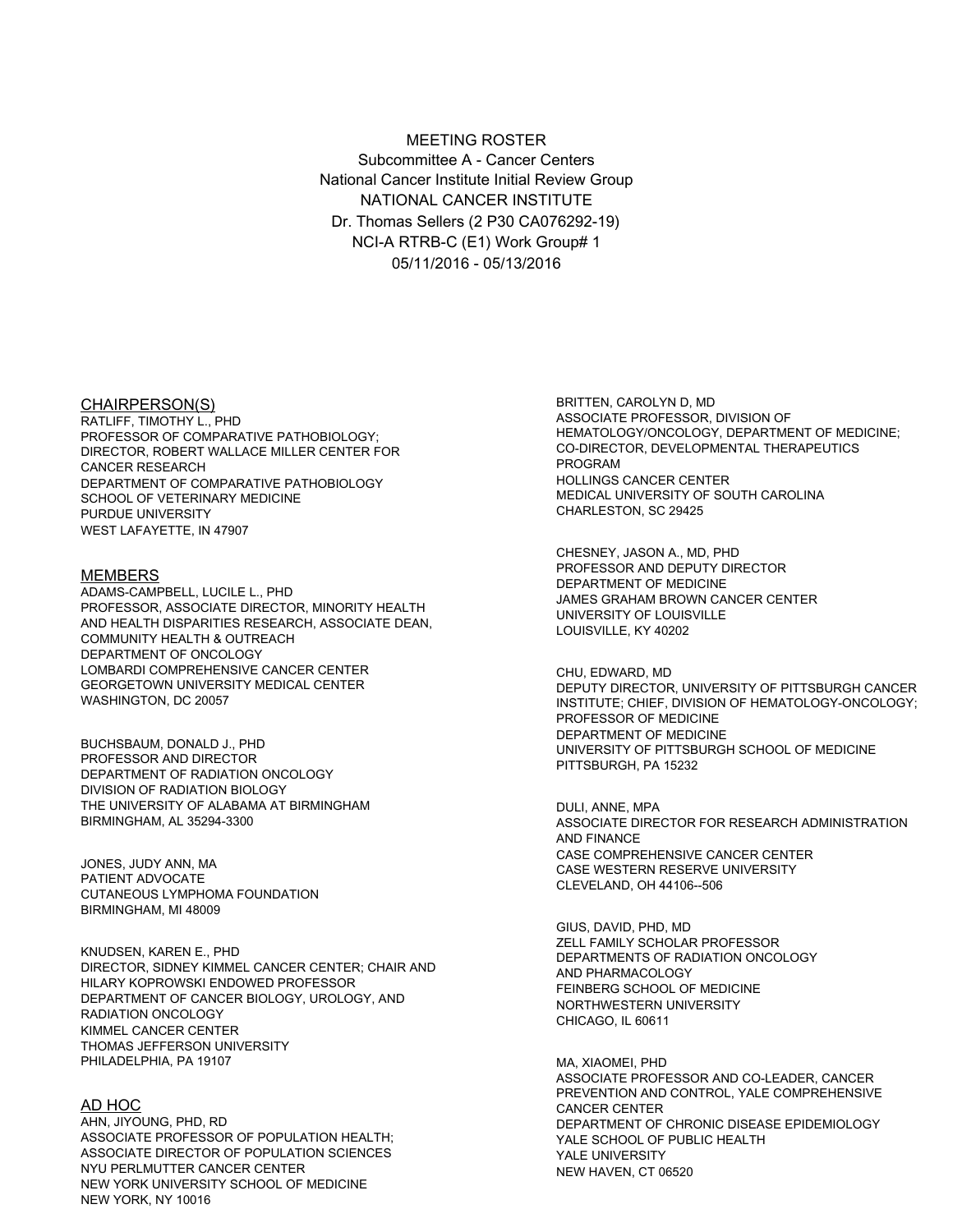MEETING ROSTER
Subcommittee A - Cancer Centers
National Cancer Institute Initial Review Group
NATIONAL CANCER INSTITUTE
Dr. Thomas Sellers (2 P30 CA076292-19)
NCI-A RTRB-C (E1) Work Group# 1
05/11/2016 - 05/13/2016

## CHAIRPERSON(S)

RATLIFF, TIMOTHY L., PHD
PROFESSOR OF COMPARATIVE PATHOBIOLOGY;
DIRECTOR, ROBERT WALLACE MILLER CENTER FOR CANCER RESEARCH
DEPARTMENT OF COMPARATIVE PATHOBIOLOGY
SCHOOL OF VETERINARY MEDICINE
PURDUE UNIVERSITY
WEST LAFAYETTE, IN 47907

## MEMBERS

ADAMS-CAMPBELL, LUCILE L., PHD
PROFESSOR, ASSOCIATE DIRECTOR, MINORITY HEALTH AND HEALTH DISPARITIES RESEARCH, ASSOCIATE DEAN, COMMUNITY HEALTH & OUTREACH
DEPARTMENT OF ONCOLOGY
LOMBARDI COMPREHENSIVE CANCER CENTER
GEORGETOWN UNIVERSITY MEDICAL CENTER
WASHINGTON, DC 20057

BUCHSBAUM, DONALD J., PHD
PROFESSOR AND DIRECTOR
DEPARTMENT OF RADIATION ONCOLOGY
DIVISION OF RADIATION BIOLOGY
THE UNIVERSITY OF ALABAMA AT BIRMINGHAM
BIRMINGHAM, AL 35294-3300

JONES, JUDY ANN, MA
PATIENT ADVOCATE
CUTANEOUS LYMPHOMA FOUNDATION
BIRMINGHAM, MI 48009

KNUDSEN, KAREN E., PHD
DIRECTOR, SIDNEY KIMMEL CANCER CENTER; CHAIR AND HILARY KOPROWSKI ENDOWED PROFESSOR
DEPARTMENT OF CANCER BIOLOGY, UROLOGY, AND RADIATION ONCOLOGY
KIMMEL CANCER CENTER
THOMAS JEFFERSON UNIVERSITY
PHILADELPHIA, PA 19107

## AD HOC

AHN, JIYOUNG, PHD, RD
ASSOCIATE PROFESSOR OF POPULATION HEALTH;
ASSOCIATE DIRECTOR OF POPULATION SCIENCES
NYU PERLMUTTER CANCER CENTER
NEW YORK UNIVERSITY SCHOOL OF MEDICINE
NEW YORK, NY 10016

BRITTEN, CAROLYN D, MD
ASSOCIATE PROFESSOR, DIVISION OF HEMATOLOGY/ONCOLOGY, DEPARTMENT OF MEDICINE;
CO-DIRECTOR, DEVELOPMENTAL THERAPEUTICS PROGRAM
HOLLINGS CANCER CENTER
MEDICAL UNIVERSITY OF SOUTH CAROLINA
CHARLESTON, SC 29425

CHESNEY, JASON A., MD, PHD
PROFESSOR AND DEPUTY DIRECTOR
DEPARTMENT OF MEDICINE
JAMES GRAHAM BROWN CANCER CENTER
UNIVERSITY OF LOUISVILLE
LOUISVILLE, KY 40202

CHU, EDWARD, MD
DEPUTY DIRECTOR, UNIVERSITY OF PITTSBURGH CANCER INSTITUTE; CHIEF, DIVISION OF HEMATOLOGY-ONCOLOGY;
PROFESSOR OF MEDICINE
DEPARTMENT OF MEDICINE
UNIVERSITY OF PITTSBURGH SCHOOL OF MEDICINE
PITTSBURGH, PA 15232

DULI, ANNE, MPA
ASSOCIATE DIRECTOR FOR RESEARCH ADMINISTRATION AND FINANCE
CASE COMPREHENSIVE CANCER CENTER
CASE WESTERN RESERVE UNIVERSITY
CLEVELAND, OH 44106--506

GIUS, DAVID, PHD, MD
ZELL FAMILY SCHOLAR PROFESSOR
DEPARTMENTS OF RADIATION ONCOLOGY AND PHARMACOLOGY
FEINBERG SCHOOL OF MEDICINE
NORTHWESTERN UNIVERSITY
CHICAGO, IL 60611

MA, XIAOMEI, PHD
ASSOCIATE PROFESSOR AND CO-LEADER, CANCER PREVENTION AND CONTROL, YALE COMPREHENSIVE CANCER CENTER
DEPARTMENT OF CHRONIC DISEASE EPIDEMIOLOGY
YALE SCHOOL OF PUBLIC HEALTH
YALE UNIVERSITY
NEW HAVEN, CT 06520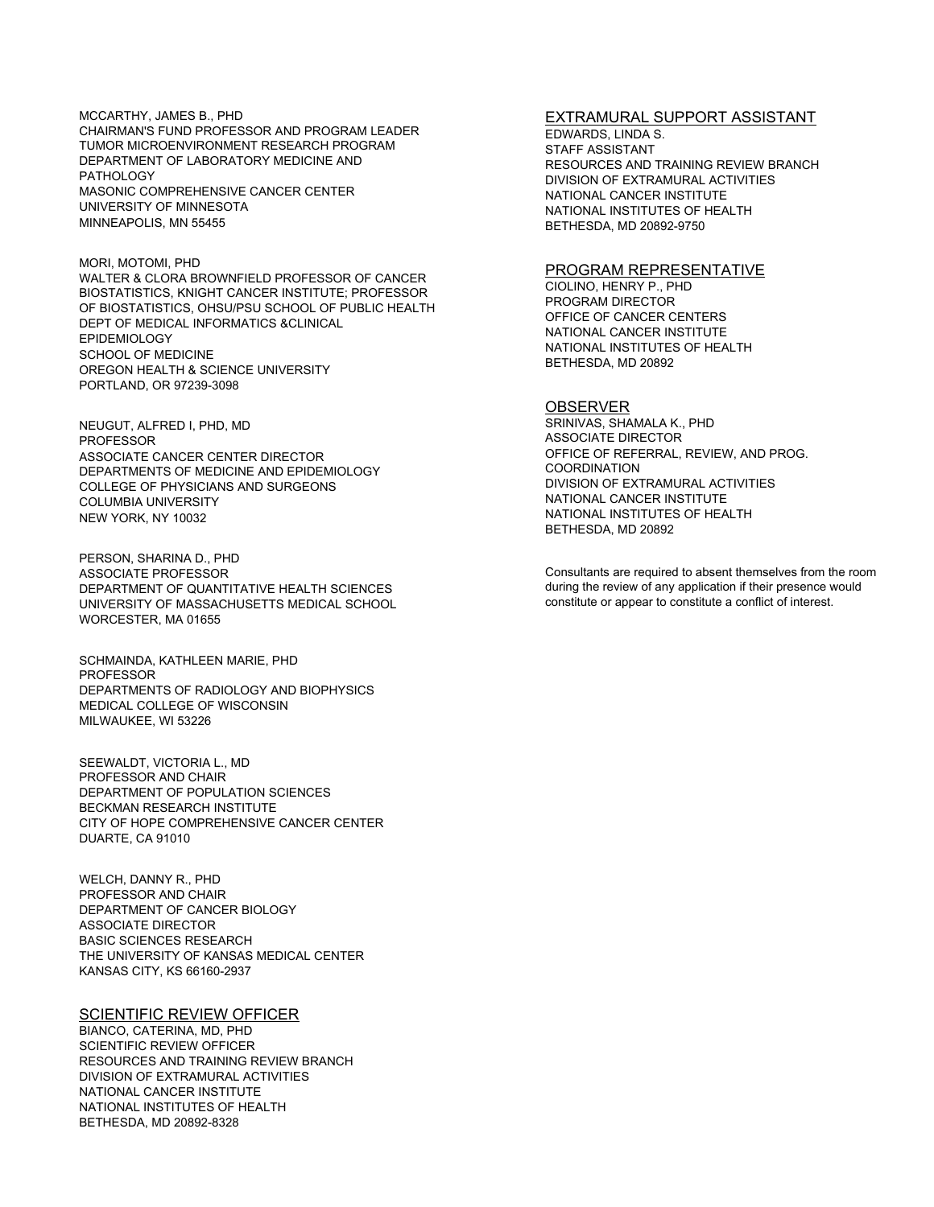MCCARTHY, JAMES B., PHD
CHAIRMAN'S FUND PROFESSOR AND PROGRAM LEADER
TUMOR MICROENVIRONMENT RESEARCH PROGRAM
DEPARTMENT OF LABORATORY MEDICINE AND PATHOLOGY
MASONIC COMPREHENSIVE CANCER CENTER
UNIVERSITY OF MINNESOTA
MINNEAPOLIS, MN 55455

MORI, MOTOMI, PHD
WALTER & CLORA BROWNFIELD PROFESSOR OF CANCER BIOSTATISTICS, KNIGHT CANCER INSTITUTE; PROFESSOR OF BIOSTATISTICS, OHSU/PSU SCHOOL OF PUBLIC HEALTH
DEPT OF MEDICAL INFORMATICS &CLINICAL EPIDEMIOLOGY
SCHOOL OF MEDICINE
OREGON HEALTH & SCIENCE UNIVERSITY
PORTLAND, OR 97239-3098

NEUGUT, ALFRED I, PHD, MD
PROFESSOR
ASSOCIATE CANCER CENTER DIRECTOR
DEPARTMENTS OF MEDICINE AND EPIDEMIOLOGY
COLLEGE OF PHYSICIANS AND SURGEONS
COLUMBIA UNIVERSITY
NEW YORK, NY 10032

PERSON, SHARINA D., PHD
ASSOCIATE PROFESSOR
DEPARTMENT OF QUANTITATIVE HEALTH SCIENCES
UNIVERSITY OF MASSACHUSETTS MEDICAL SCHOOL
WORCESTER, MA 01655

SCHMAINDA, KATHLEEN MARIE, PHD
PROFESSOR
DEPARTMENTS OF RADIOLOGY AND BIOPHYSICS
MEDICAL COLLEGE OF WISCONSIN
MILWAUKEE, WI 53226

SEEWALDT, VICTORIA L., MD
PROFESSOR AND CHAIR
DEPARTMENT OF POPULATION SCIENCES
BECKMAN RESEARCH INSTITUTE
CITY OF HOPE COMPREHENSIVE CANCER CENTER
DUARTE, CA 91010

WELCH, DANNY R., PHD
PROFESSOR AND CHAIR
DEPARTMENT OF CANCER BIOLOGY
ASSOCIATE DIRECTOR
BASIC SCIENCES RESEARCH
THE UNIVERSITY OF KANSAS MEDICAL CENTER
KANSAS CITY, KS 66160-2937

## SCIENTIFIC REVIEW OFFICER

BIANCO, CATERINA, MD, PHD
SCIENTIFIC REVIEW OFFICER
RESOURCES AND TRAINING REVIEW BRANCH
DIVISION OF EXTRAMURAL ACTIVITIES
NATIONAL CANCER INSTITUTE
NATIONAL INSTITUTES OF HEALTH
BETHESDA, MD 20892-8328

## EXTRAMURAL SUPPORT ASSISTANT

EDWARDS, LINDA S.
STAFF ASSISTANT
RESOURCES AND TRAINING REVIEW BRANCH
DIVISION OF EXTRAMURAL ACTIVITIES
NATIONAL CANCER INSTITUTE
NATIONAL INSTITUTES OF HEALTH
BETHESDA, MD 20892-9750

## PROGRAM REPRESENTATIVE

CIOLINO, HENRY P., PHD
PROGRAM DIRECTOR
OFFICE OF CANCER CENTERS
NATIONAL CANCER INSTITUTE
NATIONAL INSTITUTES OF HEALTH
BETHESDA, MD 20892

## OBSERVER

SRINIVAS, SHAMALA K., PHD
ASSOCIATE DIRECTOR
OFFICE OF REFERRAL, REVIEW, AND PROG. COORDINATION
DIVISION OF EXTRAMURAL ACTIVITIES
NATIONAL CANCER INSTITUTE
NATIONAL INSTITUTES OF HEALTH
BETHESDA, MD 20892

Consultants are required to absent themselves from the room during the review of any application if their presence would constitute or appear to constitute a conflict of interest.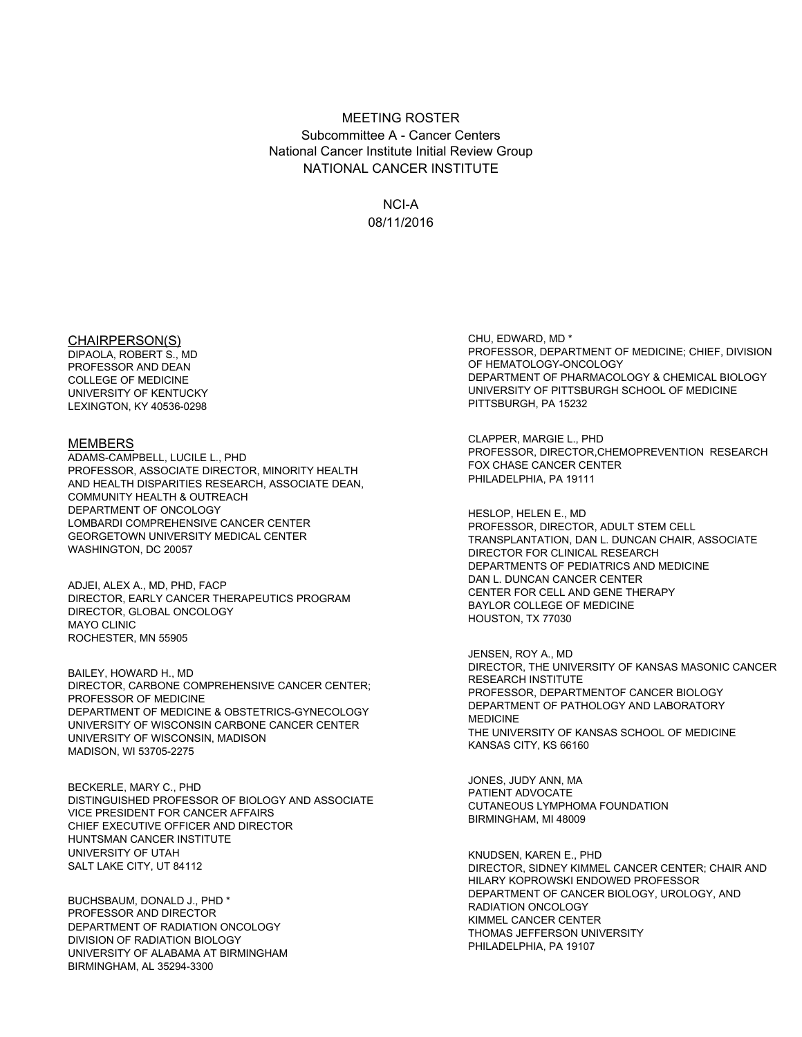MEETING ROSTER
Subcommittee A - Cancer Centers
National Cancer Institute Initial Review Group
NATIONAL CANCER INSTITUTE

NCI-A
08/11/2016

CHAIRPERSON(S)

DIPAOLA, ROBERT S., MD
PROFESSOR AND DEAN
COLLEGE OF MEDICINE
UNIVERSITY OF KENTUCKY
LEXINGTON, KY 40536-0298

MEMBERS

ADAMS-CAMPBELL, LUCILE L., PHD
PROFESSOR, ASSOCIATE DIRECTOR, MINORITY HEALTH AND HEALTH DISPARITIES RESEARCH, ASSOCIATE DEAN, COMMUNITY HEALTH & OUTREACH
DEPARTMENT OF ONCOLOGY
LOMBARDI COMPREHENSIVE CANCER CENTER
GEORGETOWN UNIVERSITY MEDICAL CENTER
WASHINGTON, DC 20057

ADJEI, ALEX A., MD, PHD, FACP
DIRECTOR, EARLY CANCER THERAPEUTICS PROGRAM
DIRECTOR, GLOBAL ONCOLOGY
MAYO CLINIC
ROCHESTER, MN 55905

BAILEY, HOWARD H., MD
DIRECTOR, CARBONE COMPREHENSIVE CANCER CENTER; PROFESSOR OF MEDICINE
DEPARTMENT OF MEDICINE & OBSTETRICS-GYNECOLOGY
UNIVERSITY OF WISCONSIN CARBONE CANCER CENTER
UNIVERSITY OF WISCONSIN, MADISON
MADISON, WI 53705-2275

BECKERLE, MARY C., PHD
DISTINGUISHED PROFESSOR OF BIOLOGY AND ASSOCIATE VICE PRESIDENT FOR CANCER AFFAIRS
CHIEF EXECUTIVE OFFICER AND DIRECTOR
HUNTSMAN CANCER INSTITUTE
UNIVERSITY OF UTAH
SALT LAKE CITY, UT 84112

BUCHSBAUM, DONALD J., PHD *
PROFESSOR AND DIRECTOR
DEPARTMENT OF RADIATION ONCOLOGY
DIVISION OF RADIATION BIOLOGY
UNIVERSITY OF ALABAMA AT BIRMINGHAM
BIRMINGHAM, AL 35294-3300

CHU, EDWARD, MD *
PROFESSOR, DEPARTMENT OF MEDICINE; CHIEF, DIVISION OF HEMATOLOGY-ONCOLOGY
DEPARTMENT OF PHARMACOLOGY & CHEMICAL BIOLOGY
UNIVERSITY OF PITTSBURGH SCHOOL OF MEDICINE
PITTSBURGH, PA 15232

CLAPPER, MARGIE L., PHD
PROFESSOR, DIRECTOR,CHEMOPREVENTION RESEARCH
FOX CHASE CANCER CENTER
PHILADELPHIA, PA 19111

HESLOP, HELEN E., MD
PROFESSOR, DIRECTOR, ADULT STEM CELL TRANSPLANTATION, DAN L. DUNCAN CHAIR, ASSOCIATE DIRECTOR FOR CLINICAL RESEARCH
DEPARTMENTS OF PEDIATRICS AND MEDICINE
DAN L. DUNCAN CANCER CENTER
CENTER FOR CELL AND GENE THERAPY
BAYLOR COLLEGE OF MEDICINE
HOUSTON, TX 77030

JENSEN, ROY A., MD
DIRECTOR, THE UNIVERSITY OF KANSAS MASONIC CANCER RESEARCH INSTITUTE
PROFESSOR, DEPARTMENTOF CANCER BIOLOGY
DEPARTMENT OF PATHOLOGY AND LABORATORY MEDICINE
THE UNIVERSITY OF KANSAS SCHOOL OF MEDICINE
KANSAS CITY, KS 66160

JONES, JUDY ANN, MA
PATIENT ADVOCATE
CUTANEOUS LYMPHOMA FOUNDATION
BIRMINGHAM, MI 48009

KNUDSEN, KAREN E., PHD
DIRECTOR, SIDNEY KIMMEL CANCER CENTER; CHAIR AND HILARY KOPROWSKI ENDOWED PROFESSOR
DEPARTMENT OF CANCER BIOLOGY, UROLOGY, AND RADIATION ONCOLOGY
KIMMEL CANCER CENTER
THOMAS JEFFERSON UNIVERSITY
PHILADELPHIA, PA 19107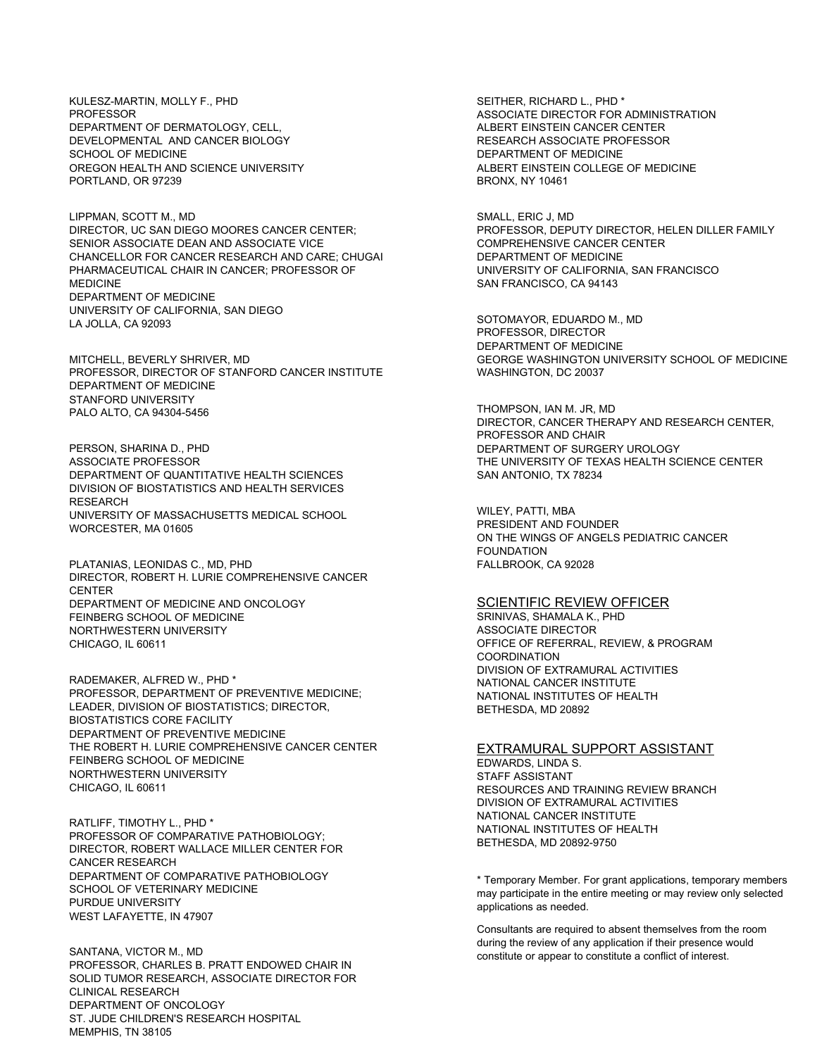KULESZ-MARTIN, MOLLY F., PHD
PROFESSOR
DEPARTMENT OF DERMATOLOGY, CELL, DEVELOPMENTAL AND CANCER BIOLOGY
SCHOOL OF MEDICINE
OREGON HEALTH AND SCIENCE UNIVERSITY
PORTLAND, OR 97239

LIPPMAN, SCOTT M., MD
DIRECTOR, UC SAN DIEGO MOORES CANCER CENTER; SENIOR ASSOCIATE DEAN AND ASSOCIATE VICE CHANCELLOR FOR CANCER RESEARCH AND CARE; CHUGAI PHARMACEUTICAL CHAIR IN CANCER; PROFESSOR OF MEDICINE
DEPARTMENT OF MEDICINE
UNIVERSITY OF CALIFORNIA, SAN DIEGO
LA JOLLA, CA 92093

MITCHELL, BEVERLY SHRIVER, MD
PROFESSOR, DIRECTOR OF STANFORD CANCER INSTITUTE
DEPARTMENT OF MEDICINE
STANFORD UNIVERSITY
PALO ALTO, CA 94304-5456

PERSON, SHARINA D., PHD
ASSOCIATE PROFESSOR
DEPARTMENT OF QUANTITATIVE HEALTH SCIENCES
DIVISION OF BIOSTATISTICS AND HEALTH SERVICES RESEARCH
UNIVERSITY OF MASSACHUSETTS MEDICAL SCHOOL
WORCESTER, MA 01605

PLATANIAS, LEONIDAS C., MD, PHD
DIRECTOR, ROBERT H. LURIE COMPREHENSIVE CANCER CENTER
DEPARTMENT OF MEDICINE AND ONCOLOGY
FEINBERG SCHOOL OF MEDICINE
NORTHWESTERN UNIVERSITY
CHICAGO, IL 60611

RADEMAKER, ALFRED W., PHD *
PROFESSOR, DEPARTMENT OF PREVENTIVE MEDICINE; LEADER, DIVISION OF BIOSTATISTICS; DIRECTOR, BIOSTATISTICS CORE FACILITY
DEPARTMENT OF PREVENTIVE MEDICINE
THE ROBERT H. LURIE COMPREHENSIVE CANCER CENTER
FEINBERG SCHOOL OF MEDICINE
NORTHWESTERN UNIVERSITY
CHICAGO, IL 60611

RATLIFF, TIMOTHY L., PHD *
PROFESSOR OF COMPARATIVE PATHOBIOLOGY; DIRECTOR, ROBERT WALLACE MILLER CENTER FOR CANCER RESEARCH
DEPARTMENT OF COMPARATIVE PATHOBIOLOGY
SCHOOL OF VETERINARY MEDICINE
PURDUE UNIVERSITY
WEST LAFAYETTE, IN 47907

SANTANA, VICTOR M., MD
PROFESSOR, CHARLES B. PRATT ENDOWED CHAIR IN SOLID TUMOR RESEARCH, ASSOCIATE DIRECTOR FOR CLINICAL RESEARCH
DEPARTMENT OF ONCOLOGY
ST. JUDE CHILDREN'S RESEARCH HOSPITAL
MEMPHIS, TN 38105

SEITHER, RICHARD L., PHD *
ASSOCIATE DIRECTOR FOR ADMINISTRATION
ALBERT EINSTEIN CANCER CENTER
RESEARCH ASSOCIATE PROFESSOR
DEPARTMENT OF MEDICINE
ALBERT EINSTEIN COLLEGE OF MEDICINE
BRONX, NY 10461

SMALL, ERIC J, MD
PROFESSOR, DEPUTY DIRECTOR, HELEN DILLER FAMILY COMPREHENSIVE CANCER CENTER
DEPARTMENT OF MEDICINE
UNIVERSITY OF CALIFORNIA, SAN FRANCISCO
SAN FRANCISCO, CA 94143

SOTOMAYOR, EDUARDO M., MD
PROFESSOR, DIRECTOR
DEPARTMENT OF MEDICINE
GEORGE WASHINGTON UNIVERSITY SCHOOL OF MEDICINE
WASHINGTON, DC 20037

THOMPSON, IAN M. JR, MD
DIRECTOR, CANCER THERAPY AND RESEARCH CENTER, PROFESSOR AND CHAIR
DEPARTMENT OF SURGERY UROLOGY
THE UNIVERSITY OF TEXAS HEALTH SCIENCE CENTER
SAN ANTONIO, TX 78234

WILEY, PATTI, MBA
PRESIDENT AND FOUNDER
ON THE WINGS OF ANGELS PEDIATRIC CANCER FOUNDATION
FALLBROOK, CA 92028

## SCIENTIFIC REVIEW OFFICER

SRINIVAS, SHAMALA K., PHD
ASSOCIATE DIRECTOR
OFFICE OF REFERRAL, REVIEW, & PROGRAM COORDINATION
DIVISION OF EXTRAMURAL ACTIVITIES
NATIONAL CANCER INSTITUTE
NATIONAL INSTITUTES OF HEALTH
BETHESDA, MD 20892

## EXTRAMURAL SUPPORT ASSISTANT

EDWARDS, LINDA S.
STAFF ASSISTANT
RESOURCES AND TRAINING REVIEW BRANCH
DIVISION OF EXTRAMURAL ACTIVITIES
NATIONAL CANCER INSTITUTE
NATIONAL INSTITUTES OF HEALTH
BETHESDA, MD 20892-9750

* Temporary Member. For grant applications, temporary members may participate in the entire meeting or may review only selected applications as needed.

Consultants are required to absent themselves from the room during the review of any application if their presence would constitute or appear to constitute a conflict of interest.